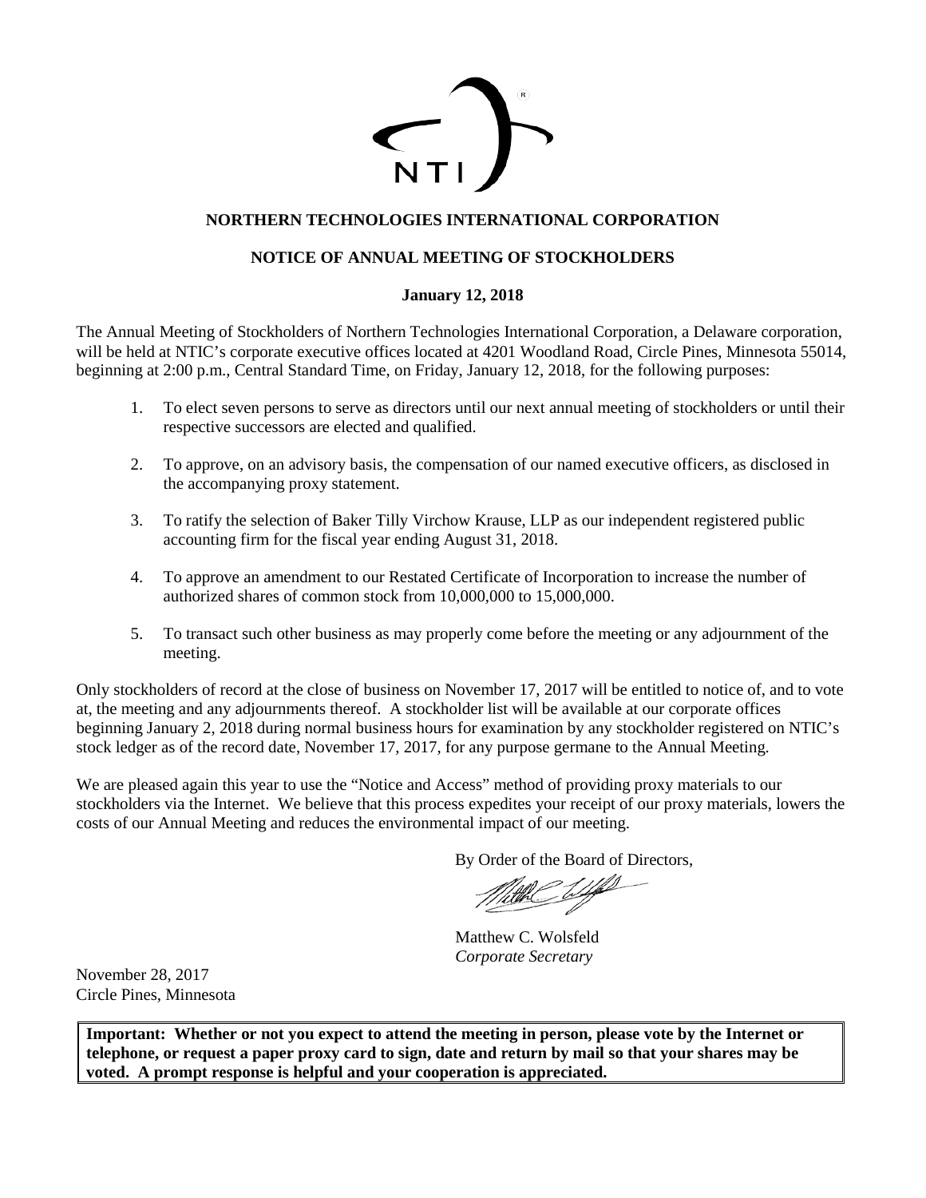NTI

**NORTHERN TECHNOLOGIES INTERNATIONAL CORPORATION**

**NOTICE OF ANNUAL MEETING OF STOCKHOLDERS**

**January 12, 2018**

The Annual Meeting of Stockholders of Northern Technologies International Corporation, a Delaware corporation, will be held at NTIC's corporate executive offices located at 4201 Woodland Road, Circle Pines, Minnesota 55014, beginning at 2:00 p.m., Central Standard Time, on Friday, January 12, 2018, for the following purposes:

1. To elect seven persons to serve as directors until our next annual meeting of stockholders or until their respective successors are elected and qualified.

2. To approve, on an advisory basis, the compensation of our named executive officers, as disclosed in the accompanying proxy statement.

3. To ratify the selection of Baker Tilly Virchow Krause, LLP as our independent registered public accounting firm for the fiscal year ending August 31, 2018.

4. To approve an amendment to our Restated Certificate of Incorporation to increase the number of authorized shares of common stock from 10,000,000 to 15,000,000.

5. To transact such other business as may properly come before the meeting or any adjournment of the meeting.

Only stockholders of record at the close of business on November 17, 2017 will be entitled to notice of, and to vote at, the meeting and any adjournments thereof. A stockholder list will be available at our corporate offices beginning January 2, 2018 during normal business hours for examination by any stockholder registered on NTIC's stock ledger as of the record date, November 17, 2017, for any purpose germane to the Annual Meeting.

We are pleased again this year to use the "Notice and Access" method of providing proxy materials to our stockholders via the Internet. We believe that this process expedites your receipt of our proxy materials, lowers the costs of our Annual Meeting and reduces the environmental impact of our meeting.

By Order of the Board of Directors,

Matthew C. Wolsfeld
*Corporate Secretary*

November 28, 2017
Circle Pines, Minnesota

**Important: Whether or not you expect to attend the meeting in person, please vote by the Internet or telephone, or request a paper proxy card to sign, date and return by mail so that your shares may be voted. A prompt response is helpful and your cooperation is appreciated.**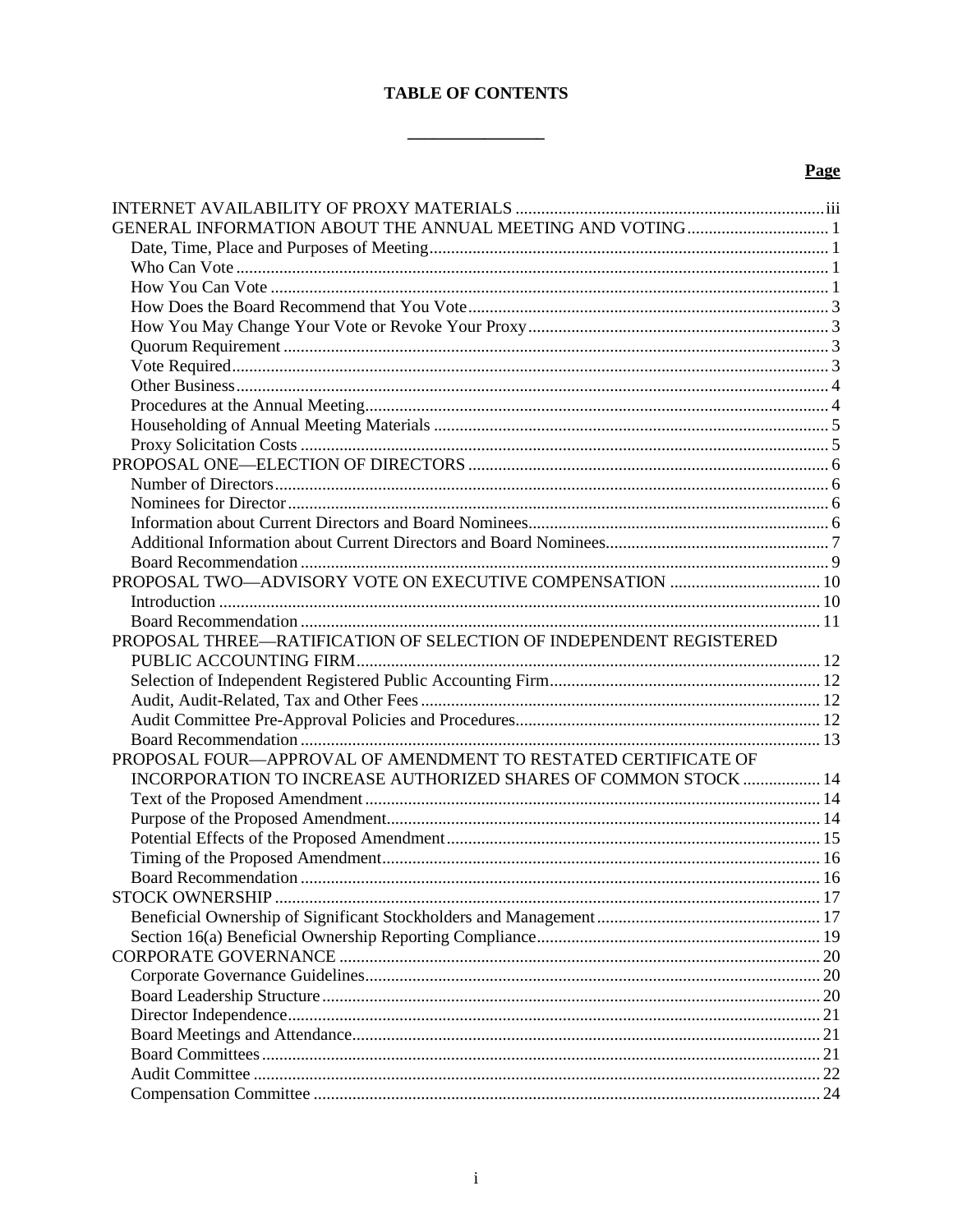# TABLE OF CONTENTS

| | Page |
|---|---|
| INTERNET AVAILABILITY OF PROXY MATERIALS | iii |
| GENERAL INFORMATION ABOUT THE ANNUAL MEETING AND VOTING | 1 |
| Date, Time, Place and Purposes of Meeting | 1 |
| Who Can Vote | 1 |
| How You Can Vote | 1 |
| How Does the Board Recommend that You Vote | 3 |
| How You May Change Your Vote or Revoke Your Proxy | 3 |
| Quorum Requirement | 3 |
| Vote Required | 3 |
| Other Business | 4 |
| Procedures at the Annual Meeting | 4 |
| Householding of Annual Meeting Materials | 5 |
| Proxy Solicitation Costs | 5 |
| PROPOSAL ONE—ELECTION OF DIRECTORS | 6 |
| Number of Directors | 6 |
| Nominees for Director | 6 |
| Information about Current Directors and Board Nominees | 6 |
| Additional Information about Current Directors and Board Nominees | 7 |
| Board Recommendation | 9 |
| PROPOSAL TWO—ADVISORY VOTE ON EXECUTIVE COMPENSATION | 10 |
| Introduction | 10 |
| Board Recommendation | 11 |
| PROPOSAL THREE—RATIFICATION OF SELECTION OF INDEPENDENT REGISTERED PUBLIC ACCOUNTING FIRM | 12 |
| Selection of Independent Registered Public Accounting Firm | 12 |
| Audit, Audit-Related, Tax and Other Fees | 12 |
| Audit Committee Pre-Approval Policies and Procedures | 12 |
| Board Recommendation | 13 |
| PROPOSAL FOUR—APPROVAL OF AMENDMENT TO RESTATED CERTIFICATE OF INCORPORATION TO INCREASE AUTHORIZED SHARES OF COMMON STOCK | 14 |
| Text of the Proposed Amendment | 14 |
| Purpose of the Proposed Amendment | 14 |
| Potential Effects of the Proposed Amendment | 15 |
| Timing of the Proposed Amendment | 16 |
| Board Recommendation | 16 |
| STOCK OWNERSHIP | 17 |
| Beneficial Ownership of Significant Stockholders and Management | 17 |
| Section 16(a) Beneficial Ownership Reporting Compliance | 19 |
| CORPORATE GOVERNANCE | 20 |
| Corporate Governance Guidelines | 20 |
| Board Leadership Structure | 20 |
| Director Independence | 21 |
| Board Meetings and Attendance | 21 |
| Board Committees | 21 |
| Audit Committee | 22 |
| Compensation Committee | 24 |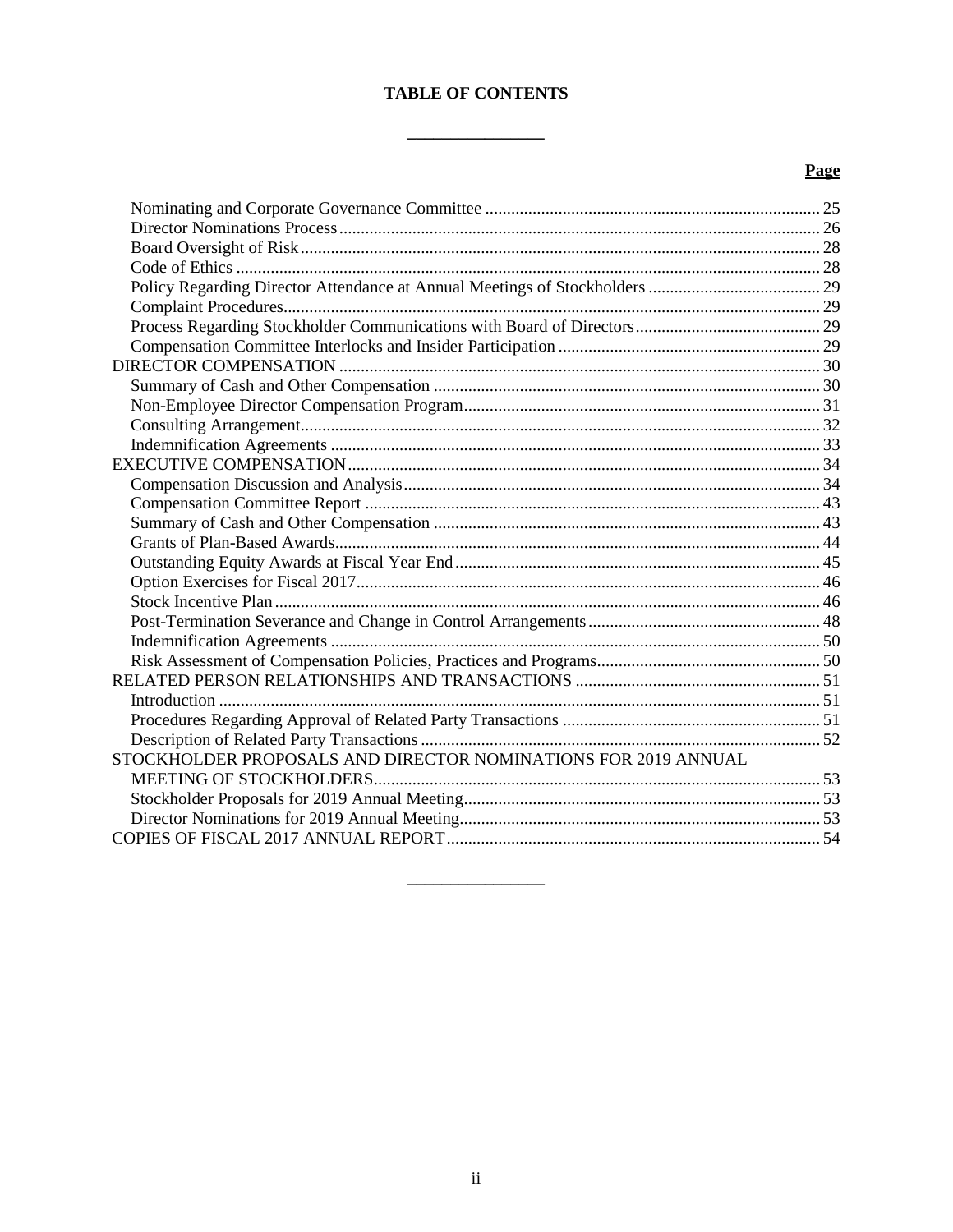**TABLE OF CONTENTS**

---

| | Page |
|---|---|
| Nominating and Corporate Governance Committee | 25 |
| Director Nominations Process | 26 |
| Board Oversight of Risk | 28 |
| Code of Ethics | 28 |
| Policy Regarding Director Attendance at Annual Meetings of Stockholders | 29 |
| Complaint Procedures | 29 |
| Process Regarding Stockholder Communications with Board of Directors | 29 |
| Compensation Committee Interlocks and Insider Participation | 29 |
| DIRECTOR COMPENSATION | 30 |
| Summary of Cash and Other Compensation | 30 |
| Non-Employee Director Compensation Program | 31 |
| Consulting Arrangement | 32 |
| Indemnification Agreements | 33 |
| EXECUTIVE COMPENSATION | 34 |
| Compensation Discussion and Analysis | 34 |
| Compensation Committee Report | 43 |
| Summary of Cash and Other Compensation | 43 |
| Grants of Plan-Based Awards | 44 |
| Outstanding Equity Awards at Fiscal Year End | 45 |
| Option Exercises for Fiscal 2017 | 46 |
| Stock Incentive Plan | 46 |
| Post-Termination Severance and Change in Control Arrangements | 48 |
| Indemnification Agreements | 50 |
| Risk Assessment of Compensation Policies, Practices and Programs | 50 |
| RELATED PERSON RELATIONSHIPS AND TRANSACTIONS | 51 |
| Introduction | 51 |
| Procedures Regarding Approval of Related Party Transactions | 51 |
| Description of Related Party Transactions | 52 |
| STOCKHOLDER PROPOSALS AND DIRECTOR NOMINATIONS FOR 2019 ANNUAL MEETING OF STOCKHOLDERS | 53 |
| Stockholder Proposals for 2019 Annual Meeting | 53 |
| Director Nominations for 2019 Annual Meeting | 53 |
| COPIES OF FISCAL 2017 ANNUAL REPORT | 54 |

---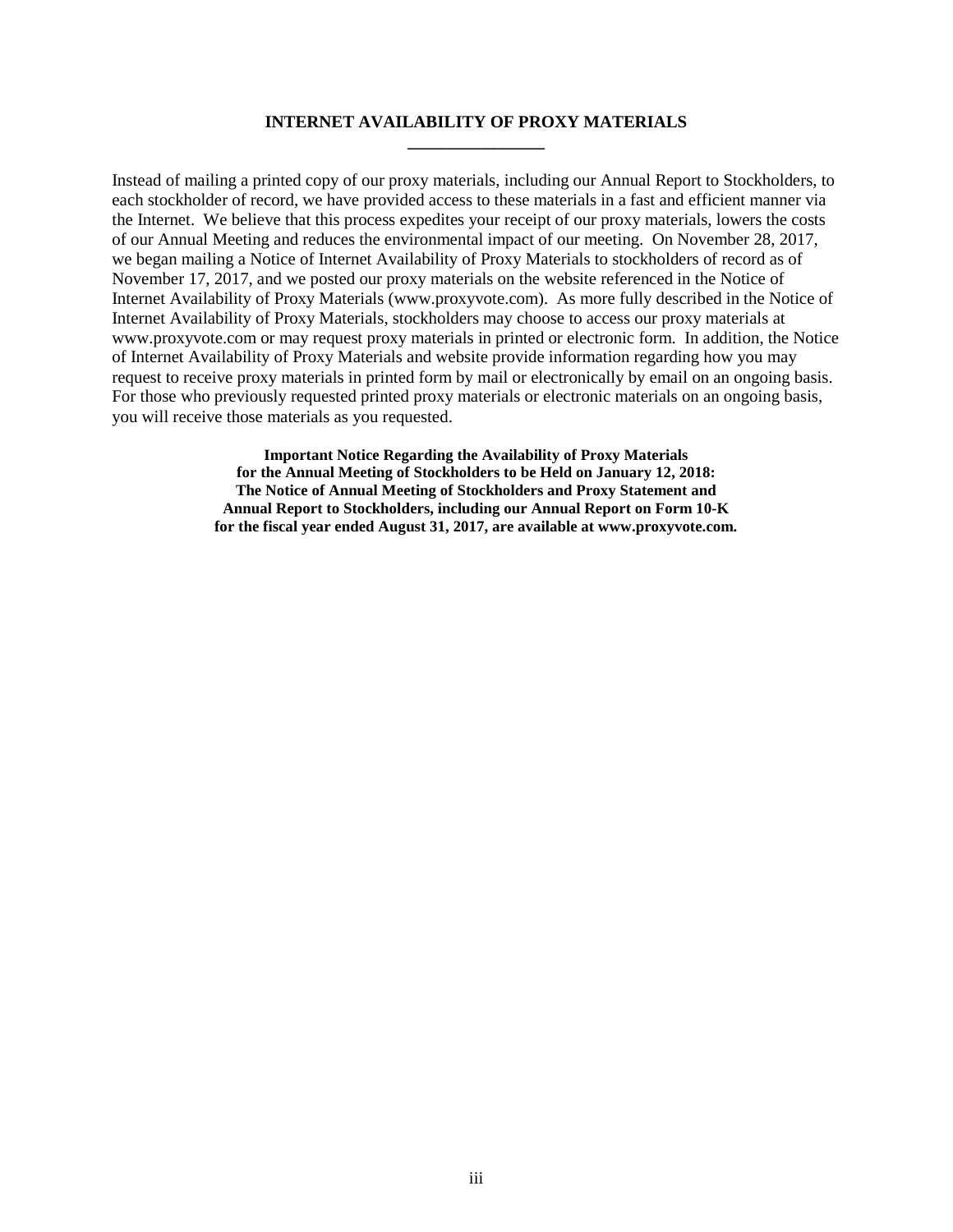## INTERNET AVAILABILITY OF PROXY MATERIALS

Instead of mailing a printed copy of our proxy materials, including our Annual Report to Stockholders, to each stockholder of record, we have provided access to these materials in a fast and efficient manner via the Internet. We believe that this process expedites your receipt of our proxy materials, lowers the costs of our Annual Meeting and reduces the environmental impact of our meeting. On November 28, 2017, we began mailing a Notice of Internet Availability of Proxy Materials to stockholders of record as of November 17, 2017, and we posted our proxy materials on the website referenced in the Notice of Internet Availability of Proxy Materials (www.proxyvote.com). As more fully described in the Notice of Internet Availability of Proxy Materials, stockholders may choose to access our proxy materials at www.proxyvote.com or may request proxy materials in printed or electronic form. In addition, the Notice of Internet Availability of Proxy Materials and website provide information regarding how you may request to receive proxy materials in printed form by mail or electronically by email on an ongoing basis. For those who previously requested printed proxy materials or electronic materials on an ongoing basis, you will receive those materials as you requested.

**Important Notice Regarding the Availability of Proxy Materials for the Annual Meeting of Stockholders to be Held on January 12, 2018: The Notice of Annual Meeting of Stockholders and Proxy Statement and Annual Report to Stockholders, including our Annual Report on Form 10-K for the fiscal year ended August 31, 2017, are available at www.proxyvote.com.**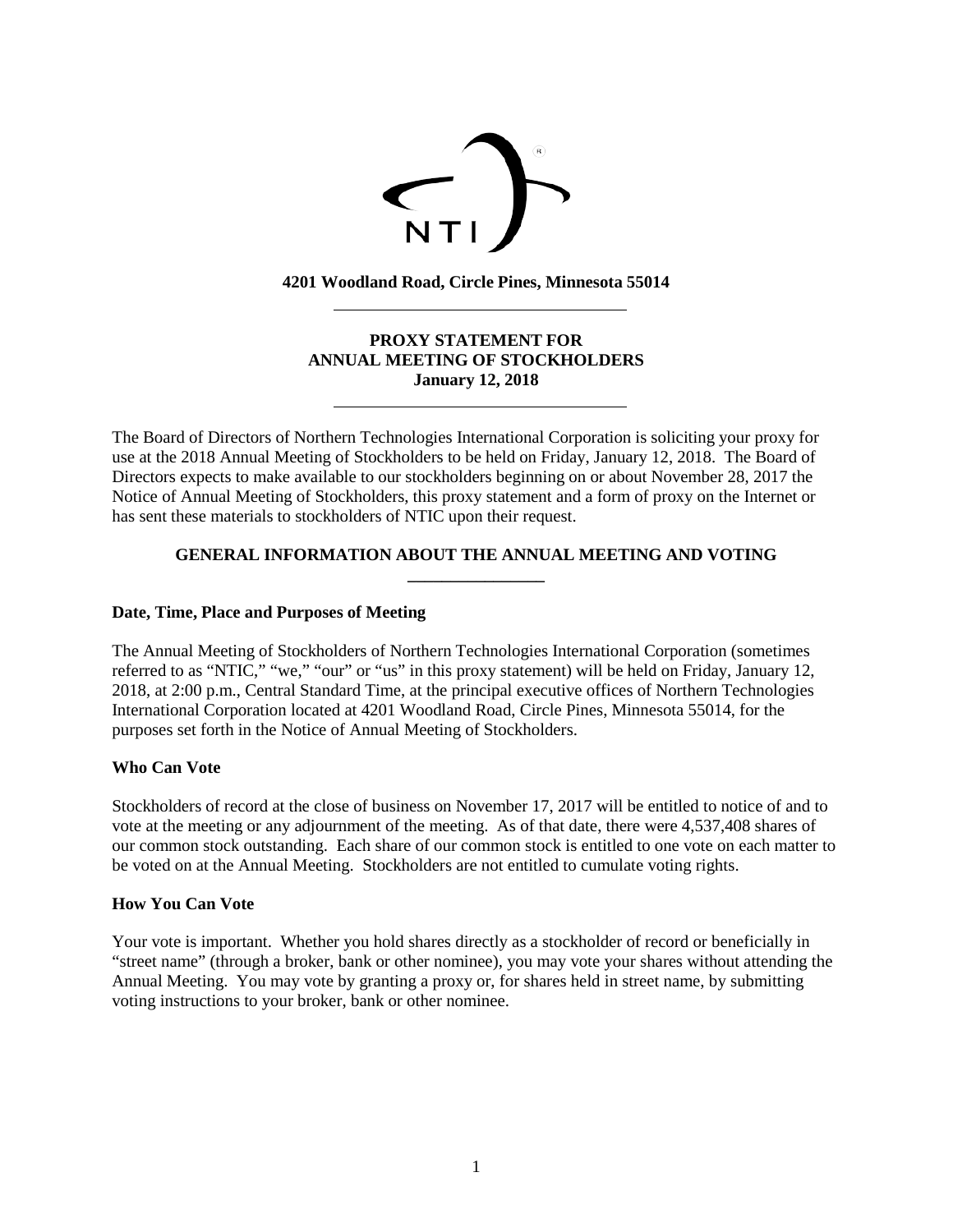**4201 Woodland Road, Circle Pines, Minnesota 55014**

# PROXY STATEMENT FOR ANNUAL MEETING OF STOCKHOLDERS
**January 12, 2018**

The Board of Directors of Northern Technologies International Corporation is soliciting your proxy for use at the 2018 Annual Meeting of Stockholders to be held on Friday, January 12, 2018. The Board of Directors expects to make available to our stockholders beginning on or about November 28, 2017 the Notice of Annual Meeting of Stockholders, this proxy statement and a form of proxy on the Internet or has sent these materials to stockholders of NTIC upon their request.

## GENERAL INFORMATION ABOUT THE ANNUAL MEETING AND VOTING

### Date, Time, Place and Purposes of Meeting

The Annual Meeting of Stockholders of Northern Technologies International Corporation (sometimes referred to as "NTIC," "we," "our" or "us" in this proxy statement) will be held on Friday, January 12, 2018, at 2:00 p.m., Central Standard Time, at the principal executive offices of Northern Technologies International Corporation located at 4201 Woodland Road, Circle Pines, Minnesota 55014, for the purposes set forth in the Notice of Annual Meeting of Stockholders.

### Who Can Vote

Stockholders of record at the close of business on November 17, 2017 will be entitled to notice of and to vote at the meeting or any adjournment of the meeting. As of that date, there were 4,537,408 shares of our common stock outstanding. Each share of our common stock is entitled to one vote on each matter to be voted on at the Annual Meeting. Stockholders are not entitled to cumulate voting rights.

### How You Can Vote

Your vote is important. Whether you hold shares directly as a stockholder of record or beneficially in "street name" (through a broker, bank or other nominee), you may vote your shares without attending the Annual Meeting. You may vote by granting a proxy or, for shares held in street name, by submitting voting instructions to your broker, bank or other nominee.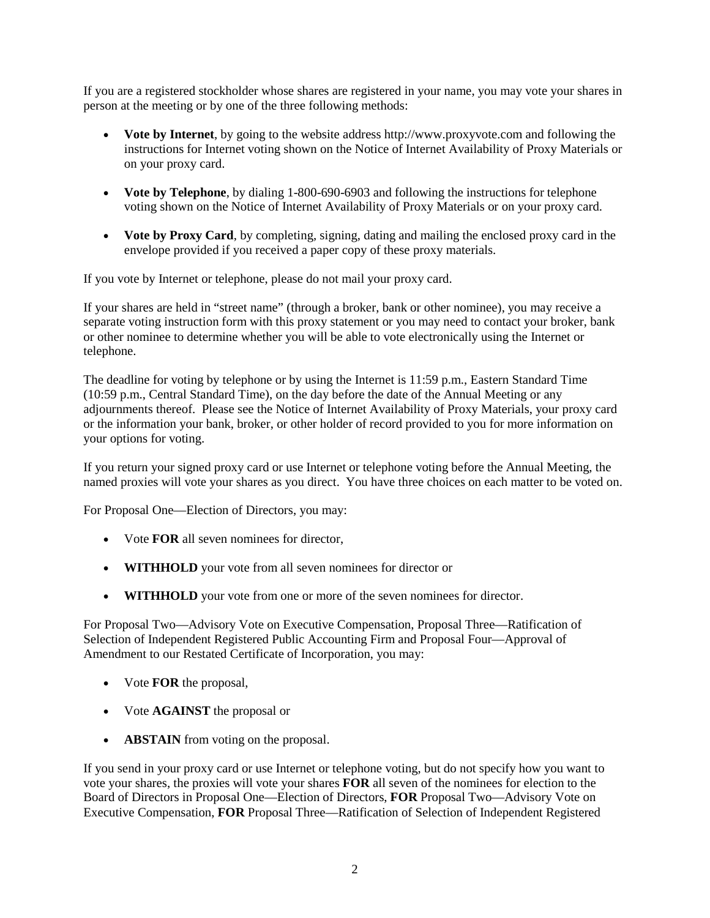If you are a registered stockholder whose shares are registered in your name, you may vote your shares in person at the meeting or by one of the three following methods:

- **Vote by Internet**, by going to the website address http://www.proxyvote.com and following the instructions for Internet voting shown on the Notice of Internet Availability of Proxy Materials or on your proxy card.
- **Vote by Telephone**, by dialing 1-800-690-6903 and following the instructions for telephone voting shown on the Notice of Internet Availability of Proxy Materials or on your proxy card.
- **Vote by Proxy Card**, by completing, signing, dating and mailing the enclosed proxy card in the envelope provided if you received a paper copy of these proxy materials.

If you vote by Internet or telephone, please do not mail your proxy card.

If your shares are held in "street name" (through a broker, bank or other nominee), you may receive a separate voting instruction form with this proxy statement or you may need to contact your broker, bank or other nominee to determine whether you will be able to vote electronically using the Internet or telephone.

The deadline for voting by telephone or by using the Internet is 11:59 p.m., Eastern Standard Time (10:59 p.m., Central Standard Time), on the day before the date of the Annual Meeting or any adjournments thereof. Please see the Notice of Internet Availability of Proxy Materials, your proxy card or the information your bank, broker, or other holder of record provided to you for more information on your options for voting.

If you return your signed proxy card or use Internet or telephone voting before the Annual Meeting, the named proxies will vote your shares as you direct. You have three choices on each matter to be voted on.

For Proposal One—Election of Directors, you may:

- Vote **FOR** all seven nominees for director,
- **WITHHOLD** your vote from all seven nominees for director or
- **WITHHOLD** your vote from one or more of the seven nominees for director.

For Proposal Two—Advisory Vote on Executive Compensation, Proposal Three—Ratification of Selection of Independent Registered Public Accounting Firm and Proposal Four—Approval of Amendment to our Restated Certificate of Incorporation, you may:

- Vote **FOR** the proposal,
- Vote **AGAINST** the proposal or
- **ABSTAIN** from voting on the proposal.

If you send in your proxy card or use Internet or telephone voting, but do not specify how you want to vote your shares, the proxies will vote your shares **FOR** all seven of the nominees for election to the Board of Directors in Proposal One—Election of Directors, **FOR** Proposal Two—Advisory Vote on Executive Compensation, **FOR** Proposal Three—Ratification of Selection of Independent Registered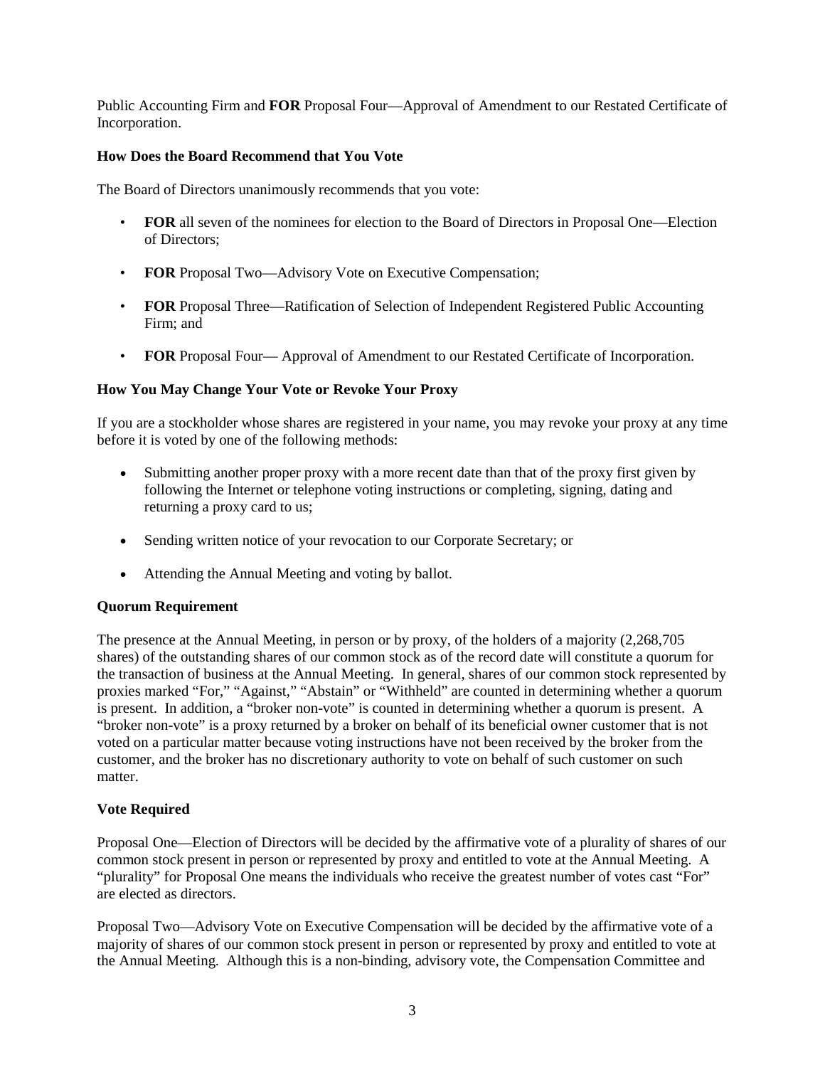Public Accounting Firm and **FOR** Proposal Four—Approval of Amendment to our Restated Certificate of Incorporation.

**How Does the Board Recommend that You Vote**

The Board of Directors unanimously recommends that you vote:

- **FOR** all seven of the nominees for election to the Board of Directors in Proposal One—Election of Directors;
- **FOR** Proposal Two—Advisory Vote on Executive Compensation;
- **FOR** Proposal Three—Ratification of Selection of Independent Registered Public Accounting Firm; and
- **FOR** Proposal Four— Approval of Amendment to our Restated Certificate of Incorporation.

**How You May Change Your Vote or Revoke Your Proxy**

If you are a stockholder whose shares are registered in your name, you may revoke your proxy at any time before it is voted by one of the following methods:

- Submitting another proper proxy with a more recent date than that of the proxy first given by following the Internet or telephone voting instructions or completing, signing, dating and returning a proxy card to us;
- Sending written notice of your revocation to our Corporate Secretary; or
- Attending the Annual Meeting and voting by ballot.

**Quorum Requirement**

The presence at the Annual Meeting, in person or by proxy, of the holders of a majority (2,268,705 shares) of the outstanding shares of our common stock as of the record date will constitute a quorum for the transaction of business at the Annual Meeting. In general, shares of our common stock represented by proxies marked "For," "Against," "Abstain" or "Withheld" are counted in determining whether a quorum is present. In addition, a "broker non-vote" is counted in determining whether a quorum is present. A "broker non-vote" is a proxy returned by a broker on behalf of its beneficial owner customer that is not voted on a particular matter because voting instructions have not been received by the broker from the customer, and the broker has no discretionary authority to vote on behalf of such customer on such matter.

**Vote Required**

Proposal One—Election of Directors will be decided by the affirmative vote of a plurality of shares of our common stock present in person or represented by proxy and entitled to vote at the Annual Meeting. A "plurality" for Proposal One means the individuals who receive the greatest number of votes cast "For" are elected as directors.

Proposal Two—Advisory Vote on Executive Compensation will be decided by the affirmative vote of a majority of shares of our common stock present in person or represented by proxy and entitled to vote at the Annual Meeting. Although this is a non-binding, advisory vote, the Compensation Committee and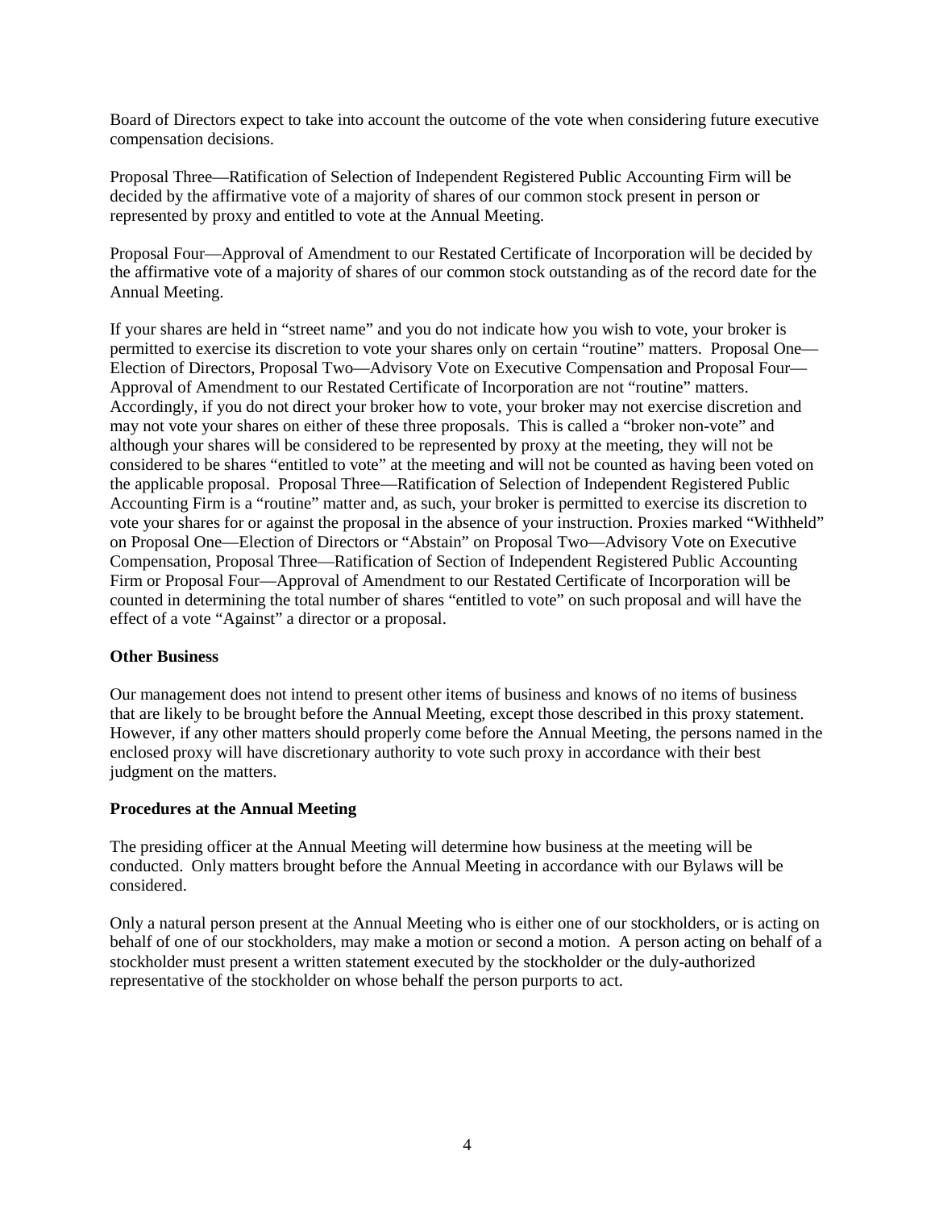Board of Directors expect to take into account the outcome of the vote when considering future executive compensation decisions.

Proposal Three—Ratification of Selection of Independent Registered Public Accounting Firm will be decided by the affirmative vote of a majority of shares of our common stock present in person or represented by proxy and entitled to vote at the Annual Meeting.

Proposal Four—Approval of Amendment to our Restated Certificate of Incorporation will be decided by the affirmative vote of a majority of shares of our common stock outstanding as of the record date for the Annual Meeting.

If your shares are held in "street name" and you do not indicate how you wish to vote, your broker is permitted to exercise its discretion to vote your shares only on certain "routine" matters. Proposal One—Election of Directors, Proposal Two—Advisory Vote on Executive Compensation and Proposal Four—Approval of Amendment to our Restated Certificate of Incorporation are not "routine" matters. Accordingly, if you do not direct your broker how to vote, your broker may not exercise discretion and may not vote your shares on either of these three proposals. This is called a "broker non-vote" and although your shares will be considered to be represented by proxy at the meeting, they will not be considered to be shares "entitled to vote" at the meeting and will not be counted as having been voted on the applicable proposal. Proposal Three—Ratification of Selection of Independent Registered Public Accounting Firm is a "routine" matter and, as such, your broker is permitted to exercise its discretion to vote your shares for or against the proposal in the absence of your instruction. Proxies marked "Withheld" on Proposal One—Election of Directors or "Abstain" on Proposal Two—Advisory Vote on Executive Compensation, Proposal Three—Ratification of Section of Independent Registered Public Accounting Firm or Proposal Four—Approval of Amendment to our Restated Certificate of Incorporation will be counted in determining the total number of shares "entitled to vote" on such proposal and will have the effect of a vote "Against" a director or a proposal.

**Other Business**

Our management does not intend to present other items of business and knows of no items of business that are likely to be brought before the Annual Meeting, except those described in this proxy statement. However, if any other matters should properly come before the Annual Meeting, the persons named in the enclosed proxy will have discretionary authority to vote such proxy in accordance with their best judgment on the matters.

**Procedures at the Annual Meeting**

The presiding officer at the Annual Meeting will determine how business at the meeting will be conducted. Only matters brought before the Annual Meeting in accordance with our Bylaws will be considered.

Only a natural person present at the Annual Meeting who is either one of our stockholders, or is acting on behalf of one of our stockholders, may make a motion or second a motion. A person acting on behalf of a stockholder must present a written statement executed by the stockholder or the duly-authorized representative of the stockholder on whose behalf the person purports to act.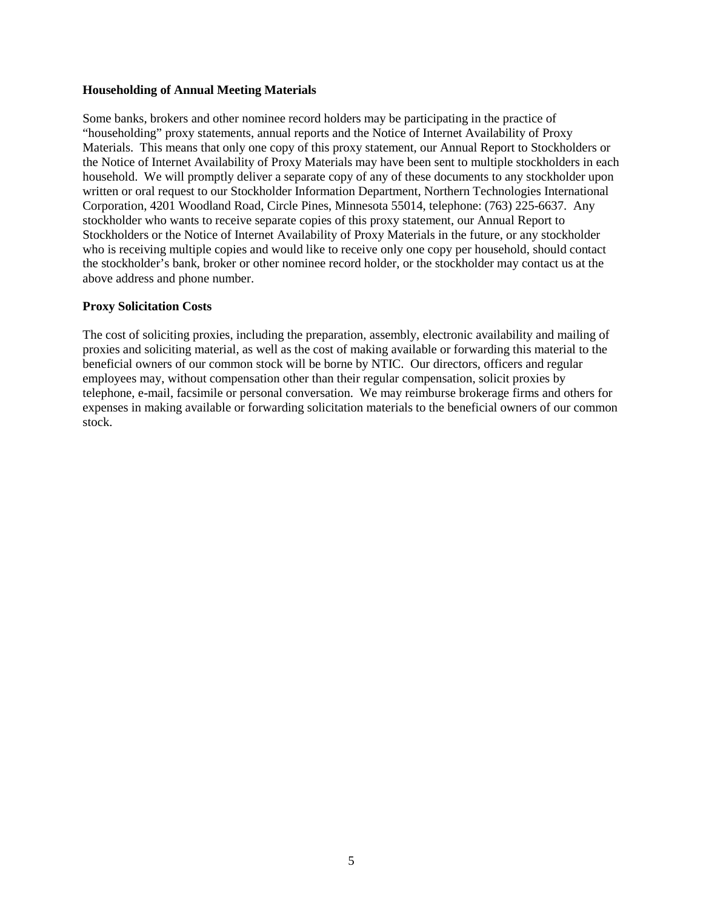**Householding of Annual Meeting Materials**

Some banks, brokers and other nominee record holders may be participating in the practice of "householding" proxy statements, annual reports and the Notice of Internet Availability of Proxy Materials. This means that only one copy of this proxy statement, our Annual Report to Stockholders or the Notice of Internet Availability of Proxy Materials may have been sent to multiple stockholders in each household. We will promptly deliver a separate copy of any of these documents to any stockholder upon written or oral request to our Stockholder Information Department, Northern Technologies International Corporation, 4201 Woodland Road, Circle Pines, Minnesota 55014, telephone: (763) 225-6637. Any stockholder who wants to receive separate copies of this proxy statement, our Annual Report to Stockholders or the Notice of Internet Availability of Proxy Materials in the future, or any stockholder who is receiving multiple copies and would like to receive only one copy per household, should contact the stockholder's bank, broker or other nominee record holder, or the stockholder may contact us at the above address and phone number.

**Proxy Solicitation Costs**

The cost of soliciting proxies, including the preparation, assembly, electronic availability and mailing of proxies and soliciting material, as well as the cost of making available or forwarding this material to the beneficial owners of our common stock will be borne by NTIC. Our directors, officers and regular employees may, without compensation other than their regular compensation, solicit proxies by telephone, e-mail, facsimile or personal conversation. We may reimburse brokerage firms and others for expenses in making available or forwarding solicitation materials to the beneficial owners of our common stock.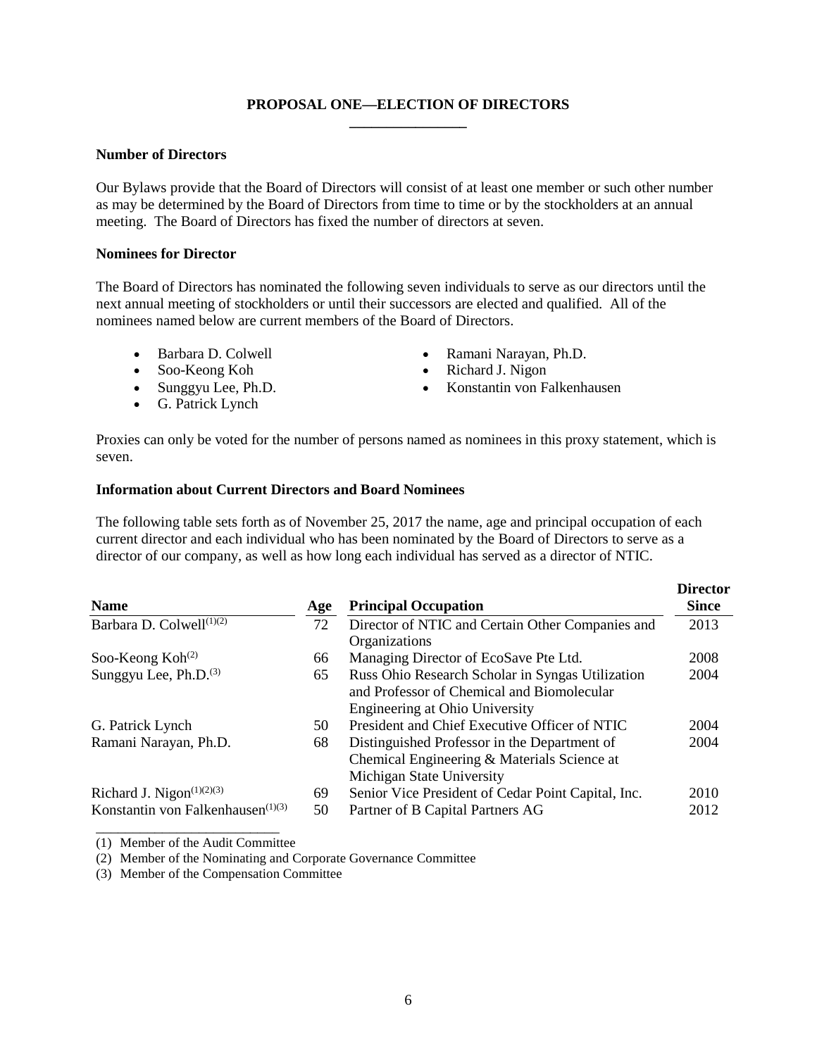## PROPOSAL ONE—ELECTION OF DIRECTORS

### Number of Directors

Our Bylaws provide that the Board of Directors will consist of at least one member or such other number as may be determined by the Board of Directors from time to time or by the stockholders at an annual meeting. The Board of Directors has fixed the number of directors at seven.

### Nominees for Director

The Board of Directors has nominated the following seven individuals to serve as our directors until the next annual meeting of stockholders or until their successors are elected and qualified. All of the nominees named below are current members of the Board of Directors.

- Barbara D. Colwell
- Soo-Keong Koh
- Sunggyu Lee, Ph.D.
- G. Patrick Lynch
- Ramani Narayan, Ph.D.
- Richard J. Nigon
- Konstantin von Falkenhausen

Proxies can only be voted for the number of persons named as nominees in this proxy statement, which is seven.

### Information about Current Directors and Board Nominees

The following table sets forth as of November 25, 2017 the name, age and principal occupation of each current director and each individual who has been nominated by the Board of Directors to serve as a director of our company, as well as how long each individual has served as a director of NTIC.

| Name | Age | Principal Occupation | Director Since |
|---|---|---|---|
| Barbara D. Colwell(1)(2) | 72 | Director of NTIC and Certain Other Companies and Organizations | 2013 |
| Soo-Keong Koh(2) | 66 | Managing Director of EcoSave Pte Ltd. | 2008 |
| Sunggyu Lee, Ph.D.(3) | 65 | Russ Ohio Research Scholar in Syngas Utilization and Professor of Chemical and Biomolecular Engineering at Ohio University | 2004 |
| G. Patrick Lynch | 50 | President and Chief Executive Officer of NTIC | 2004 |
| Ramani Narayan, Ph.D. | 68 | Distinguished Professor in the Department of Chemical Engineering & Materials Science at Michigan State University | 2004 |
| Richard J. Nigon(1)(2)(3) | 69 | Senior Vice President of Cedar Point Capital, Inc. | 2010 |
| Konstantin von Falkenhausen(1)(3) | 50 | Partner of B Capital Partners AG | 2012 |

(1) Member of the Audit Committee

(2) Member of the Nominating and Corporate Governance Committee

(3) Member of the Compensation Committee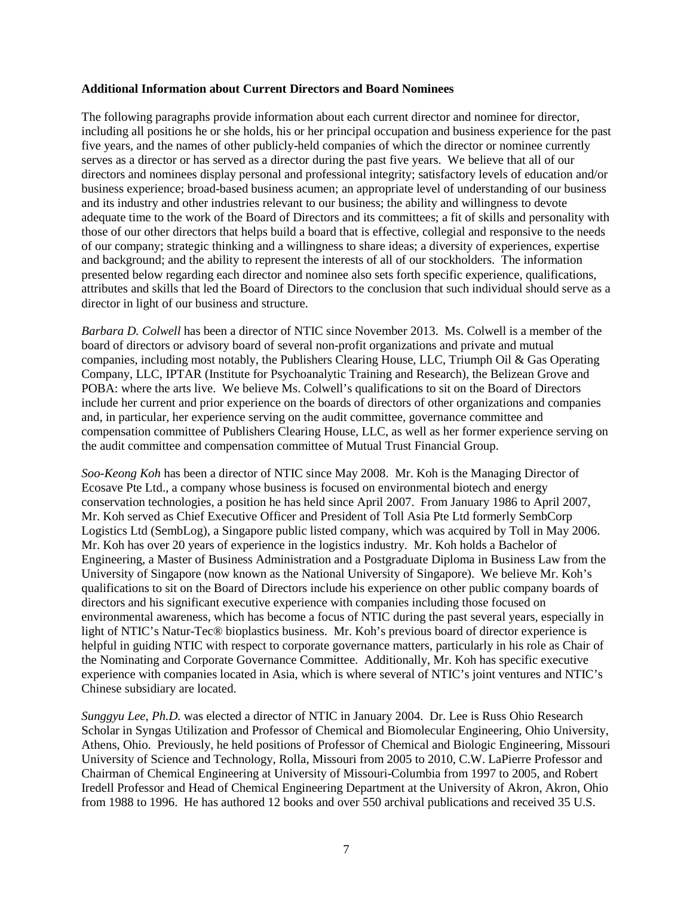**Additional Information about Current Directors and Board Nominees**

The following paragraphs provide information about each current director and nominee for director, including all positions he or she holds, his or her principal occupation and business experience for the past five years, and the names of other publicly-held companies of which the director or nominee currently serves as a director or has served as a director during the past five years. We believe that all of our directors and nominees display personal and professional integrity; satisfactory levels of education and/or business experience; broad-based business acumen; an appropriate level of understanding of our business and its industry and other industries relevant to our business; the ability and willingness to devote adequate time to the work of the Board of Directors and its committees; a fit of skills and personality with those of our other directors that helps build a board that is effective, collegial and responsive to the needs of our company; strategic thinking and a willingness to share ideas; a diversity of experiences, expertise and background; and the ability to represent the interests of all of our stockholders. The information presented below regarding each director and nominee also sets forth specific experience, qualifications, attributes and skills that led the Board of Directors to the conclusion that such individual should serve as a director in light of our business and structure.

*Barbara D. Colwell* has been a director of NTIC since November 2013. Ms. Colwell is a member of the board of directors or advisory board of several non-profit organizations and private and mutual companies, including most notably, the Publishers Clearing House, LLC, Triumph Oil & Gas Operating Company, LLC, IPTAR (Institute for Psychoanalytic Training and Research), the Belizean Grove and POBA: where the arts live. We believe Ms. Colwell's qualifications to sit on the Board of Directors include her current and prior experience on the boards of directors of other organizations and companies and, in particular, her experience serving on the audit committee, governance committee and compensation committee of Publishers Clearing House, LLC, as well as her former experience serving on the audit committee and compensation committee of Mutual Trust Financial Group.

*Soo-Keong Koh* has been a director of NTIC since May 2008. Mr. Koh is the Managing Director of Ecosave Pte Ltd., a company whose business is focused on environmental biotech and energy conservation technologies, a position he has held since April 2007. From January 1986 to April 2007, Mr. Koh served as Chief Executive Officer and President of Toll Asia Pte Ltd formerly SembCorp Logistics Ltd (SembLog), a Singapore public listed company, which was acquired by Toll in May 2006. Mr. Koh has over 20 years of experience in the logistics industry. Mr. Koh holds a Bachelor of Engineering, a Master of Business Administration and a Postgraduate Diploma in Business Law from the University of Singapore (now known as the National University of Singapore). We believe Mr. Koh's qualifications to sit on the Board of Directors include his experience on other public company boards of directors and his significant executive experience with companies including those focused on environmental awareness, which has become a focus of NTIC during the past several years, especially in light of NTIC's Natur-Tec® bioplastics business. Mr. Koh's previous board of director experience is helpful in guiding NTIC with respect to corporate governance matters, particularly in his role as Chair of the Nominating and Corporate Governance Committee. Additionally, Mr. Koh has specific executive experience with companies located in Asia, which is where several of NTIC's joint ventures and NTIC's Chinese subsidiary are located.

*Sunggyu Lee, Ph.D.* was elected a director of NTIC in January 2004. Dr. Lee is Russ Ohio Research Scholar in Syngas Utilization and Professor of Chemical and Biomolecular Engineering, Ohio University, Athens, Ohio. Previously, he held positions of Professor of Chemical and Biologic Engineering, Missouri University of Science and Technology, Rolla, Missouri from 2005 to 2010, C.W. LaPierre Professor and Chairman of Chemical Engineering at University of Missouri-Columbia from 1997 to 2005, and Robert Iredell Professor and Head of Chemical Engineering Department at the University of Akron, Akron, Ohio from 1988 to 1996. He has authored 12 books and over 550 archival publications and received 35 U.S.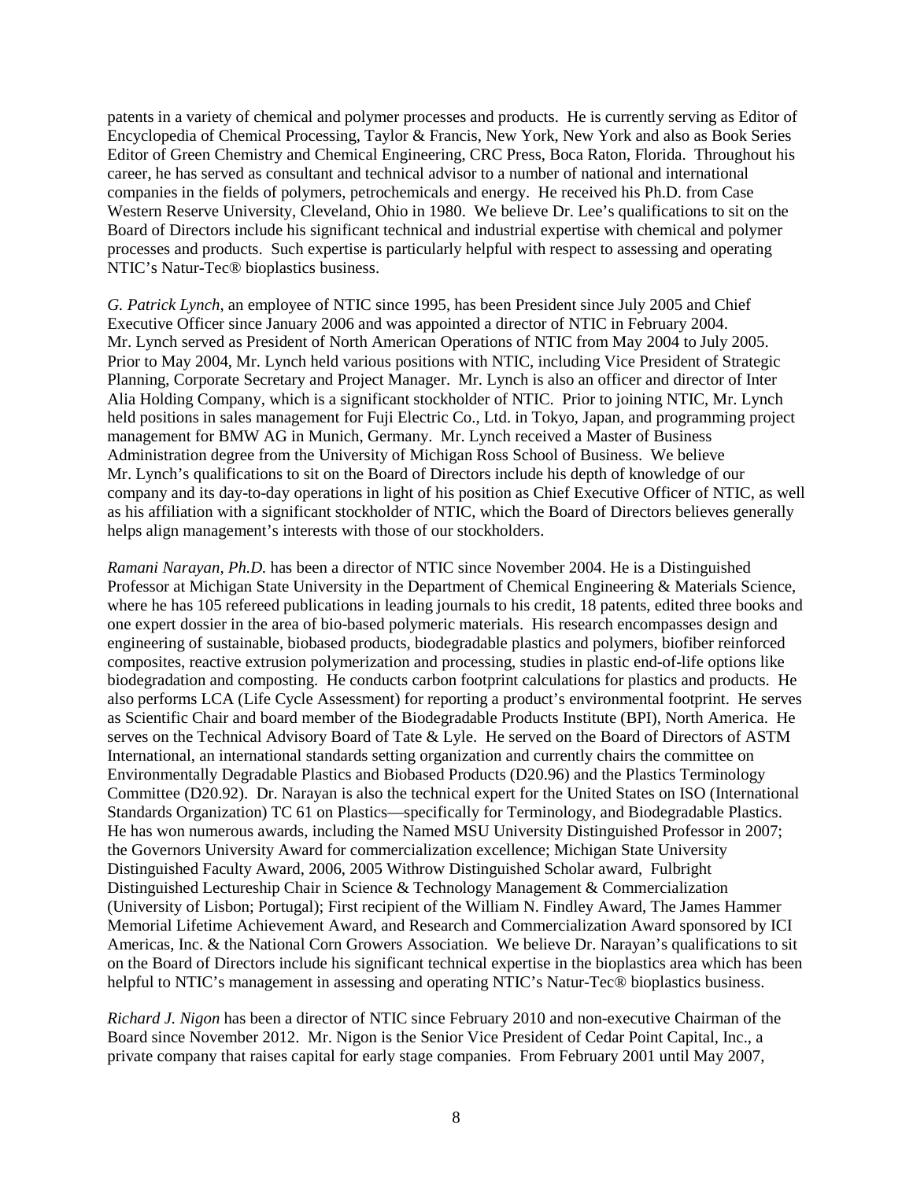patents in a variety of chemical and polymer processes and products. He is currently serving as Editor of Encyclopedia of Chemical Processing, Taylor & Francis, New York, New York and also as Book Series Editor of Green Chemistry and Chemical Engineering, CRC Press, Boca Raton, Florida. Throughout his career, he has served as consultant and technical advisor to a number of national and international companies in the fields of polymers, petrochemicals and energy. He received his Ph.D. from Case Western Reserve University, Cleveland, Ohio in 1980. We believe Dr. Lee's qualifications to sit on the Board of Directors include his significant technical and industrial expertise with chemical and polymer processes and products. Such expertise is particularly helpful with respect to assessing and operating NTIC's Natur-Tec® bioplastics business.

*G. Patrick Lynch*, an employee of NTIC since 1995, has been President since July 2005 and Chief Executive Officer since January 2006 and was appointed a director of NTIC in February 2004. Mr. Lynch served as President of North American Operations of NTIC from May 2004 to July 2005. Prior to May 2004, Mr. Lynch held various positions with NTIC, including Vice President of Strategic Planning, Corporate Secretary and Project Manager. Mr. Lynch is also an officer and director of Inter Alia Holding Company, which is a significant stockholder of NTIC. Prior to joining NTIC, Mr. Lynch held positions in sales management for Fuji Electric Co., Ltd. in Tokyo, Japan, and programming project management for BMW AG in Munich, Germany. Mr. Lynch received a Master of Business Administration degree from the University of Michigan Ross School of Business. We believe Mr. Lynch's qualifications to sit on the Board of Directors include his depth of knowledge of our company and its day-to-day operations in light of his position as Chief Executive Officer of NTIC, as well as his affiliation with a significant stockholder of NTIC, which the Board of Directors believes generally helps align management's interests with those of our stockholders.

*Ramani Narayan, Ph.D.* has been a director of NTIC since November 2004. He is a Distinguished Professor at Michigan State University in the Department of Chemical Engineering & Materials Science, where he has 105 refereed publications in leading journals to his credit, 18 patents, edited three books and one expert dossier in the area of bio-based polymeric materials. His research encompasses design and engineering of sustainable, biobased products, biodegradable plastics and polymers, biofiber reinforced composites, reactive extrusion polymerization and processing, studies in plastic end-of-life options like biodegradation and composting. He conducts carbon footprint calculations for plastics and products. He also performs LCA (Life Cycle Assessment) for reporting a product's environmental footprint. He serves as Scientific Chair and board member of the Biodegradable Products Institute (BPI), North America. He serves on the Technical Advisory Board of Tate & Lyle. He served on the Board of Directors of ASTM International, an international standards setting organization and currently chairs the committee on Environmentally Degradable Plastics and Biobased Products (D20.96) and the Plastics Terminology Committee (D20.92). Dr. Narayan is also the technical expert for the United States on ISO (International Standards Organization) TC 61 on Plastics—specifically for Terminology, and Biodegradable Plastics. He has won numerous awards, including the Named MSU University Distinguished Professor in 2007; the Governors University Award for commercialization excellence; Michigan State University Distinguished Faculty Award, 2006, 2005 Withrow Distinguished Scholar award, Fulbright Distinguished Lectureship Chair in Science & Technology Management & Commercialization (University of Lisbon; Portugal); First recipient of the William N. Findley Award, The James Hammer Memorial Lifetime Achievement Award, and Research and Commercialization Award sponsored by ICI Americas, Inc. & the National Corn Growers Association. We believe Dr. Narayan's qualifications to sit on the Board of Directors include his significant technical expertise in the bioplastics area which has been helpful to NTIC's management in assessing and operating NTIC's Natur-Tec® bioplastics business.

*Richard J. Nigon* has been a director of NTIC since February 2010 and non-executive Chairman of the Board since November 2012. Mr. Nigon is the Senior Vice President of Cedar Point Capital, Inc., a private company that raises capital for early stage companies. From February 2001 until May 2007,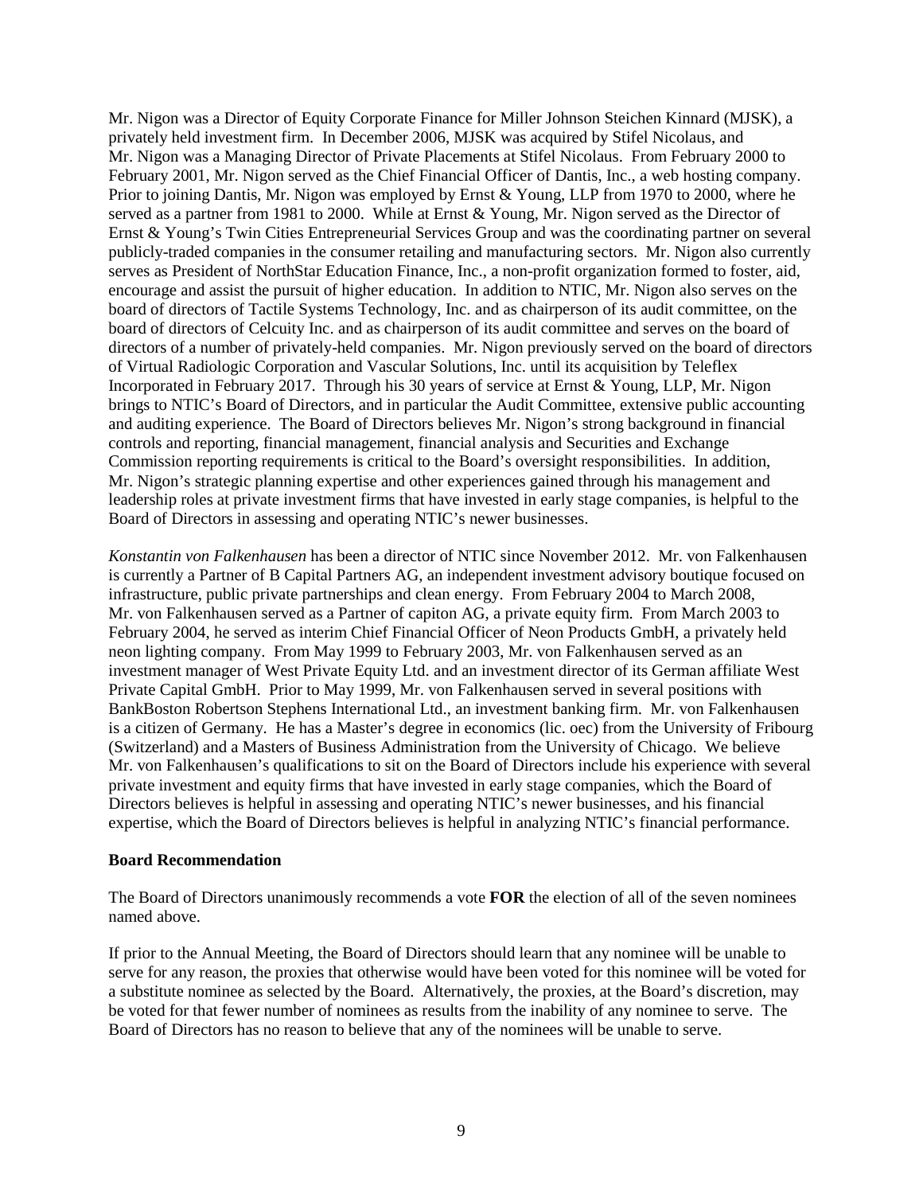Mr. Nigon was a Director of Equity Corporate Finance for Miller Johnson Steichen Kinnard (MJSK), a privately held investment firm. In December 2006, MJSK was acquired by Stifel Nicolaus, and Mr. Nigon was a Managing Director of Private Placements at Stifel Nicolaus. From February 2000 to February 2001, Mr. Nigon served as the Chief Financial Officer of Dantis, Inc., a web hosting company. Prior to joining Dantis, Mr. Nigon was employed by Ernst & Young, LLP from 1970 to 2000, where he served as a partner from 1981 to 2000. While at Ernst & Young, Mr. Nigon served as the Director of Ernst & Young's Twin Cities Entrepreneurial Services Group and was the coordinating partner on several publicly-traded companies in the consumer retailing and manufacturing sectors. Mr. Nigon also currently serves as President of NorthStar Education Finance, Inc., a non-profit organization formed to foster, aid, encourage and assist the pursuit of higher education. In addition to NTIC, Mr. Nigon also serves on the board of directors of Tactile Systems Technology, Inc. and as chairperson of its audit committee, on the board of directors of Celcuity Inc. and as chairperson of its audit committee and serves on the board of directors of a number of privately-held companies. Mr. Nigon previously served on the board of directors of Virtual Radiologic Corporation and Vascular Solutions, Inc. until its acquisition by Teleflex Incorporated in February 2017. Through his 30 years of service at Ernst & Young, LLP, Mr. Nigon brings to NTIC's Board of Directors, and in particular the Audit Committee, extensive public accounting and auditing experience. The Board of Directors believes Mr. Nigon's strong background in financial controls and reporting, financial management, financial analysis and Securities and Exchange Commission reporting requirements is critical to the Board's oversight responsibilities. In addition, Mr. Nigon's strategic planning expertise and other experiences gained through his management and leadership roles at private investment firms that have invested in early stage companies, is helpful to the Board of Directors in assessing and operating NTIC's newer businesses.

*Konstantin von Falkenhausen* has been a director of NTIC since November 2012. Mr. von Falkenhausen is currently a Partner of B Capital Partners AG, an independent investment advisory boutique focused on infrastructure, public private partnerships and clean energy. From February 2004 to March 2008, Mr. von Falkenhausen served as a Partner of capiton AG, a private equity firm. From March 2003 to February 2004, he served as interim Chief Financial Officer of Neon Products GmbH, a privately held neon lighting company. From May 1999 to February 2003, Mr. von Falkenhausen served as an investment manager of West Private Equity Ltd. and an investment director of its German affiliate West Private Capital GmbH. Prior to May 1999, Mr. von Falkenhausen served in several positions with BankBoston Robertson Stephens International Ltd., an investment banking firm. Mr. von Falkenhausen is a citizen of Germany. He has a Master's degree in economics (lic. oec) from the University of Fribourg (Switzerland) and a Masters of Business Administration from the University of Chicago. We believe Mr. von Falkenhausen's qualifications to sit on the Board of Directors include his experience with several private investment and equity firms that have invested in early stage companies, which the Board of Directors believes is helpful in assessing and operating NTIC's newer businesses, and his financial expertise, which the Board of Directors believes is helpful in analyzing NTIC's financial performance.

**Board Recommendation**

The Board of Directors unanimously recommends a vote **FOR** the election of all of the seven nominees named above.

If prior to the Annual Meeting, the Board of Directors should learn that any nominee will be unable to serve for any reason, the proxies that otherwise would have been voted for this nominee will be voted for a substitute nominee as selected by the Board. Alternatively, the proxies, at the Board's discretion, may be voted for that fewer number of nominees as results from the inability of any nominee to serve. The Board of Directors has no reason to believe that any of the nominees will be unable to serve.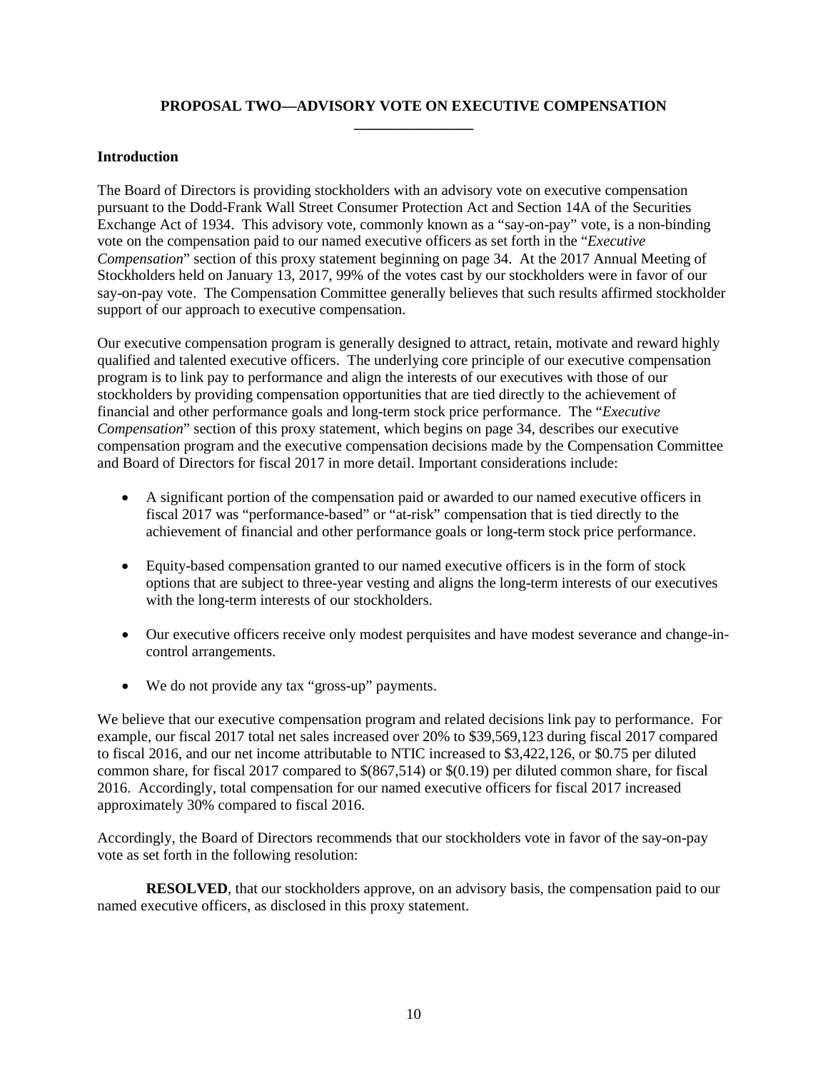## PROPOSAL TWO—ADVISORY VOTE ON EXECUTIVE COMPENSATION

### Introduction

The Board of Directors is providing stockholders with an advisory vote on executive compensation pursuant to the Dodd-Frank Wall Street Consumer Protection Act and Section 14A of the Securities Exchange Act of 1934. This advisory vote, commonly known as a "say-on-pay" vote, is a non-binding vote on the compensation paid to our named executive officers as set forth in the "*Executive Compensation*" section of this proxy statement beginning on page 34. At the 2017 Annual Meeting of Stockholders held on January 13, 2017, 99% of the votes cast by our stockholders were in favor of our say-on-pay vote. The Compensation Committee generally believes that such results affirmed stockholder support of our approach to executive compensation.

Our executive compensation program is generally designed to attract, retain, motivate and reward highly qualified and talented executive officers. The underlying core principle of our executive compensation program is to link pay to performance and align the interests of our executives with those of our stockholders by providing compensation opportunities that are tied directly to the achievement of financial and other performance goals and long-term stock price performance. The "*Executive Compensation*" section of this proxy statement, which begins on page 34, describes our executive compensation program and the executive compensation decisions made by the Compensation Committee and Board of Directors for fiscal 2017 in more detail. Important considerations include:

- A significant portion of the compensation paid or awarded to our named executive officers in fiscal 2017 was "performance-based" or "at-risk" compensation that is tied directly to the achievement of financial and other performance goals or long-term stock price performance.
- Equity-based compensation granted to our named executive officers is in the form of stock options that are subject to three-year vesting and aligns the long-term interests of our executives with the long-term interests of our stockholders.
- Our executive officers receive only modest perquisites and have modest severance and change-in-control arrangements.
- We do not provide any tax "gross-up" payments.

We believe that our executive compensation program and related decisions link pay to performance. For example, our fiscal 2017 total net sales increased over 20% to $39,569,123 during fiscal 2017 compared to fiscal 2016, and our net income attributable to NTIC increased to $3,422,126, or $0.75 per diluted common share, for fiscal 2017 compared to $(867,514) or $(0.19) per diluted common share, for fiscal 2016. Accordingly, total compensation for our named executive officers for fiscal 2017 increased approximately 30% compared to fiscal 2016.

Accordingly, the Board of Directors recommends that our stockholders vote in favor of the say-on-pay vote as set forth in the following resolution:

**RESOLVED**, that our stockholders approve, on an advisory basis, the compensation paid to our named executive officers, as disclosed in this proxy statement.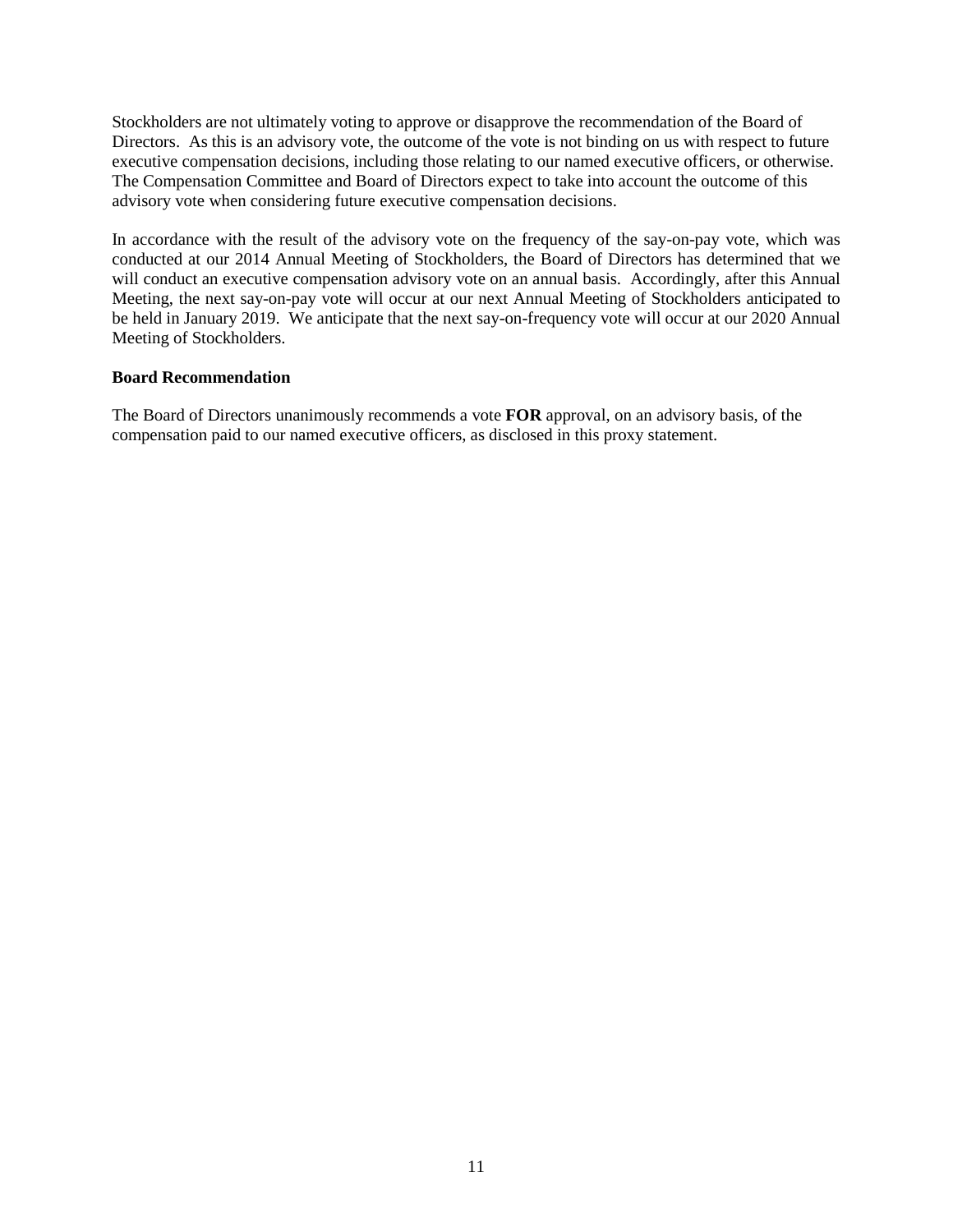Stockholders are not ultimately voting to approve or disapprove the recommendation of the Board of Directors. As this is an advisory vote, the outcome of the vote is not binding on us with respect to future executive compensation decisions, including those relating to our named executive officers, or otherwise. The Compensation Committee and Board of Directors expect to take into account the outcome of this advisory vote when considering future executive compensation decisions.

In accordance with the result of the advisory vote on the frequency of the say-on-pay vote, which was conducted at our 2014 Annual Meeting of Stockholders, the Board of Directors has determined that we will conduct an executive compensation advisory vote on an annual basis. Accordingly, after this Annual Meeting, the next say-on-pay vote will occur at our next Annual Meeting of Stockholders anticipated to be held in January 2019. We anticipate that the next say-on-frequency vote will occur at our 2020 Annual Meeting of Stockholders.

**Board Recommendation**

The Board of Directors unanimously recommends a vote **FOR** approval, on an advisory basis, of the compensation paid to our named executive officers, as disclosed in this proxy statement.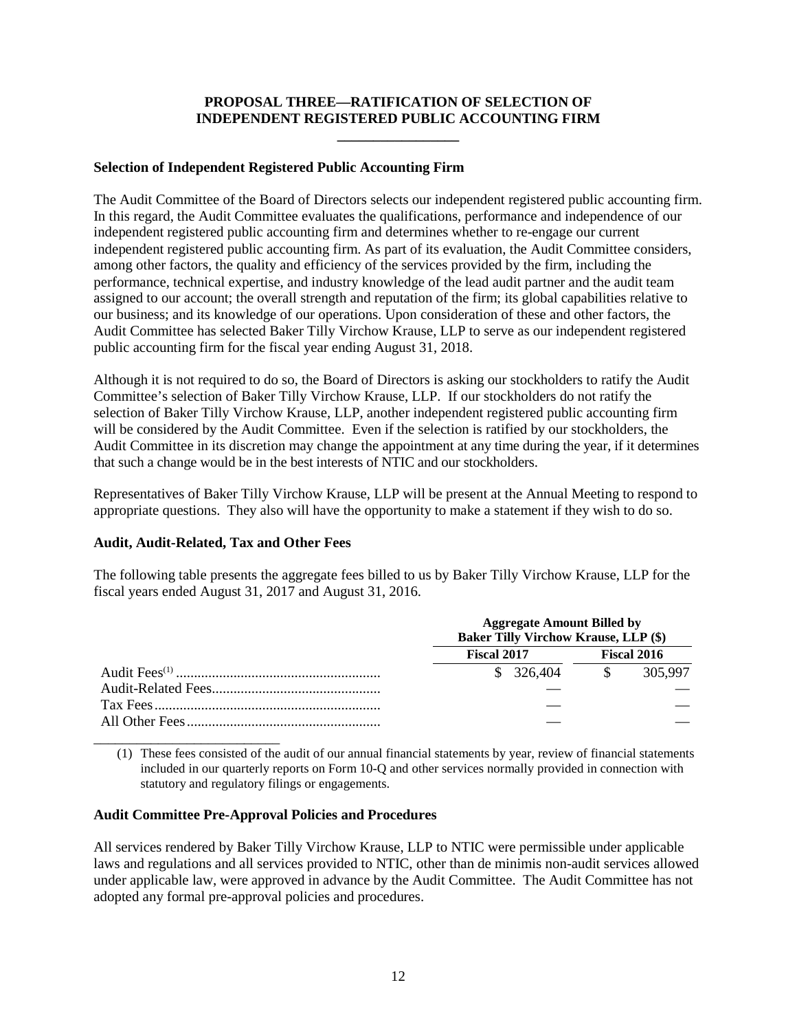## PROPOSAL THREE—RATIFICATION OF SELECTION OF INDEPENDENT REGISTERED PUBLIC ACCOUNTING FIRM

### Selection of Independent Registered Public Accounting Firm

The Audit Committee of the Board of Directors selects our independent registered public accounting firm. In this regard, the Audit Committee evaluates the qualifications, performance and independence of our independent registered public accounting firm and determines whether to re-engage our current independent registered public accounting firm. As part of its evaluation, the Audit Committee considers, among other factors, the quality and efficiency of the services provided by the firm, including the performance, technical expertise, and industry knowledge of the lead audit partner and the audit team assigned to our account; the overall strength and reputation of the firm; its global capabilities relative to our business; and its knowledge of our operations. Upon consideration of these and other factors, the Audit Committee has selected Baker Tilly Virchow Krause, LLP to serve as our independent registered public accounting firm for the fiscal year ending August 31, 2018.

Although it is not required to do so, the Board of Directors is asking our stockholders to ratify the Audit Committee's selection of Baker Tilly Virchow Krause, LLP. If our stockholders do not ratify the selection of Baker Tilly Virchow Krause, LLP, another independent registered public accounting firm will be considered by the Audit Committee. Even if the selection is ratified by our stockholders, the Audit Committee in its discretion may change the appointment at any time during the year, if it determines that such a change would be in the best interests of NTIC and our stockholders.

Representatives of Baker Tilly Virchow Krause, LLP will be present at the Annual Meeting to respond to appropriate questions. They also will have the opportunity to make a statement if they wish to do so.

### Audit, Audit-Related, Tax and Other Fees

The following table presents the aggregate fees billed to us by Baker Tilly Virchow Krause, LLP for the fiscal years ended August 31, 2017 and August 31, 2016.

| | Aggregate Amount Billed by Baker Tilly Virchow Krause, LLP ($) | |
|---|---|---|
| | Fiscal 2017 | Fiscal 2016 |
| Audit Fees[(1)] | $ 326,404 | $ 305,997 |
| Audit-Related Fees | — | — |
| Tax Fees | — | — |
| All Other Fees | — | — |

(1) These fees consisted of the audit of our annual financial statements by year, review of financial statements included in our quarterly reports on Form 10-Q and other services normally provided in connection with statutory and regulatory filings or engagements.

### Audit Committee Pre-Approval Policies and Procedures

All services rendered by Baker Tilly Virchow Krause, LLP to NTIC were permissible under applicable laws and regulations and all services provided to NTIC, other than de minimis non-audit services allowed under applicable law, were approved in advance by the Audit Committee. The Audit Committee has not adopted any formal pre-approval policies and procedures.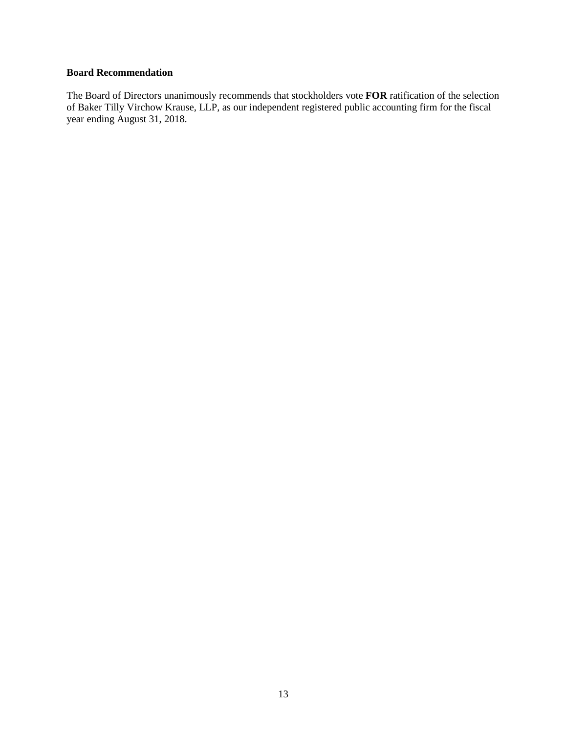**Board Recommendation**

The Board of Directors unanimously recommends that stockholders vote **FOR** ratification of the selection of Baker Tilly Virchow Krause, LLP, as our independent registered public accounting firm for the fiscal year ending August 31, 2018.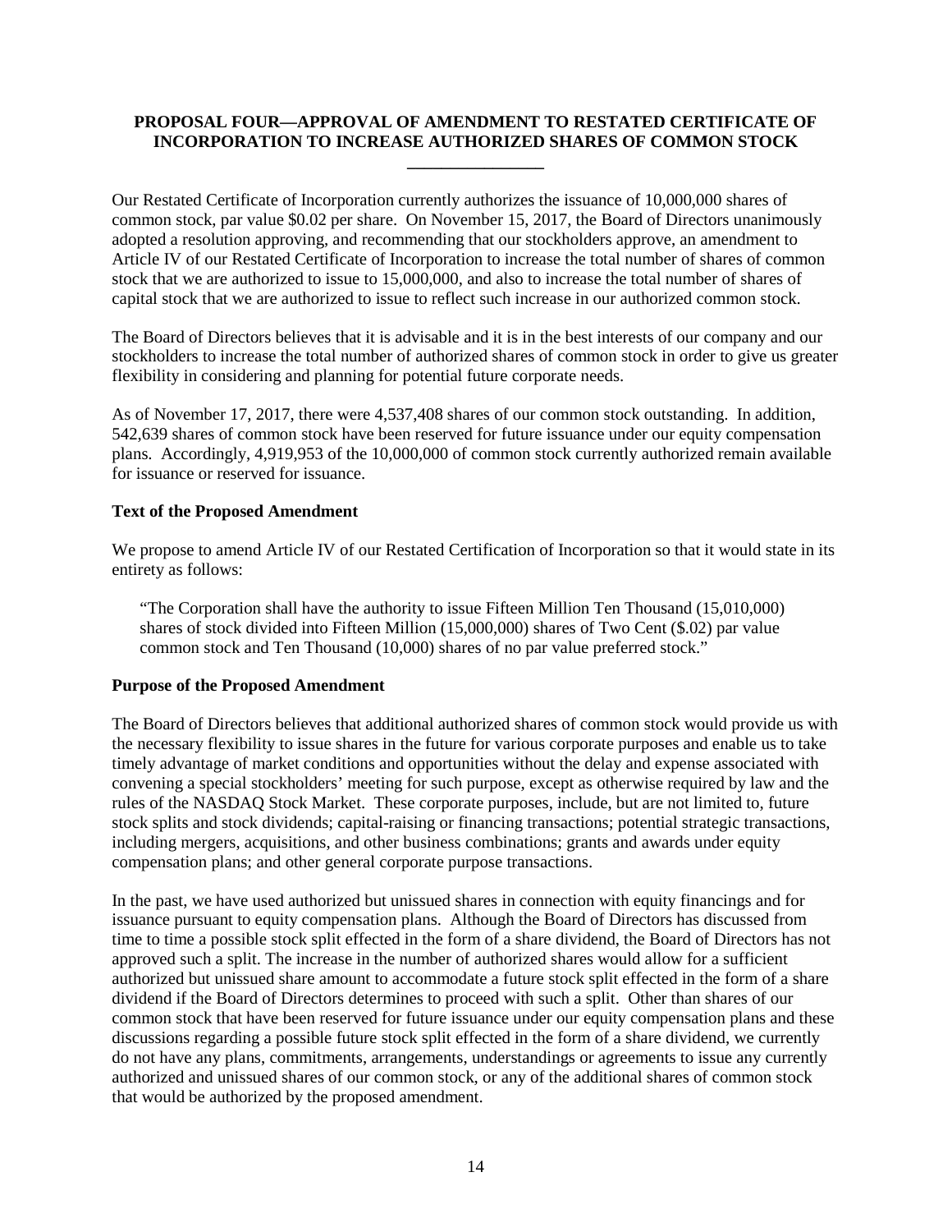# PROPOSAL FOUR—APPROVAL OF AMENDMENT TO RESTATED CERTIFICATE OF INCORPORATION TO INCREASE AUTHORIZED SHARES OF COMMON STOCK

Our Restated Certificate of Incorporation currently authorizes the issuance of 10,000,000 shares of common stock, par value $0.02 per share. On November 15, 2017, the Board of Directors unanimously adopted a resolution approving, and recommending that our stockholders approve, an amendment to Article IV of our Restated Certificate of Incorporation to increase the total number of shares of common stock that we are authorized to issue to 15,000,000, and also to increase the total number of shares of capital stock that we are authorized to issue to reflect such increase in our authorized common stock.

The Board of Directors believes that it is advisable and it is in the best interests of our company and our stockholders to increase the total number of authorized shares of common stock in order to give us greater flexibility in considering and planning for potential future corporate needs.

As of November 17, 2017, there were 4,537,408 shares of our common stock outstanding. In addition, 542,639 shares of common stock have been reserved for future issuance under our equity compensation plans. Accordingly, 4,919,953 of the 10,000,000 of common stock currently authorized remain available for issuance or reserved for issuance.

**Text of the Proposed Amendment**

We propose to amend Article IV of our Restated Certification of Incorporation so that it would state in its entirety as follows:

> "The Corporation shall have the authority to issue Fifteen Million Ten Thousand (15,010,000) shares of stock divided into Fifteen Million (15,000,000) shares of Two Cent ($.02) par value common stock and Ten Thousand (10,000) shares of no par value preferred stock."

**Purpose of the Proposed Amendment**

The Board of Directors believes that additional authorized shares of common stock would provide us with the necessary flexibility to issue shares in the future for various corporate purposes and enable us to take timely advantage of market conditions and opportunities without the delay and expense associated with convening a special stockholders' meeting for such purpose, except as otherwise required by law and the rules of the NASDAQ Stock Market. These corporate purposes, include, but are not limited to, future stock splits and stock dividends; capital-raising or financing transactions; potential strategic transactions, including mergers, acquisitions, and other business combinations; grants and awards under equity compensation plans; and other general corporate purpose transactions.

In the past, we have used authorized but unissued shares in connection with equity financings and for issuance pursuant to equity compensation plans. Although the Board of Directors has discussed from time to time a possible stock split effected in the form of a share dividend, the Board of Directors has not approved such a split. The increase in the number of authorized shares would allow for a sufficient authorized but unissued share amount to accommodate a future stock split effected in the form of a share dividend if the Board of Directors determines to proceed with such a split. Other than shares of our common stock that have been reserved for future issuance under our equity compensation plans and these discussions regarding a possible future stock split effected in the form of a share dividend, we currently do not have any plans, commitments, arrangements, understandings or agreements to issue any currently authorized and unissued shares of our common stock, or any of the additional shares of common stock that would be authorized by the proposed amendment.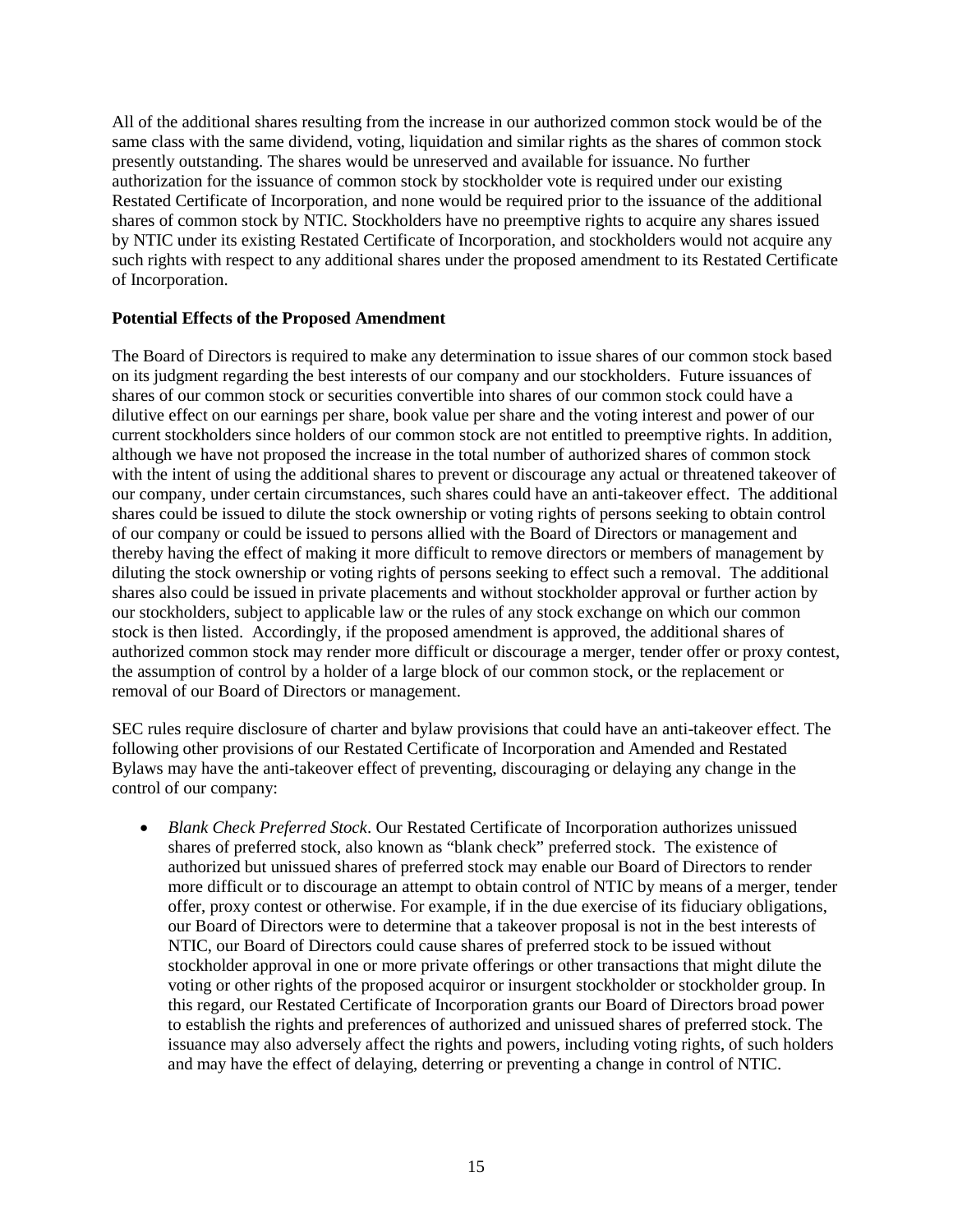All of the additional shares resulting from the increase in our authorized common stock would be of the same class with the same dividend, voting, liquidation and similar rights as the shares of common stock presently outstanding. The shares would be unreserved and available for issuance. No further authorization for the issuance of common stock by stockholder vote is required under our existing Restated Certificate of Incorporation, and none would be required prior to the issuance of the additional shares of common stock by NTIC. Stockholders have no preemptive rights to acquire any shares issued by NTIC under its existing Restated Certificate of Incorporation, and stockholders would not acquire any such rights with respect to any additional shares under the proposed amendment to its Restated Certificate of Incorporation.

**Potential Effects of the Proposed Amendment**

The Board of Directors is required to make any determination to issue shares of our common stock based on its judgment regarding the best interests of our company and our stockholders. Future issuances of shares of our common stock or securities convertible into shares of our common stock could have a dilutive effect on our earnings per share, book value per share and the voting interest and power of our current stockholders since holders of our common stock are not entitled to preemptive rights. In addition, although we have not proposed the increase in the total number of authorized shares of common stock with the intent of using the additional shares to prevent or discourage any actual or threatened takeover of our company, under certain circumstances, such shares could have an anti-takeover effect. The additional shares could be issued to dilute the stock ownership or voting rights of persons seeking to obtain control of our company or could be issued to persons allied with the Board of Directors or management and thereby having the effect of making it more difficult to remove directors or members of management by diluting the stock ownership or voting rights of persons seeking to effect such a removal. The additional shares also could be issued in private placements and without stockholder approval or further action by our stockholders, subject to applicable law or the rules of any stock exchange on which our common stock is then listed. Accordingly, if the proposed amendment is approved, the additional shares of authorized common stock may render more difficult or discourage a merger, tender offer or proxy contest, the assumption of control by a holder of a large block of our common stock, or the replacement or removal of our Board of Directors or management.

SEC rules require disclosure of charter and bylaw provisions that could have an anti-takeover effect. The following other provisions of our Restated Certificate of Incorporation and Amended and Restated Bylaws may have the anti-takeover effect of preventing, discouraging or delaying any change in the control of our company:

- *Blank Check Preferred Stock*. Our Restated Certificate of Incorporation authorizes unissued shares of preferred stock, also known as "blank check" preferred stock. The existence of authorized but unissued shares of preferred stock may enable our Board of Directors to render more difficult or to discourage an attempt to obtain control of NTIC by means of a merger, tender offer, proxy contest or otherwise. For example, if in the due exercise of its fiduciary obligations, our Board of Directors were to determine that a takeover proposal is not in the best interests of NTIC, our Board of Directors could cause shares of preferred stock to be issued without stockholder approval in one or more private offerings or other transactions that might dilute the voting or other rights of the proposed acquiror or insurgent stockholder or stockholder group. In this regard, our Restated Certificate of Incorporation grants our Board of Directors broad power to establish the rights and preferences of authorized and unissued shares of preferred stock. The issuance may also adversely affect the rights and powers, including voting rights, of such holders and may have the effect of delaying, deterring or preventing a change in control of NTIC.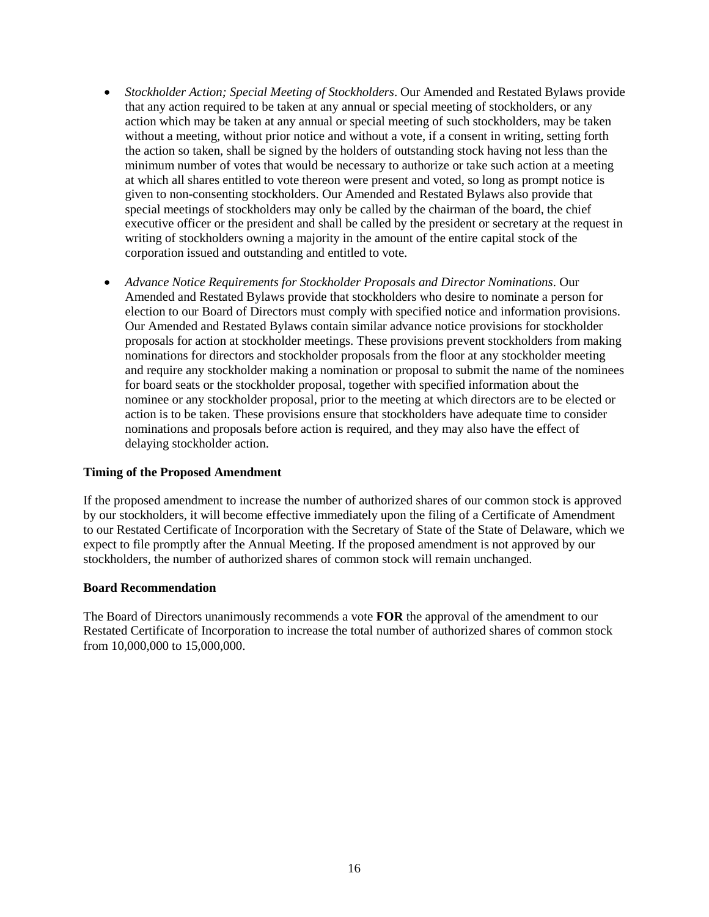- *Stockholder Action; Special Meeting of Stockholders*. Our Amended and Restated Bylaws provide that any action required to be taken at any annual or special meeting of stockholders, or any action which may be taken at any annual or special meeting of such stockholders, may be taken without a meeting, without prior notice and without a vote, if a consent in writing, setting forth the action so taken, shall be signed by the holders of outstanding stock having not less than the minimum number of votes that would be necessary to authorize or take such action at a meeting at which all shares entitled to vote thereon were present and voted, so long as prompt notice is given to non-consenting stockholders. Our Amended and Restated Bylaws also provide that special meetings of stockholders may only be called by the chairman of the board, the chief executive officer or the president and shall be called by the president or secretary at the request in writing of stockholders owning a majority in the amount of the entire capital stock of the corporation issued and outstanding and entitled to vote.

- *Advance Notice Requirements for Stockholder Proposals and Director Nominations*. Our Amended and Restated Bylaws provide that stockholders who desire to nominate a person for election to our Board of Directors must comply with specified notice and information provisions. Our Amended and Restated Bylaws contain similar advance notice provisions for stockholder proposals for action at stockholder meetings. These provisions prevent stockholders from making nominations for directors and stockholder proposals from the floor at any stockholder meeting and require any stockholder making a nomination or proposal to submit the name of the nominees for board seats or the stockholder proposal, together with specified information about the nominee or any stockholder proposal, prior to the meeting at which directors are to be elected or action is to be taken. These provisions ensure that stockholders have adequate time to consider nominations and proposals before action is required, and they may also have the effect of delaying stockholder action.

**Timing of the Proposed Amendment**

If the proposed amendment to increase the number of authorized shares of our common stock is approved by our stockholders, it will become effective immediately upon the filing of a Certificate of Amendment to our Restated Certificate of Incorporation with the Secretary of State of the State of Delaware, which we expect to file promptly after the Annual Meeting. If the proposed amendment is not approved by our stockholders, the number of authorized shares of common stock will remain unchanged.

**Board Recommendation**

The Board of Directors unanimously recommends a vote **FOR** the approval of the amendment to our Restated Certificate of Incorporation to increase the total number of authorized shares of common stock from 10,000,000 to 15,000,000.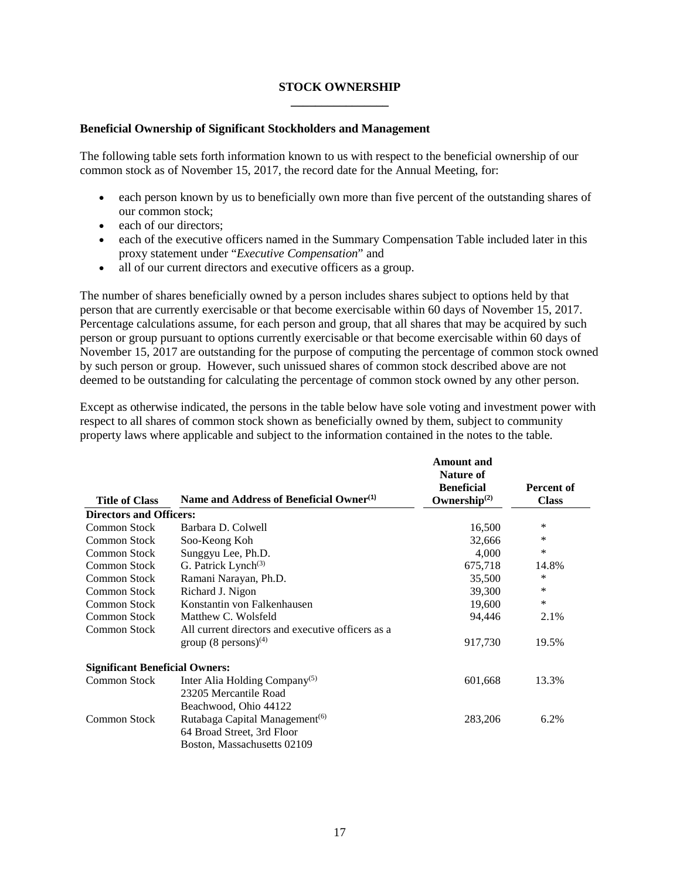## STOCK OWNERSHIP

### Beneficial Ownership of Significant Stockholders and Management

The following table sets forth information known to us with respect to the beneficial ownership of our common stock as of November 15, 2017, the record date for the Annual Meeting, for:

- each person known by us to beneficially own more than five percent of the outstanding shares of our common stock;
- each of our directors;
- each of the executive officers named in the Summary Compensation Table included later in this proxy statement under "*Executive Compensation*" and
- all of our current directors and executive officers as a group.

The number of shares beneficially owned by a person includes shares subject to options held by that person that are currently exercisable or that become exercisable within 60 days of November 15, 2017. Percentage calculations assume, for each person and group, that all shares that may be acquired by such person or group pursuant to options currently exercisable or that become exercisable within 60 days of November 15, 2017 are outstanding for the purpose of computing the percentage of common stock owned by such person or group. However, such unissued shares of common stock described above are not deemed to be outstanding for calculating the percentage of common stock owned by any other person.

Except as otherwise indicated, the persons in the table below have sole voting and investment power with respect to all shares of common stock shown as beneficially owned by them, subject to community property laws where applicable and subject to the information contained in the notes to the table.

| Title of Class | Name and Address of Beneficial Owner[(1)] | Amount and Nature of Beneficial Ownership[(2)] | Percent of Class |
|---|---|---|---|
| **Directors and Officers:** | | | |
| Common Stock | Barbara D. Colwell | 16,500 | * |
| Common Stock | Soo-Keong Koh | 32,666 | * |
| Common Stock | Sunggyu Lee, Ph.D. | 4,000 | * |
| Common Stock | G. Patrick Lynch[(3)] | 675,718 | 14.8% |
| Common Stock | Ramani Narayan, Ph.D. | 35,500 | * |
| Common Stock | Richard J. Nigon | 39,300 | * |
| Common Stock | Konstantin von Falkenhausen | 19,600 | * |
| Common Stock | Matthew C. Wolsfeld | 94,446 | 2.1% |
| Common Stock | All current directors and executive officers as a group (8 persons)[(4)] | 917,730 | 19.5% |
| **Significant Beneficial Owners:** | | | |
| Common Stock | Inter Alia Holding Company[(5)]<br>23205 Mercantile Road<br>Beachwood, Ohio 44122 | 601,668 | 13.3% |
| Common Stock | Rutabaga Capital Management[(6)]<br>64 Broad Street, 3rd Floor<br>Boston, Massachusetts 02109 | 283,206 | 6.2% |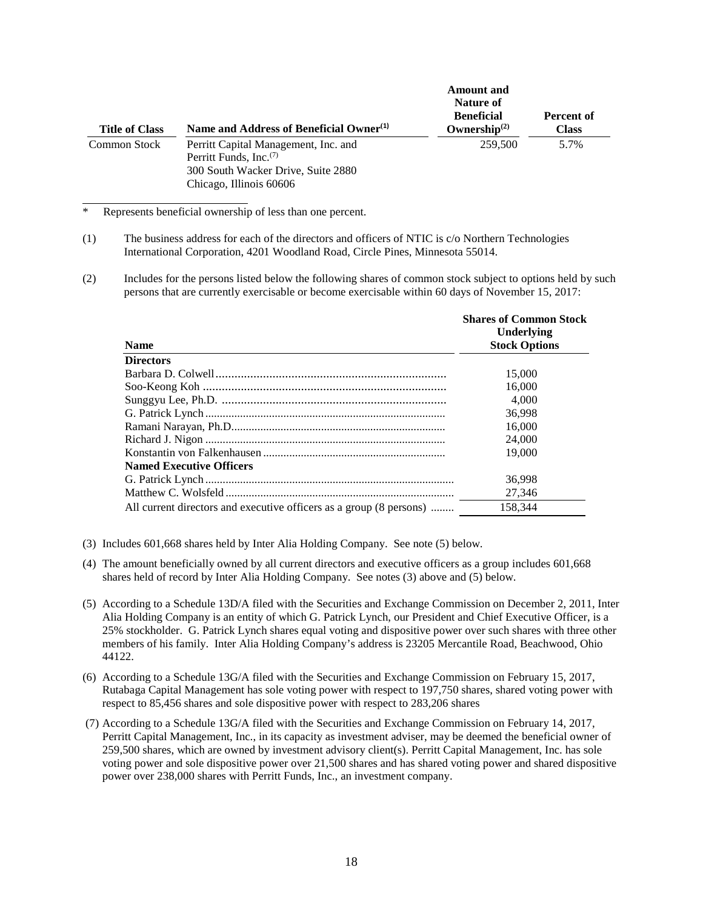| Title of Class | Name and Address of Beneficial Owner[1] | Amount and Nature of Beneficial Ownership[2] | Percent of Class |
| --- | --- | --- | --- |
| Common Stock | Perritt Capital Management, Inc. and Perritt Funds, Inc.[7]<br>300 South Wacker Drive, Suite 2880<br>Chicago, Illinois 60606 | 259,500 | 5.7% |

\* Represents beneficial ownership of less than one percent.

(1) The business address for each of the directors and officers of NTIC is c/o Northern Technologies International Corporation, 4201 Woodland Road, Circle Pines, Minnesota 55014.

(2) Includes for the persons listed below the following shares of common stock subject to options held by such persons that are currently exercisable or become exercisable within 60 days of November 15, 2017:

| Name | Shares of Common Stock Underlying Stock Options |
| --- | --- |
| **Directors** | |
| Barbara D. Colwell | 15,000 |
| Soo-Keong Koh | 16,000 |
| Sunggyu Lee, Ph.D. | 4,000 |
| G. Patrick Lynch | 36,998 |
| Ramani Narayan, Ph.D. | 16,000 |
| Richard J. Nigon | 24,000 |
| Konstantin von Falkenhausen | 19,000 |
| **Named Executive Officers** | |
| G. Patrick Lynch | 36,998 |
| Matthew C. Wolsfeld | 27,346 |
| All current directors and executive officers as a group (8 persons) | 158,344 |

(3) Includes 601,668 shares held by Inter Alia Holding Company. See note (5) below.

(4) The amount beneficially owned by all current directors and executive officers as a group includes 601,668 shares held of record by Inter Alia Holding Company. See notes (3) above and (5) below.

(5) According to a Schedule 13D/A filed with the Securities and Exchange Commission on December 2, 2011, Inter Alia Holding Company is an entity of which G. Patrick Lynch, our President and Chief Executive Officer, is a 25% stockholder. G. Patrick Lynch shares equal voting and dispositive power over such shares with three other members of his family. Inter Alia Holding Company's address is 23205 Mercantile Road, Beachwood, Ohio 44122.

(6) According to a Schedule 13G/A filed with the Securities and Exchange Commission on February 15, 2017, Rutabaga Capital Management has sole voting power with respect to 197,750 shares, shared voting power with respect to 85,456 shares and sole dispositive power with respect to 283,206 shares

(7) According to a Schedule 13G/A filed with the Securities and Exchange Commission on February 14, 2017, Perritt Capital Management, Inc., in its capacity as investment adviser, may be deemed the beneficial owner of 259,500 shares, which are owned by investment advisory client(s). Perritt Capital Management, Inc. has sole voting power and sole dispositive power over 21,500 shares and has shared voting power and shared dispositive power over 238,000 shares with Perritt Funds, Inc., an investment company.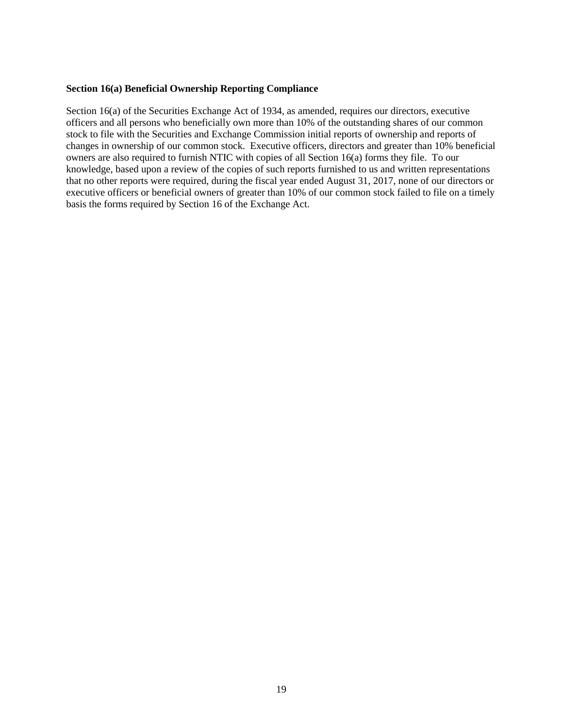**Section 16(a) Beneficial Ownership Reporting Compliance**

Section 16(a) of the Securities Exchange Act of 1934, as amended, requires our directors, executive officers and all persons who beneficially own more than 10% of the outstanding shares of our common stock to file with the Securities and Exchange Commission initial reports of ownership and reports of changes in ownership of our common stock. Executive officers, directors and greater than 10% beneficial owners are also required to furnish NTIC with copies of all Section 16(a) forms they file. To our knowledge, based upon a review of the copies of such reports furnished to us and written representations that no other reports were required, during the fiscal year ended August 31, 2017, none of our directors or executive officers or beneficial owners of greater than 10% of our common stock failed to file on a timely basis the forms required by Section 16 of the Exchange Act.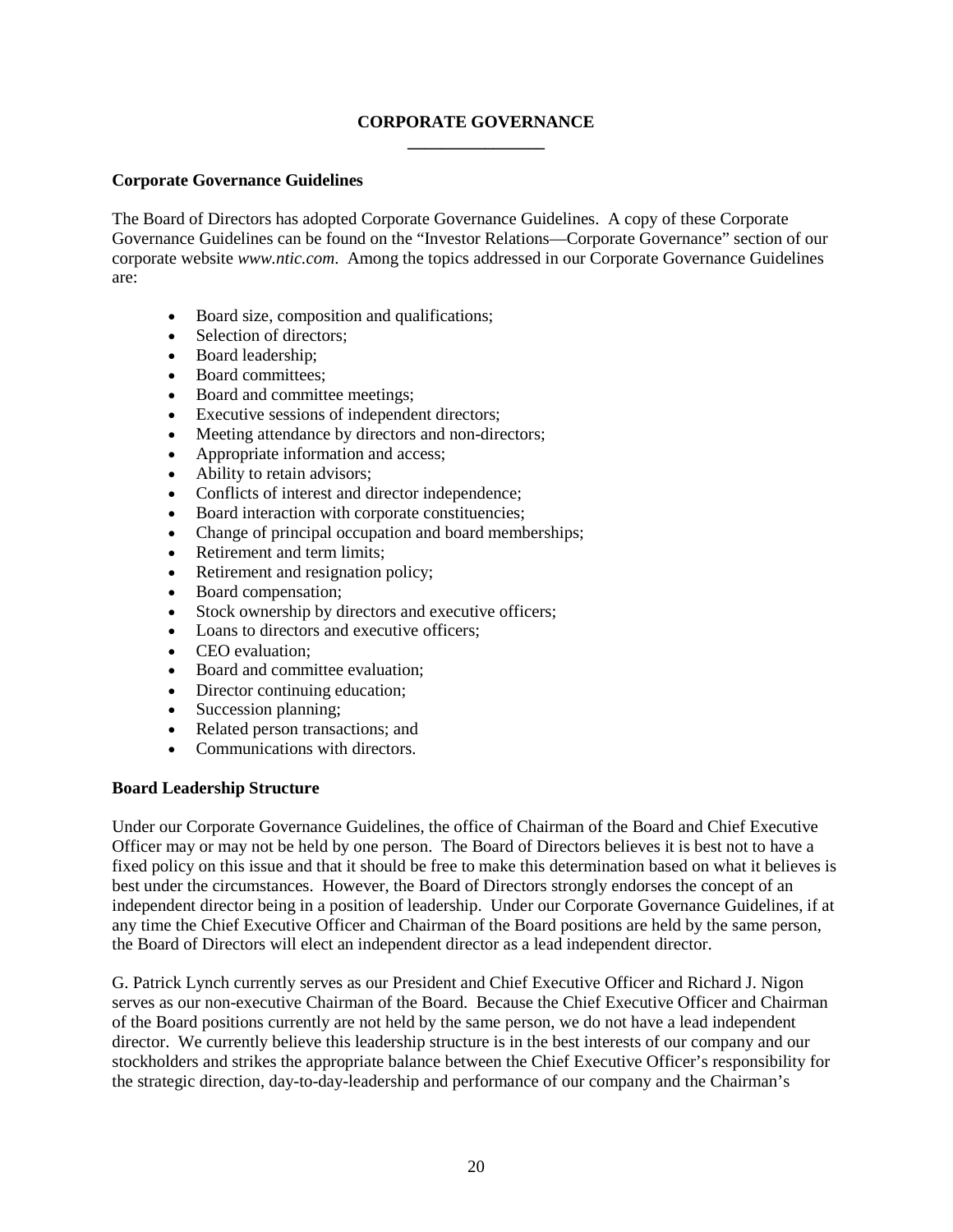# CORPORATE GOVERNANCE

### Corporate Governance Guidelines

The Board of Directors has adopted Corporate Governance Guidelines. A copy of these Corporate Governance Guidelines can be found on the "Investor Relations—Corporate Governance" section of our corporate website *www.ntic.com*. Among the topics addressed in our Corporate Governance Guidelines are:

- Board size, composition and qualifications;
- Selection of directors;
- Board leadership;
- Board committees;
- Board and committee meetings;
- Executive sessions of independent directors;
- Meeting attendance by directors and non-directors;
- Appropriate information and access;
- Ability to retain advisors;
- Conflicts of interest and director independence;
- Board interaction with corporate constituencies;
- Change of principal occupation and board memberships;
- Retirement and term limits;
- Retirement and resignation policy;
- Board compensation;
- Stock ownership by directors and executive officers;
- Loans to directors and executive officers;
- CEO evaluation;
- Board and committee evaluation;
- Director continuing education;
- Succession planning;
- Related person transactions; and
- Communications with directors.

### Board Leadership Structure

Under our Corporate Governance Guidelines, the office of Chairman of the Board and Chief Executive Officer may or may not be held by one person. The Board of Directors believes it is best not to have a fixed policy on this issue and that it should be free to make this determination based on what it believes is best under the circumstances. However, the Board of Directors strongly endorses the concept of an independent director being in a position of leadership. Under our Corporate Governance Guidelines, if at any time the Chief Executive Officer and Chairman of the Board positions are held by the same person, the Board of Directors will elect an independent director as a lead independent director.

G. Patrick Lynch currently serves as our President and Chief Executive Officer and Richard J. Nigon serves as our non-executive Chairman of the Board. Because the Chief Executive Officer and Chairman of the Board positions currently are not held by the same person, we do not have a lead independent director. We currently believe this leadership structure is in the best interests of our company and our stockholders and strikes the appropriate balance between the Chief Executive Officer's responsibility for the strategic direction, day-to-day-leadership and performance of our company and the Chairman's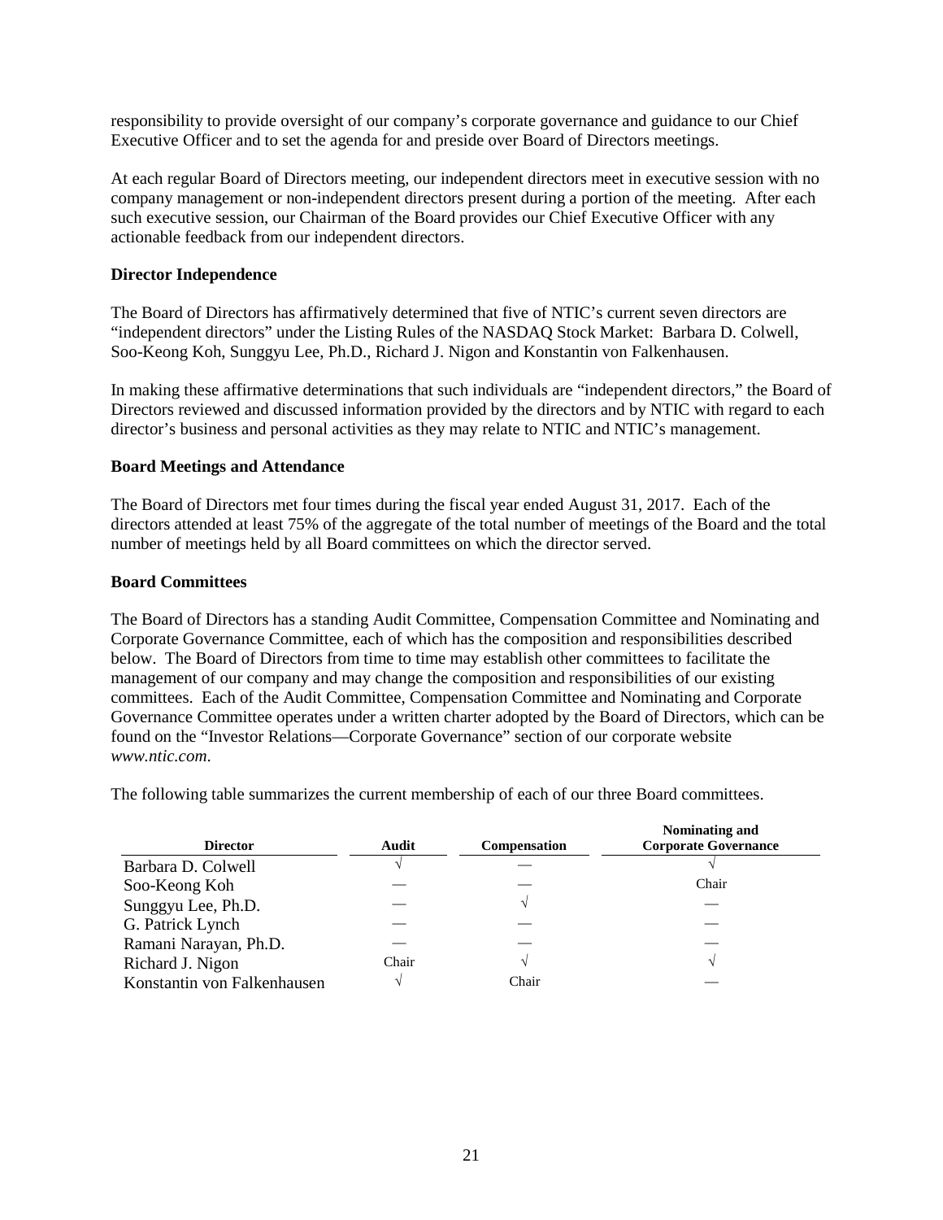responsibility to provide oversight of our company's corporate governance and guidance to our Chief Executive Officer and to set the agenda for and preside over Board of Directors meetings.

At each regular Board of Directors meeting, our independent directors meet in executive session with no company management or non-independent directors present during a portion of the meeting. After each such executive session, our Chairman of the Board provides our Chief Executive Officer with any actionable feedback from our independent directors.

**Director Independence**

The Board of Directors has affirmatively determined that five of NTIC's current seven directors are "independent directors" under the Listing Rules of the NASDAQ Stock Market: Barbara D. Colwell, Soo-Keong Koh, Sunggyu Lee, Ph.D., Richard J. Nigon and Konstantin von Falkenhausen.

In making these affirmative determinations that such individuals are "independent directors," the Board of Directors reviewed and discussed information provided by the directors and by NTIC with regard to each director's business and personal activities as they may relate to NTIC and NTIC's management.

**Board Meetings and Attendance**

The Board of Directors met four times during the fiscal year ended August 31, 2017. Each of the directors attended at least 75% of the aggregate of the total number of meetings of the Board and the total number of meetings held by all Board committees on which the director served.

**Board Committees**

The Board of Directors has a standing Audit Committee, Compensation Committee and Nominating and Corporate Governance Committee, each of which has the composition and responsibilities described below. The Board of Directors from time to time may establish other committees to facilitate the management of our company and may change the composition and responsibilities of our existing committees. Each of the Audit Committee, Compensation Committee and Nominating and Corporate Governance Committee operates under a written charter adopted by the Board of Directors, which can be found on the "Investor Relations—Corporate Governance" section of our corporate website *www.ntic.com*.

The following table summarizes the current membership of each of our three Board committees.

| Director | Audit | Compensation | Nominating and Corporate Governance |
|---|---|---|---|
| Barbara D. Colwell | √ | — | √ |
| Soo-Keong Koh | — | — | Chair |
| Sunggyu Lee, Ph.D. | — | √ | — |
| G. Patrick Lynch | — | — | — |
| Ramani Narayan, Ph.D. | — | — | — |
| Richard J. Nigon | Chair | √ | √ |
| Konstantin von Falkenhausen | √ | Chair | — |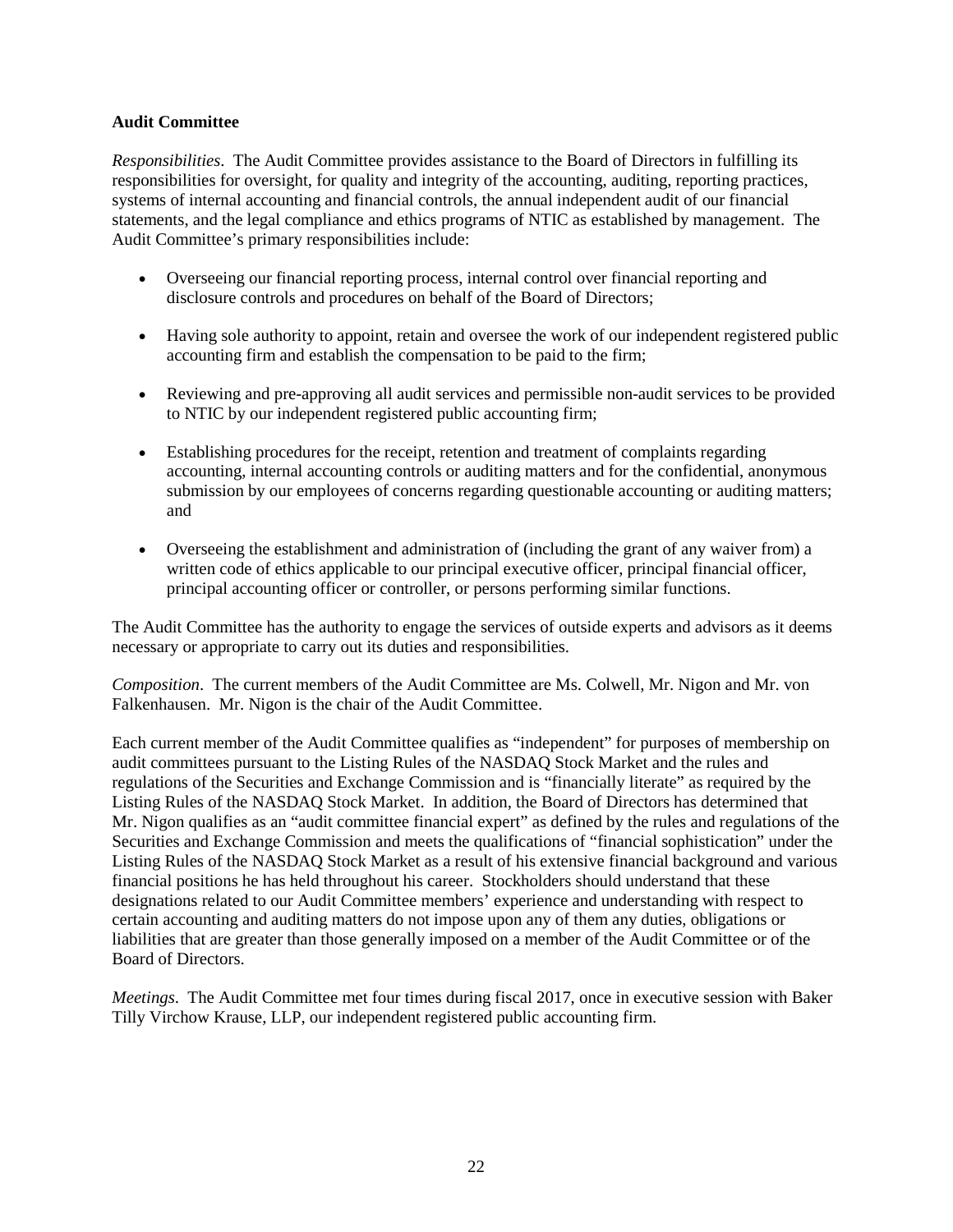**Audit Committee**

*Responsibilities*. The Audit Committee provides assistance to the Board of Directors in fulfilling its responsibilities for oversight, for quality and integrity of the accounting, auditing, reporting practices, systems of internal accounting and financial controls, the annual independent audit of our financial statements, and the legal compliance and ethics programs of NTIC as established by management. The Audit Committee's primary responsibilities include:

- Overseeing our financial reporting process, internal control over financial reporting and disclosure controls and procedures on behalf of the Board of Directors;
- Having sole authority to appoint, retain and oversee the work of our independent registered public accounting firm and establish the compensation to be paid to the firm;
- Reviewing and pre-approving all audit services and permissible non-audit services to be provided to NTIC by our independent registered public accounting firm;
- Establishing procedures for the receipt, retention and treatment of complaints regarding accounting, internal accounting controls or auditing matters and for the confidential, anonymous submission by our employees of concerns regarding questionable accounting or auditing matters; and
- Overseeing the establishment and administration of (including the grant of any waiver from) a written code of ethics applicable to our principal executive officer, principal financial officer, principal accounting officer or controller, or persons performing similar functions.

The Audit Committee has the authority to engage the services of outside experts and advisors as it deems necessary or appropriate to carry out its duties and responsibilities.

*Composition*. The current members of the Audit Committee are Ms. Colwell, Mr. Nigon and Mr. von Falkenhausen. Mr. Nigon is the chair of the Audit Committee.

Each current member of the Audit Committee qualifies as "independent" for purposes of membership on audit committees pursuant to the Listing Rules of the NASDAQ Stock Market and the rules and regulations of the Securities and Exchange Commission and is "financially literate" as required by the Listing Rules of the NASDAQ Stock Market. In addition, the Board of Directors has determined that Mr. Nigon qualifies as an "audit committee financial expert" as defined by the rules and regulations of the Securities and Exchange Commission and meets the qualifications of "financial sophistication" under the Listing Rules of the NASDAQ Stock Market as a result of his extensive financial background and various financial positions he has held throughout his career. Stockholders should understand that these designations related to our Audit Committee members' experience and understanding with respect to certain accounting and auditing matters do not impose upon any of them any duties, obligations or liabilities that are greater than those generally imposed on a member of the Audit Committee or of the Board of Directors.

*Meetings*. The Audit Committee met four times during fiscal 2017, once in executive session with Baker Tilly Virchow Krause, LLP, our independent registered public accounting firm.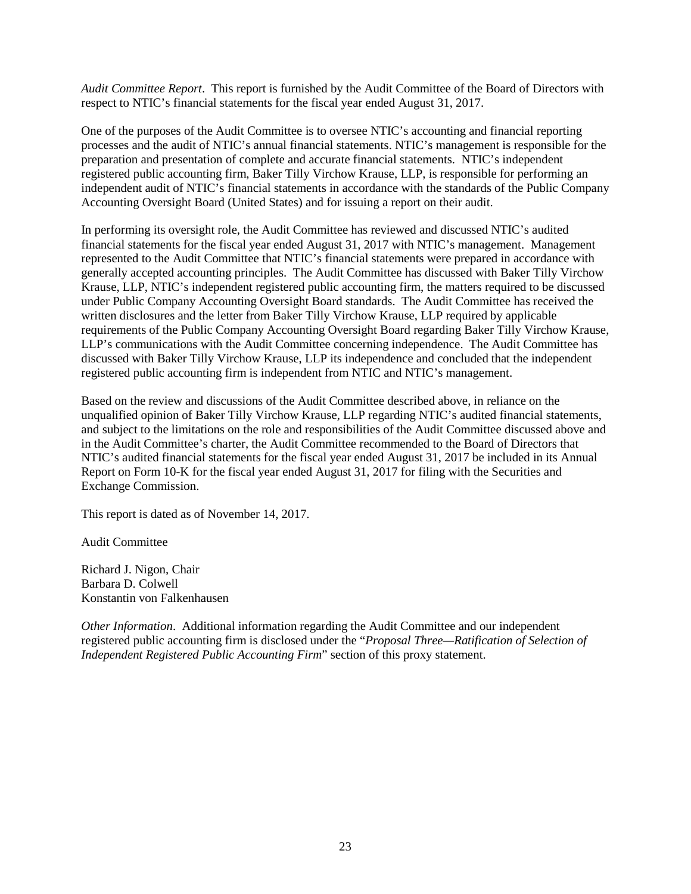*Audit Committee Report*. This report is furnished by the Audit Committee of the Board of Directors with respect to NTIC's financial statements for the fiscal year ended August 31, 2017.

One of the purposes of the Audit Committee is to oversee NTIC's accounting and financial reporting processes and the audit of NTIC's annual financial statements. NTIC's management is responsible for the preparation and presentation of complete and accurate financial statements. NTIC's independent registered public accounting firm, Baker Tilly Virchow Krause, LLP, is responsible for performing an independent audit of NTIC's financial statements in accordance with the standards of the Public Company Accounting Oversight Board (United States) and for issuing a report on their audit.

In performing its oversight role, the Audit Committee has reviewed and discussed NTIC's audited financial statements for the fiscal year ended August 31, 2017 with NTIC's management. Management represented to the Audit Committee that NTIC's financial statements were prepared in accordance with generally accepted accounting principles. The Audit Committee has discussed with Baker Tilly Virchow Krause, LLP, NTIC's independent registered public accounting firm, the matters required to be discussed under Public Company Accounting Oversight Board standards. The Audit Committee has received the written disclosures and the letter from Baker Tilly Virchow Krause, LLP required by applicable requirements of the Public Company Accounting Oversight Board regarding Baker Tilly Virchow Krause, LLP's communications with the Audit Committee concerning independence. The Audit Committee has discussed with Baker Tilly Virchow Krause, LLP its independence and concluded that the independent registered public accounting firm is independent from NTIC and NTIC's management.

Based on the review and discussions of the Audit Committee described above, in reliance on the unqualified opinion of Baker Tilly Virchow Krause, LLP regarding NTIC's audited financial statements, and subject to the limitations on the role and responsibilities of the Audit Committee discussed above and in the Audit Committee's charter, the Audit Committee recommended to the Board of Directors that NTIC's audited financial statements for the fiscal year ended August 31, 2017 be included in its Annual Report on Form 10-K for the fiscal year ended August 31, 2017 for filing with the Securities and Exchange Commission.

This report is dated as of November 14, 2017.

Audit Committee

Richard J. Nigon, Chair
Barbara D. Colwell
Konstantin von Falkenhausen

*Other Information*. Additional information regarding the Audit Committee and our independent registered public accounting firm is disclosed under the "*Proposal Three—Ratification of Selection of Independent Registered Public Accounting Firm*" section of this proxy statement.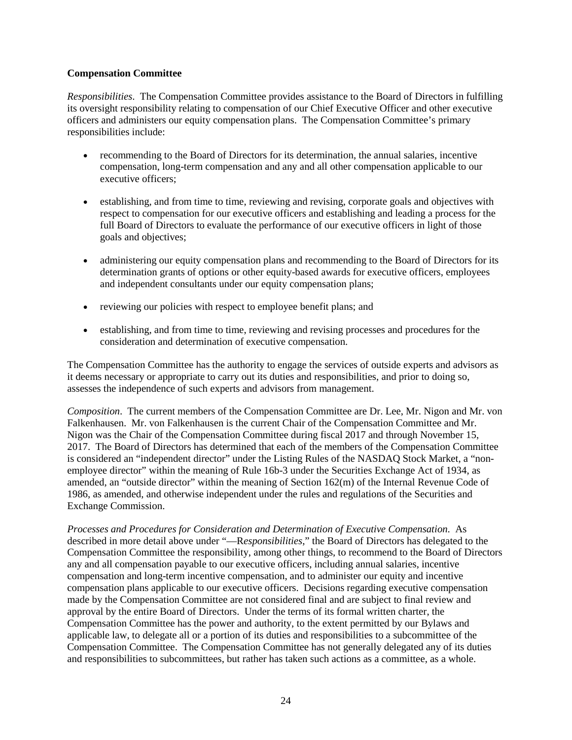**Compensation Committee**

*Responsibilities*. The Compensation Committee provides assistance to the Board of Directors in fulfilling its oversight responsibility relating to compensation of our Chief Executive Officer and other executive officers and administers our equity compensation plans. The Compensation Committee's primary responsibilities include:

- recommending to the Board of Directors for its determination, the annual salaries, incentive compensation, long-term compensation and any and all other compensation applicable to our executive officers;
- establishing, and from time to time, reviewing and revising, corporate goals and objectives with respect to compensation for our executive officers and establishing and leading a process for the full Board of Directors to evaluate the performance of our executive officers in light of those goals and objectives;
- administering our equity compensation plans and recommending to the Board of Directors for its determination grants of options or other equity-based awards for executive officers, employees and independent consultants under our equity compensation plans;
- reviewing our policies with respect to employee benefit plans; and
- establishing, and from time to time, reviewing and revising processes and procedures for the consideration and determination of executive compensation.

The Compensation Committee has the authority to engage the services of outside experts and advisors as it deems necessary or appropriate to carry out its duties and responsibilities, and prior to doing so, assesses the independence of such experts and advisors from management.

*Composition*. The current members of the Compensation Committee are Dr. Lee, Mr. Nigon and Mr. von Falkenhausen. Mr. von Falkenhausen is the current Chair of the Compensation Committee and Mr. Nigon was the Chair of the Compensation Committee during fiscal 2017 and through November 15, 2017. The Board of Directors has determined that each of the members of the Compensation Committee is considered an "independent director" under the Listing Rules of the NASDAQ Stock Market, a "non-employee director" within the meaning of Rule 16b-3 under the Securities Exchange Act of 1934, as amended, an "outside director" within the meaning of Section 162(m) of the Internal Revenue Code of 1986, as amended, and otherwise independent under the rules and regulations of the Securities and Exchange Commission.

*Processes and Procedures for Consideration and Determination of Executive Compensation*. As described in more detail above under "—R*esponsibilities*," the Board of Directors has delegated to the Compensation Committee the responsibility, among other things, to recommend to the Board of Directors any and all compensation payable to our executive officers, including annual salaries, incentive compensation and long-term incentive compensation, and to administer our equity and incentive compensation plans applicable to our executive officers. Decisions regarding executive compensation made by the Compensation Committee are not considered final and are subject to final review and approval by the entire Board of Directors. Under the terms of its formal written charter, the Compensation Committee has the power and authority, to the extent permitted by our Bylaws and applicable law, to delegate all or a portion of its duties and responsibilities to a subcommittee of the Compensation Committee. The Compensation Committee has not generally delegated any of its duties and responsibilities to subcommittees, but rather has taken such actions as a committee, as a whole.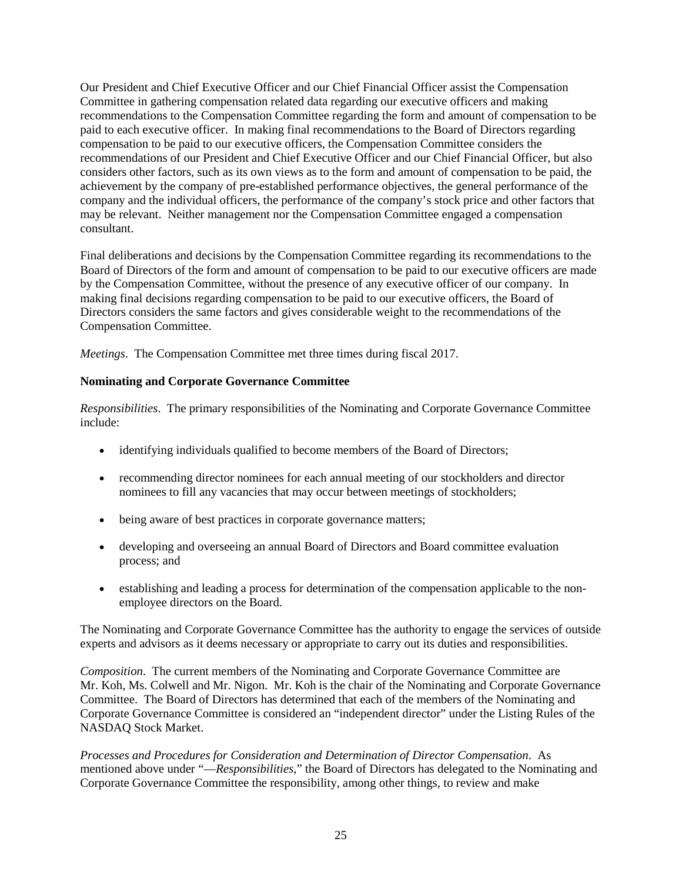Our President and Chief Executive Officer and our Chief Financial Officer assist the Compensation Committee in gathering compensation related data regarding our executive officers and making recommendations to the Compensation Committee regarding the form and amount of compensation to be paid to each executive officer. In making final recommendations to the Board of Directors regarding compensation to be paid to our executive officers, the Compensation Committee considers the recommendations of our President and Chief Executive Officer and our Chief Financial Officer, but also considers other factors, such as its own views as to the form and amount of compensation to be paid, the achievement by the company of pre-established performance objectives, the general performance of the company and the individual officers, the performance of the company's stock price and other factors that may be relevant. Neither management nor the Compensation Committee engaged a compensation consultant.

Final deliberations and decisions by the Compensation Committee regarding its recommendations to the Board of Directors of the form and amount of compensation to be paid to our executive officers are made by the Compensation Committee, without the presence of any executive officer of our company. In making final decisions regarding compensation to be paid to our executive officers, the Board of Directors considers the same factors and gives considerable weight to the recommendations of the Compensation Committee.

*Meetings*. The Compensation Committee met three times during fiscal 2017.

**Nominating and Corporate Governance Committee**

*Responsibilities*. The primary responsibilities of the Nominating and Corporate Governance Committee include:

- identifying individuals qualified to become members of the Board of Directors;
- recommending director nominees for each annual meeting of our stockholders and director nominees to fill any vacancies that may occur between meetings of stockholders;
- being aware of best practices in corporate governance matters;
- developing and overseeing an annual Board of Directors and Board committee evaluation process; and
- establishing and leading a process for determination of the compensation applicable to the non-employee directors on the Board.

The Nominating and Corporate Governance Committee has the authority to engage the services of outside experts and advisors as it deems necessary or appropriate to carry out its duties and responsibilities.

*Composition*. The current members of the Nominating and Corporate Governance Committee are Mr. Koh, Ms. Colwell and Mr. Nigon. Mr. Koh is the chair of the Nominating and Corporate Governance Committee. The Board of Directors has determined that each of the members of the Nominating and Corporate Governance Committee is considered an "independent director" under the Listing Rules of the NASDAQ Stock Market.

*Processes and Procedures for Consideration and Determination of Director Compensation*. As mentioned above under "—*Responsibilities*," the Board of Directors has delegated to the Nominating and Corporate Governance Committee the responsibility, among other things, to review and make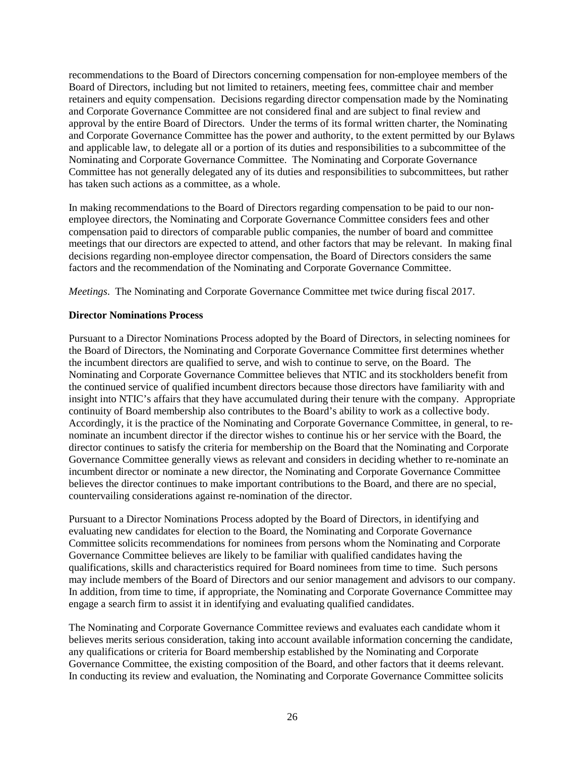recommendations to the Board of Directors concerning compensation for non-employee members of the Board of Directors, including but not limited to retainers, meeting fees, committee chair and member retainers and equity compensation. Decisions regarding director compensation made by the Nominating and Corporate Governance Committee are not considered final and are subject to final review and approval by the entire Board of Directors. Under the terms of its formal written charter, the Nominating and Corporate Governance Committee has the power and authority, to the extent permitted by our Bylaws and applicable law, to delegate all or a portion of its duties and responsibilities to a subcommittee of the Nominating and Corporate Governance Committee. The Nominating and Corporate Governance Committee has not generally delegated any of its duties and responsibilities to subcommittees, but rather has taken such actions as a committee, as a whole.

In making recommendations to the Board of Directors regarding compensation to be paid to our non-employee directors, the Nominating and Corporate Governance Committee considers fees and other compensation paid to directors of comparable public companies, the number of board and committee meetings that our directors are expected to attend, and other factors that may be relevant. In making final decisions regarding non-employee director compensation, the Board of Directors considers the same factors and the recommendation of the Nominating and Corporate Governance Committee.

*Meetings*. The Nominating and Corporate Governance Committee met twice during fiscal 2017.

**Director Nominations Process**

Pursuant to a Director Nominations Process adopted by the Board of Directors, in selecting nominees for the Board of Directors, the Nominating and Corporate Governance Committee first determines whether the incumbent directors are qualified to serve, and wish to continue to serve, on the Board. The Nominating and Corporate Governance Committee believes that NTIC and its stockholders benefit from the continued service of qualified incumbent directors because those directors have familiarity with and insight into NTIC's affairs that they have accumulated during their tenure with the company. Appropriate continuity of Board membership also contributes to the Board's ability to work as a collective body. Accordingly, it is the practice of the Nominating and Corporate Governance Committee, in general, to re-nominate an incumbent director if the director wishes to continue his or her service with the Board, the director continues to satisfy the criteria for membership on the Board that the Nominating and Corporate Governance Committee generally views as relevant and considers in deciding whether to re-nominate an incumbent director or nominate a new director, the Nominating and Corporate Governance Committee believes the director continues to make important contributions to the Board, and there are no special, countervailing considerations against re-nomination of the director.

Pursuant to a Director Nominations Process adopted by the Board of Directors, in identifying and evaluating new candidates for election to the Board, the Nominating and Corporate Governance Committee solicits recommendations for nominees from persons whom the Nominating and Corporate Governance Committee believes are likely to be familiar with qualified candidates having the qualifications, skills and characteristics required for Board nominees from time to time. Such persons may include members of the Board of Directors and our senior management and advisors to our company. In addition, from time to time, if appropriate, the Nominating and Corporate Governance Committee may engage a search firm to assist it in identifying and evaluating qualified candidates.

The Nominating and Corporate Governance Committee reviews and evaluates each candidate whom it believes merits serious consideration, taking into account available information concerning the candidate, any qualifications or criteria for Board membership established by the Nominating and Corporate Governance Committee, the existing composition of the Board, and other factors that it deems relevant. In conducting its review and evaluation, the Nominating and Corporate Governance Committee solicits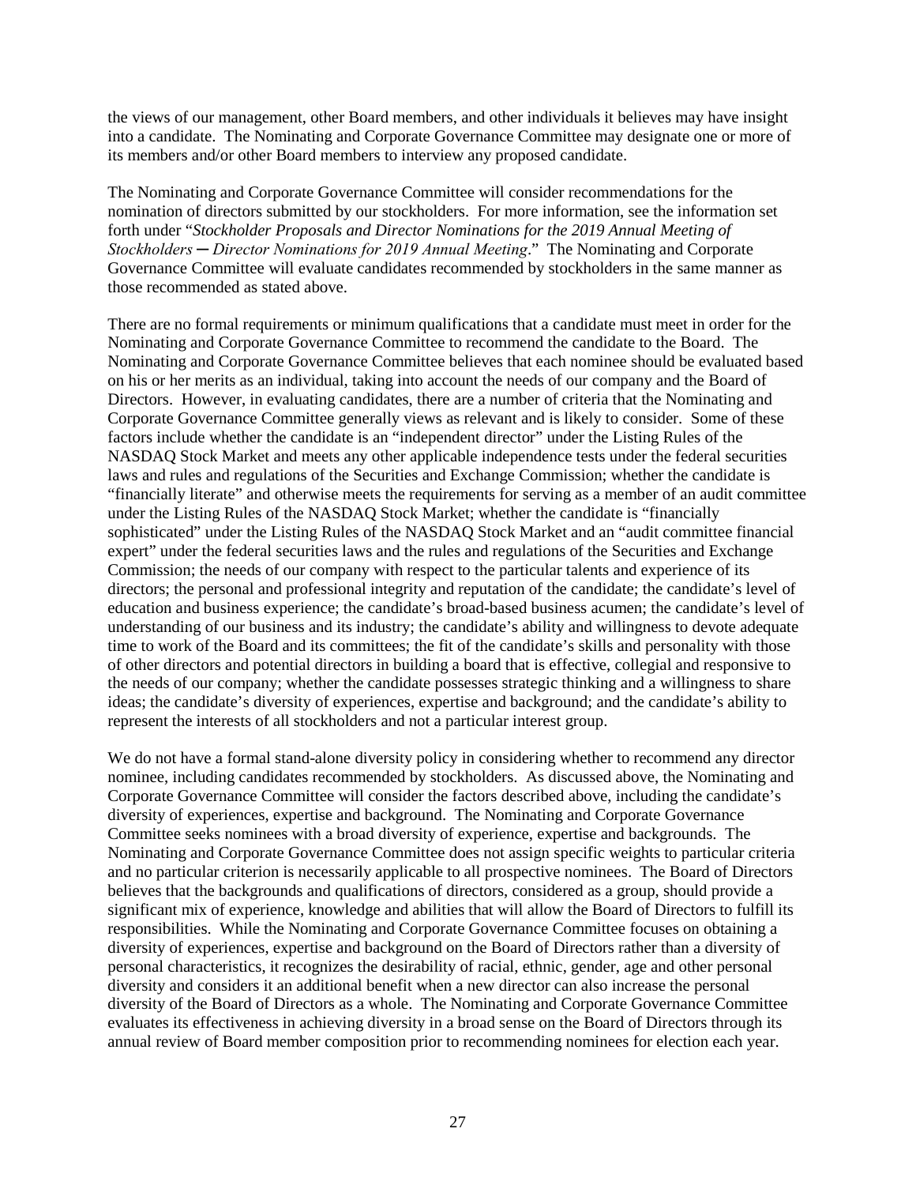the views of our management, other Board members, and other individuals it believes may have insight into a candidate. The Nominating and Corporate Governance Committee may designate one or more of its members and/or other Board members to interview any proposed candidate.

The Nominating and Corporate Governance Committee will consider recommendations for the nomination of directors submitted by our stockholders. For more information, see the information set forth under "*Stockholder Proposals and Director Nominations for the 2019 Annual Meeting of Stockholders ─ Director Nominations for 2019 Annual Meeting*." The Nominating and Corporate Governance Committee will evaluate candidates recommended by stockholders in the same manner as those recommended as stated above.

There are no formal requirements or minimum qualifications that a candidate must meet in order for the Nominating and Corporate Governance Committee to recommend the candidate to the Board. The Nominating and Corporate Governance Committee believes that each nominee should be evaluated based on his or her merits as an individual, taking into account the needs of our company and the Board of Directors. However, in evaluating candidates, there are a number of criteria that the Nominating and Corporate Governance Committee generally views as relevant and is likely to consider. Some of these factors include whether the candidate is an "independent director" under the Listing Rules of the NASDAQ Stock Market and meets any other applicable independence tests under the federal securities laws and rules and regulations of the Securities and Exchange Commission; whether the candidate is "financially literate" and otherwise meets the requirements for serving as a member of an audit committee under the Listing Rules of the NASDAQ Stock Market; whether the candidate is "financially sophisticated" under the Listing Rules of the NASDAQ Stock Market and an "audit committee financial expert" under the federal securities laws and the rules and regulations of the Securities and Exchange Commission; the needs of our company with respect to the particular talents and experience of its directors; the personal and professional integrity and reputation of the candidate; the candidate's level of education and business experience; the candidate's broad-based business acumen; the candidate's level of understanding of our business and its industry; the candidate's ability and willingness to devote adequate time to work of the Board and its committees; the fit of the candidate's skills and personality with those of other directors and potential directors in building a board that is effective, collegial and responsive to the needs of our company; whether the candidate possesses strategic thinking and a willingness to share ideas; the candidate's diversity of experiences, expertise and background; and the candidate's ability to represent the interests of all stockholders and not a particular interest group.

We do not have a formal stand-alone diversity policy in considering whether to recommend any director nominee, including candidates recommended by stockholders. As discussed above, the Nominating and Corporate Governance Committee will consider the factors described above, including the candidate's diversity of experiences, expertise and background. The Nominating and Corporate Governance Committee seeks nominees with a broad diversity of experience, expertise and backgrounds. The Nominating and Corporate Governance Committee does not assign specific weights to particular criteria and no particular criterion is necessarily applicable to all prospective nominees. The Board of Directors believes that the backgrounds and qualifications of directors, considered as a group, should provide a significant mix of experience, knowledge and abilities that will allow the Board of Directors to fulfill its responsibilities. While the Nominating and Corporate Governance Committee focuses on obtaining a diversity of experiences, expertise and background on the Board of Directors rather than a diversity of personal characteristics, it recognizes the desirability of racial, ethnic, gender, age and other personal diversity and considers it an additional benefit when a new director can also increase the personal diversity of the Board of Directors as a whole. The Nominating and Corporate Governance Committee evaluates its effectiveness in achieving diversity in a broad sense on the Board of Directors through its annual review of Board member composition prior to recommending nominees for election each year.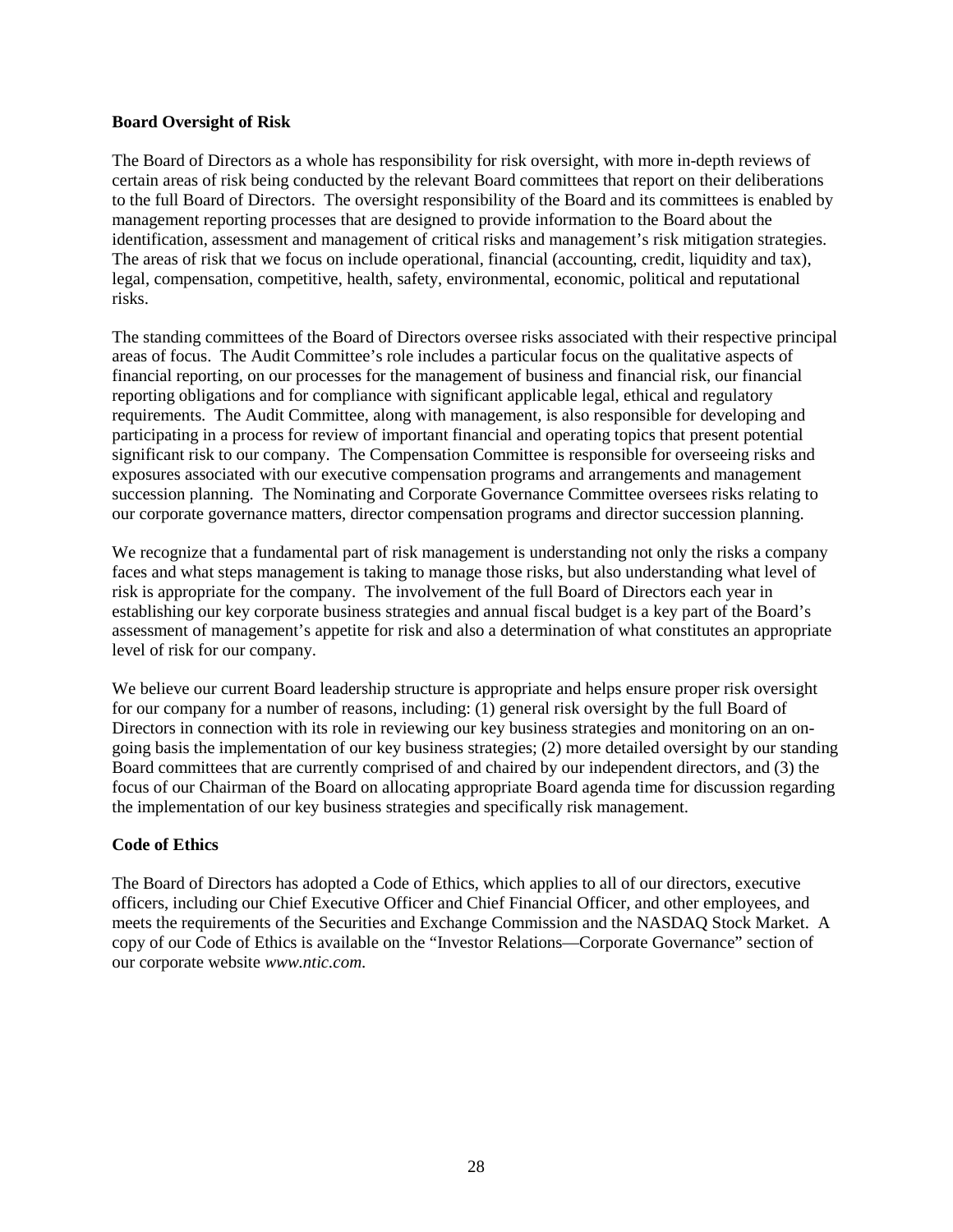**Board Oversight of Risk**

The Board of Directors as a whole has responsibility for risk oversight, with more in-depth reviews of certain areas of risk being conducted by the relevant Board committees that report on their deliberations to the full Board of Directors. The oversight responsibility of the Board and its committees is enabled by management reporting processes that are designed to provide information to the Board about the identification, assessment and management of critical risks and management's risk mitigation strategies. The areas of risk that we focus on include operational, financial (accounting, credit, liquidity and tax), legal, compensation, competitive, health, safety, environmental, economic, political and reputational risks.

The standing committees of the Board of Directors oversee risks associated with their respective principal areas of focus. The Audit Committee's role includes a particular focus on the qualitative aspects of financial reporting, on our processes for the management of business and financial risk, our financial reporting obligations and for compliance with significant applicable legal, ethical and regulatory requirements. The Audit Committee, along with management, is also responsible for developing and participating in a process for review of important financial and operating topics that present potential significant risk to our company. The Compensation Committee is responsible for overseeing risks and exposures associated with our executive compensation programs and arrangements and management succession planning. The Nominating and Corporate Governance Committee oversees risks relating to our corporate governance matters, director compensation programs and director succession planning.

We recognize that a fundamental part of risk management is understanding not only the risks a company faces and what steps management is taking to manage those risks, but also understanding what level of risk is appropriate for the company. The involvement of the full Board of Directors each year in establishing our key corporate business strategies and annual fiscal budget is a key part of the Board's assessment of management's appetite for risk and also a determination of what constitutes an appropriate level of risk for our company.

We believe our current Board leadership structure is appropriate and helps ensure proper risk oversight for our company for a number of reasons, including: (1) general risk oversight by the full Board of Directors in connection with its role in reviewing our key business strategies and monitoring on an on-going basis the implementation of our key business strategies; (2) more detailed oversight by our standing Board committees that are currently comprised of and chaired by our independent directors, and (3) the focus of our Chairman of the Board on allocating appropriate Board agenda time for discussion regarding the implementation of our key business strategies and specifically risk management.

**Code of Ethics**

The Board of Directors has adopted a Code of Ethics, which applies to all of our directors, executive officers, including our Chief Executive Officer and Chief Financial Officer, and other employees, and meets the requirements of the Securities and Exchange Commission and the NASDAQ Stock Market. A copy of our Code of Ethics is available on the "Investor Relations—Corporate Governance" section of our corporate website *www.ntic.com*.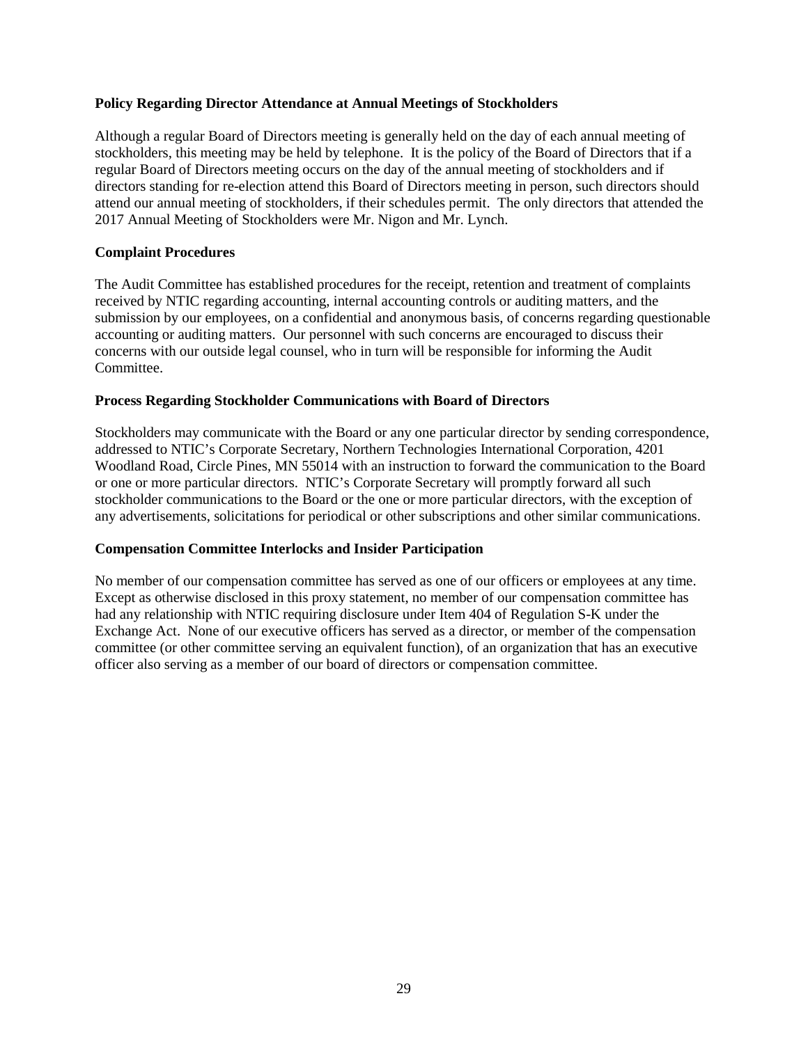**Policy Regarding Director Attendance at Annual Meetings of Stockholders**

Although a regular Board of Directors meeting is generally held on the day of each annual meeting of stockholders, this meeting may be held by telephone. It is the policy of the Board of Directors that if a regular Board of Directors meeting occurs on the day of the annual meeting of stockholders and if directors standing for re-election attend this Board of Directors meeting in person, such directors should attend our annual meeting of stockholders, if their schedules permit. The only directors that attended the 2017 Annual Meeting of Stockholders were Mr. Nigon and Mr. Lynch.

**Complaint Procedures**

The Audit Committee has established procedures for the receipt, retention and treatment of complaints received by NTIC regarding accounting, internal accounting controls or auditing matters, and the submission by our employees, on a confidential and anonymous basis, of concerns regarding questionable accounting or auditing matters. Our personnel with such concerns are encouraged to discuss their concerns with our outside legal counsel, who in turn will be responsible for informing the Audit Committee.

**Process Regarding Stockholder Communications with Board of Directors**

Stockholders may communicate with the Board or any one particular director by sending correspondence, addressed to NTIC's Corporate Secretary, Northern Technologies International Corporation, 4201 Woodland Road, Circle Pines, MN 55014 with an instruction to forward the communication to the Board or one or more particular directors. NTIC's Corporate Secretary will promptly forward all such stockholder communications to the Board or the one or more particular directors, with the exception of any advertisements, solicitations for periodical or other subscriptions and other similar communications.

**Compensation Committee Interlocks and Insider Participation**

No member of our compensation committee has served as one of our officers or employees at any time. Except as otherwise disclosed in this proxy statement, no member of our compensation committee has had any relationship with NTIC requiring disclosure under Item 404 of Regulation S-K under the Exchange Act. None of our executive officers has served as a director, or member of the compensation committee (or other committee serving an equivalent function), of an organization that has an executive officer also serving as a member of our board of directors or compensation committee.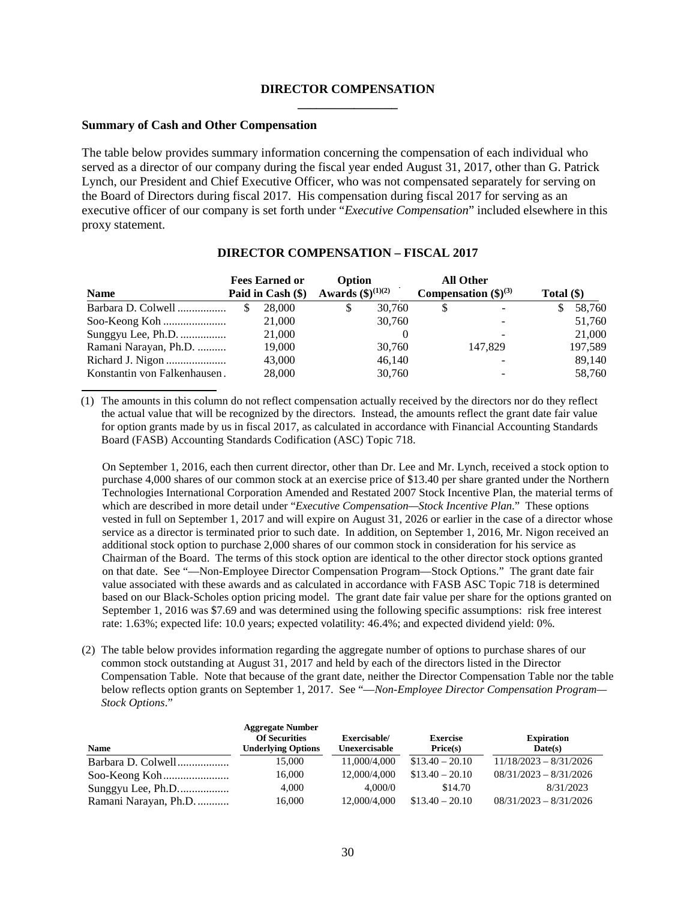## DIRECTOR COMPENSATION

### Summary of Cash and Other Compensation

The table below provides summary information concerning the compensation of each individual who served as a director of our company during the fiscal year ended August 31, 2017, other than G. Patrick Lynch, our President and Chief Executive Officer, who was not compensated separately for serving on the Board of Directors during fiscal 2017. His compensation during fiscal 2017 for serving as an executive officer of our company is set forth under "*Executive Compensation*" included elsewhere in this proxy statement.

**DIRECTOR COMPENSATION – FISCAL 2017**

| Name | Fees Earned or Paid in Cash ($) | Option Awards ($)(1)(2) | All Other Compensation ($)(3) | Total ($) |
|---|---|---|---|---|
| Barbara D. Colwell | $ 28,000 | $ 30,760 | $ - | $ 58,760 |
| Soo-Keong Koh | 21,000 | 30,760 | - | 51,760 |
| Sunggyu Lee, Ph.D. | 21,000 | 0 | - | 21,000 |
| Ramani Narayan, Ph.D. | 19,000 | 30,760 | 147,829 | 197,589 |
| Richard J. Nigon | 43,000 | 46,140 | - | 89,140 |
| Konstantin von Falkenhausen | 28,000 | 30,760 | - | 58,760 |

(1) The amounts in this column do not reflect compensation actually received by the directors nor do they reflect the actual value that will be recognized by the directors. Instead, the amounts reflect the grant date fair value for option grants made by us in fiscal 2017, as calculated in accordance with Financial Accounting Standards Board (FASB) Accounting Standards Codification (ASC) Topic 718.

On September 1, 2016, each then current director, other than Dr. Lee and Mr. Lynch, received a stock option to purchase 4,000 shares of our common stock at an exercise price of $13.40 per share granted under the Northern Technologies International Corporation Amended and Restated 2007 Stock Incentive Plan, the material terms of which are described in more detail under "*Executive Compensation—Stock Incentive Plan*." These options vested in full on September 1, 2017 and will expire on August 31, 2026 or earlier in the case of a director whose service as a director is terminated prior to such date. In addition, on September 1, 2016, Mr. Nigon received an additional stock option to purchase 2,000 shares of our common stock in consideration for his service as Chairman of the Board. The terms of this stock option are identical to the other director stock options granted on that date. See "—Non-Employee Director Compensation Program—Stock Options." The grant date fair value associated with these awards and as calculated in accordance with FASB ASC Topic 718 is determined based on our Black-Scholes option pricing model. The grant date fair value per share for the options granted on September 1, 2016 was $7.69 and was determined using the following specific assumptions: risk free interest rate: 1.63%; expected life: 10.0 years; expected volatility: 46.4%; and expected dividend yield: 0%.

(2) The table below provides information regarding the aggregate number of options to purchase shares of our common stock outstanding at August 31, 2017 and held by each of the directors listed in the Director Compensation Table. Note that because of the grant date, neither the Director Compensation Table nor the table below reflects option grants on September 1, 2017. See "*—Non-Employee Director Compensation Program—Stock Options*."

| Name | Aggregate Number Of Securities Underlying Options | Exercisable/ Unexercisable | Exercise Price(s) | Expiration Date(s) |
|---|---|---|---|---|
| Barbara D. Colwell | 15,000 | 11,000/4,000 | $13.40 – 20.10 | 11/18/2023 – 8/31/2026 |
| Soo-Keong Koh | 16,000 | 12,000/4,000 | $13.40 – 20.10 | 08/31/2023 – 8/31/2026 |
| Sunggyu Lee, Ph.D. | 4,000 | 4,000/0 | $14.70 | 8/31/2023 |
| Ramani Narayan, Ph.D. | 16,000 | 12,000/4,000 | $13.40 – 20.10 | 08/31/2023 – 8/31/2026 |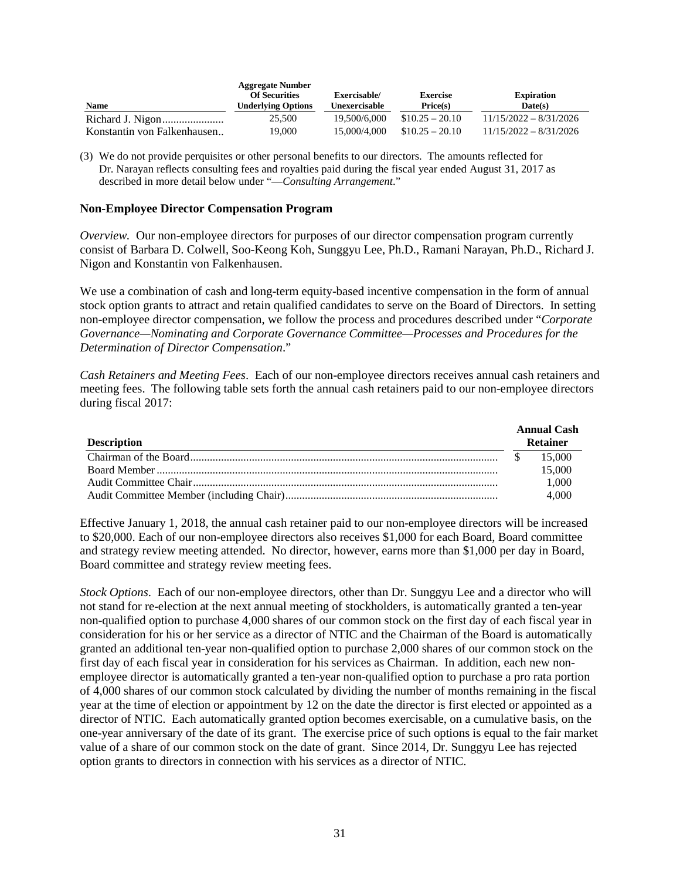| Name | Aggregate Number Of Securities Underlying Options | Exercisable/ Unexercisable | Exercise Price(s) | Expiration Date(s) |
|---|---|---|---|---|
| Richard J. Nigon | 25,500 | 19,500/6,000 | $10.25 – 20.10 | 11/15/2022 – 8/31/2026 |
| Konstantin von Falkenhausen | 19,000 | 15,000/4,000 | $10.25 – 20.10 | 11/15/2022 – 8/31/2026 |

(3) We do not provide perquisites or other personal benefits to our directors. The amounts reflected for Dr. Narayan reflects consulting fees and royalties paid during the fiscal year ended August 31, 2017 as described in more detail below under "—*Consulting Arrangement*."

### Non-Employee Director Compensation Program

*Overview.* Our non-employee directors for purposes of our director compensation program currently consist of Barbara D. Colwell, Soo-Keong Koh, Sunggyu Lee, Ph.D., Ramani Narayan, Ph.D., Richard J. Nigon and Konstantin von Falkenhausen.

We use a combination of cash and long-term equity-based incentive compensation in the form of annual stock option grants to attract and retain qualified candidates to serve on the Board of Directors. In setting non-employee director compensation, we follow the process and procedures described under "*Corporate Governance—Nominating and Corporate Governance Committee—Processes and Procedures for the Determination of Director Compensation*."

*Cash Retainers and Meeting Fees*. Each of our non-employee directors receives annual cash retainers and meeting fees. The following table sets forth the annual cash retainers paid to our non-employee directors during fiscal 2017:

| Description | Annual Cash Retainer |
|---|---|
| Chairman of the Board | $ 15,000 |
| Board Member | 15,000 |
| Audit Committee Chair | 1,000 |
| Audit Committee Member (including Chair) | 4,000 |

Effective January 1, 2018, the annual cash retainer paid to our non-employee directors will be increased to $20,000. Each of our non-employee directors also receives $1,000 for each Board, Board committee and strategy review meeting attended. No director, however, earns more than $1,000 per day in Board, Board committee and strategy review meeting fees.

*Stock Options*. Each of our non-employee directors, other than Dr. Sunggyu Lee and a director who will not stand for re-election at the next annual meeting of stockholders, is automatically granted a ten-year non-qualified option to purchase 4,000 shares of our common stock on the first day of each fiscal year in consideration for his or her service as a director of NTIC and the Chairman of the Board is automatically granted an additional ten-year non-qualified option to purchase 2,000 shares of our common stock on the first day of each fiscal year in consideration for his services as Chairman. In addition, each new non-employee director is automatically granted a ten-year non-qualified option to purchase a pro rata portion of 4,000 shares of our common stock calculated by dividing the number of months remaining in the fiscal year at the time of election or appointment by 12 on the date the director is first elected or appointed as a director of NTIC. Each automatically granted option becomes exercisable, on a cumulative basis, on the one-year anniversary of the date of its grant. The exercise price of such options is equal to the fair market value of a share of our common stock on the date of grant. Since 2014, Dr. Sunggyu Lee has rejected option grants to directors in connection with his services as a director of NTIC.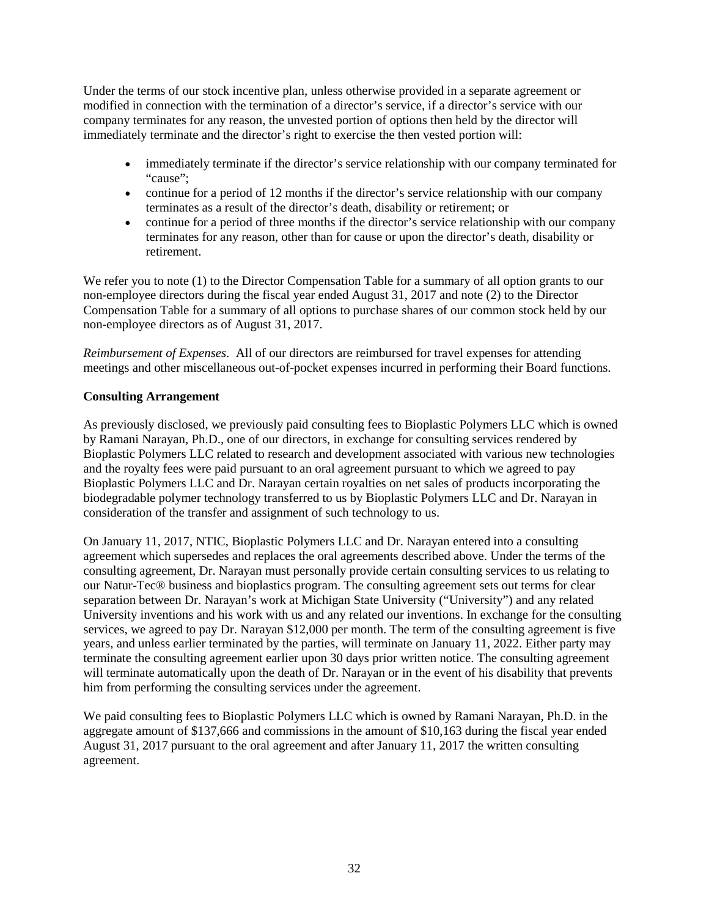Under the terms of our stock incentive plan, unless otherwise provided in a separate agreement or modified in connection with the termination of a director's service, if a director's service with our company terminates for any reason, the unvested portion of options then held by the director will immediately terminate and the director's right to exercise the then vested portion will:

- immediately terminate if the director's service relationship with our company terminated for "cause";
- continue for a period of 12 months if the director's service relationship with our company terminates as a result of the director's death, disability or retirement; or
- continue for a period of three months if the director's service relationship with our company terminates for any reason, other than for cause or upon the director's death, disability or retirement.

We refer you to note (1) to the Director Compensation Table for a summary of all option grants to our non-employee directors during the fiscal year ended August 31, 2017 and note (2) to the Director Compensation Table for a summary of all options to purchase shares of our common stock held by our non-employee directors as of August 31, 2017.

*Reimbursement of Expenses*. All of our directors are reimbursed for travel expenses for attending meetings and other miscellaneous out-of-pocket expenses incurred in performing their Board functions.

**Consulting Arrangement**

As previously disclosed, we previously paid consulting fees to Bioplastic Polymers LLC which is owned by Ramani Narayan, Ph.D., one of our directors, in exchange for consulting services rendered by Bioplastic Polymers LLC related to research and development associated with various new technologies and the royalty fees were paid pursuant to an oral agreement pursuant to which we agreed to pay Bioplastic Polymers LLC and Dr. Narayan certain royalties on net sales of products incorporating the biodegradable polymer technology transferred to us by Bioplastic Polymers LLC and Dr. Narayan in consideration of the transfer and assignment of such technology to us.

On January 11, 2017, NTIC, Bioplastic Polymers LLC and Dr. Narayan entered into a consulting agreement which supersedes and replaces the oral agreements described above. Under the terms of the consulting agreement, Dr. Narayan must personally provide certain consulting services to us relating to our Natur-Tec® business and bioplastics program. The consulting agreement sets out terms for clear separation between Dr. Narayan's work at Michigan State University ("University") and any related University inventions and his work with us and any related our inventions. In exchange for the consulting services, we agreed to pay Dr. Narayan $12,000 per month. The term of the consulting agreement is five years, and unless earlier terminated by the parties, will terminate on January 11, 2022. Either party may terminate the consulting agreement earlier upon 30 days prior written notice. The consulting agreement will terminate automatically upon the death of Dr. Narayan or in the event of his disability that prevents him from performing the consulting services under the agreement.

We paid consulting fees to Bioplastic Polymers LLC which is owned by Ramani Narayan, Ph.D. in the aggregate amount of $137,666 and commissions in the amount of $10,163 during the fiscal year ended August 31, 2017 pursuant to the oral agreement and after January 11, 2017 the written consulting agreement.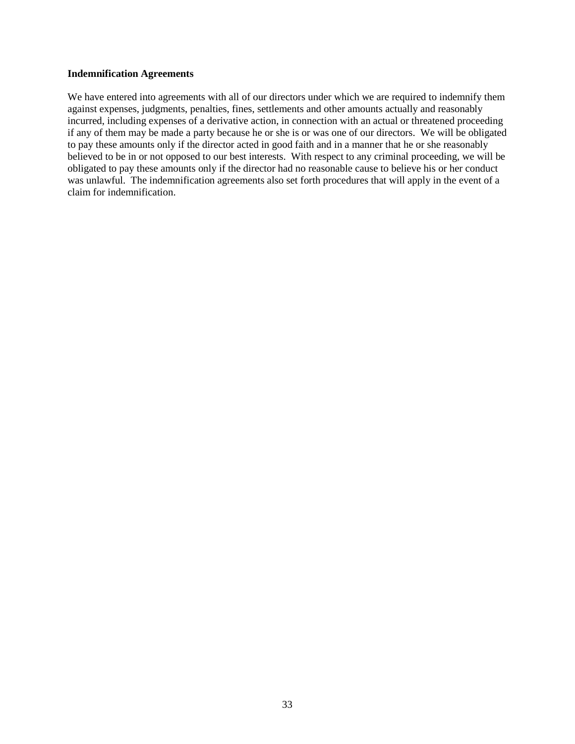**Indemnification Agreements**

We have entered into agreements with all of our directors under which we are required to indemnify them against expenses, judgments, penalties, fines, settlements and other amounts actually and reasonably incurred, including expenses of a derivative action, in connection with an actual or threatened proceeding if any of them may be made a party because he or she is or was one of our directors. We will be obligated to pay these amounts only if the director acted in good faith and in a manner that he or she reasonably believed to be in or not opposed to our best interests. With respect to any criminal proceeding, we will be obligated to pay these amounts only if the director had no reasonable cause to believe his or her conduct was unlawful. The indemnification agreements also set forth procedures that will apply in the event of a claim for indemnification.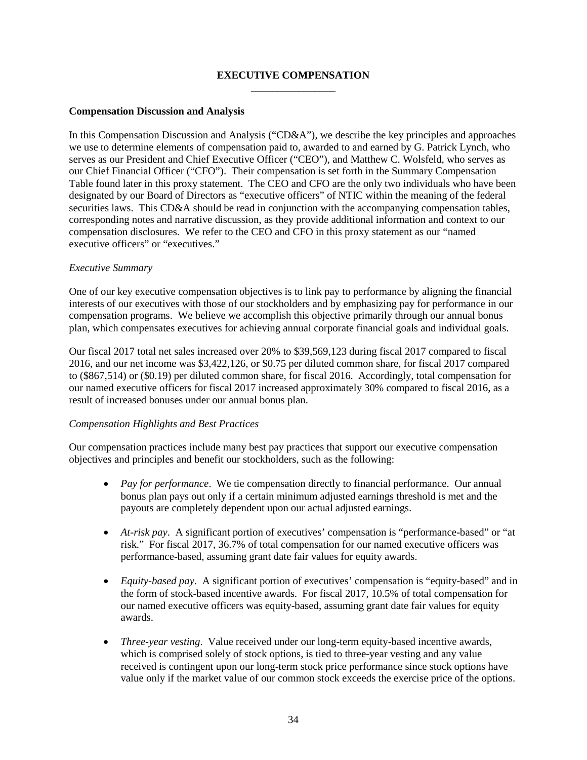# EXECUTIVE COMPENSATION

## Compensation Discussion and Analysis

In this Compensation Discussion and Analysis ("CD&A"), we describe the key principles and approaches we use to determine elements of compensation paid to, awarded to and earned by G. Patrick Lynch, who serves as our President and Chief Executive Officer ("CEO"), and Matthew C. Wolsfeld, who serves as our Chief Financial Officer ("CFO"). Their compensation is set forth in the Summary Compensation Table found later in this proxy statement. The CEO and CFO are the only two individuals who have been designated by our Board of Directors as "executive officers" of NTIC within the meaning of the federal securities laws. This CD&A should be read in conjunction with the accompanying compensation tables, corresponding notes and narrative discussion, as they provide additional information and context to our compensation disclosures. We refer to the CEO and CFO in this proxy statement as our "named executive officers" or "executives."

*Executive Summary*

One of our key executive compensation objectives is to link pay to performance by aligning the financial interests of our executives with those of our stockholders and by emphasizing pay for performance in our compensation programs. We believe we accomplish this objective primarily through our annual bonus plan, which compensates executives for achieving annual corporate financial goals and individual goals.

Our fiscal 2017 total net sales increased over 20% to $39,569,123 during fiscal 2017 compared to fiscal 2016, and our net income was $3,422,126, or $0.75 per diluted common share, for fiscal 2017 compared to ($867,514) or ($0.19) per diluted common share, for fiscal 2016. Accordingly, total compensation for our named executive officers for fiscal 2017 increased approximately 30% compared to fiscal 2016, as a result of increased bonuses under our annual bonus plan.

*Compensation Highlights and Best Practices*

Our compensation practices include many best pay practices that support our executive compensation objectives and principles and benefit our stockholders, such as the following:

- *Pay for performance*. We tie compensation directly to financial performance. Our annual bonus plan pays out only if a certain minimum adjusted earnings threshold is met and the payouts are completely dependent upon our actual adjusted earnings.

- *At-risk pay*. A significant portion of executives' compensation is "performance-based" or "at risk." For fiscal 2017, 36.7% of total compensation for our named executive officers was performance-based, assuming grant date fair values for equity awards.

- *Equity-based pay*. A significant portion of executives' compensation is "equity-based" and in the form of stock-based incentive awards. For fiscal 2017, 10.5% of total compensation for our named executive officers was equity-based, assuming grant date fair values for equity awards.

- *Three-year vesting*. Value received under our long-term equity-based incentive awards, which is comprised solely of stock options, is tied to three-year vesting and any value received is contingent upon our long-term stock price performance since stock options have value only if the market value of our common stock exceeds the exercise price of the options.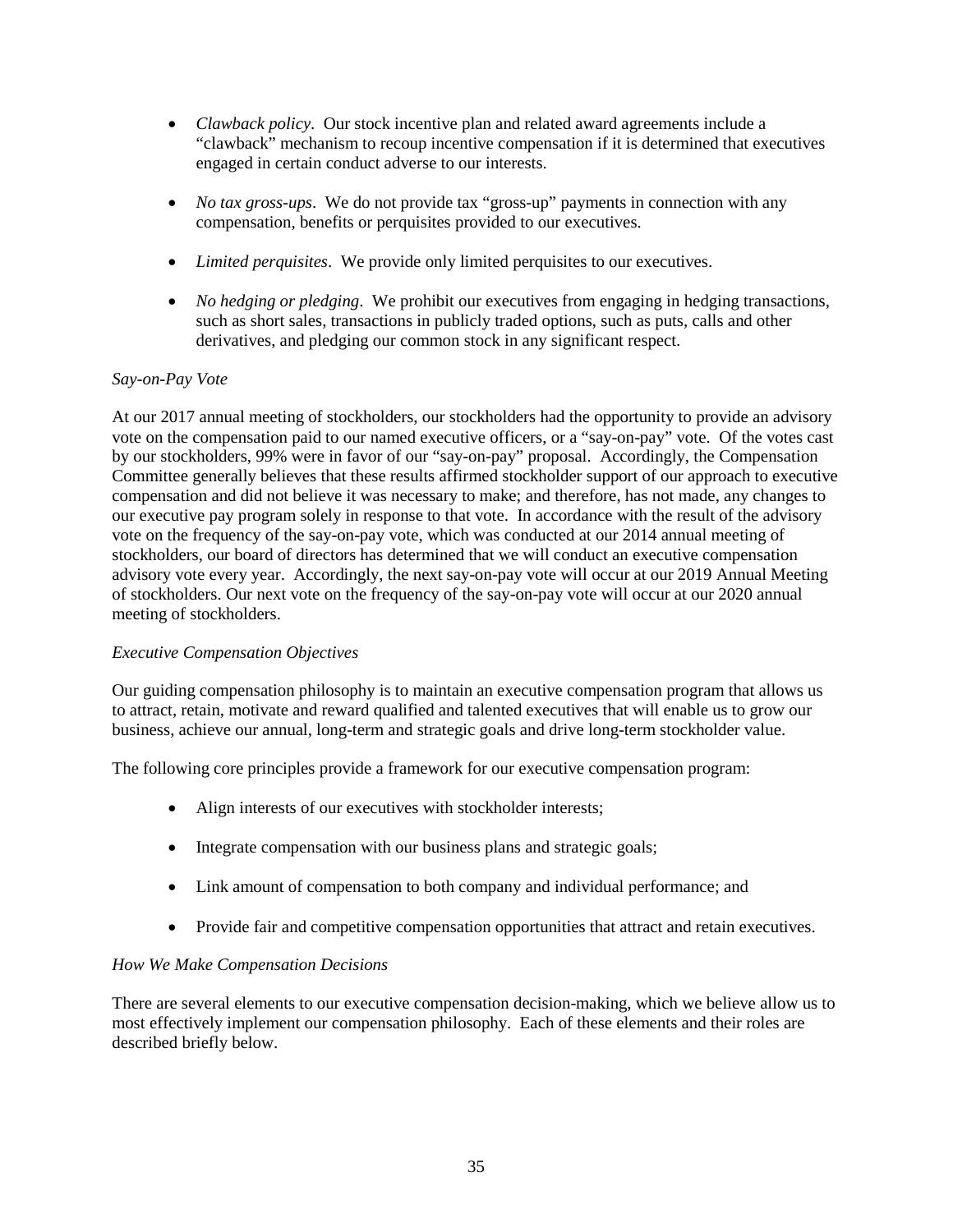- *Clawback policy*. Our stock incentive plan and related award agreements include a "clawback" mechanism to recoup incentive compensation if it is determined that executives engaged in certain conduct adverse to our interests.

- *No tax gross-ups*. We do not provide tax "gross-up" payments in connection with any compensation, benefits or perquisites provided to our executives.

- *Limited perquisites*. We provide only limited perquisites to our executives.

- *No hedging or pledging*. We prohibit our executives from engaging in hedging transactions, such as short sales, transactions in publicly traded options, such as puts, calls and other derivatives, and pledging our common stock in any significant respect.

*Say-on-Pay Vote*

At our 2017 annual meeting of stockholders, our stockholders had the opportunity to provide an advisory vote on the compensation paid to our named executive officers, or a "say-on-pay" vote. Of the votes cast by our stockholders, 99% were in favor of our "say-on-pay" proposal. Accordingly, the Compensation Committee generally believes that these results affirmed stockholder support of our approach to executive compensation and did not believe it was necessary to make; and therefore, has not made, any changes to our executive pay program solely in response to that vote. In accordance with the result of the advisory vote on the frequency of the say-on-pay vote, which was conducted at our 2014 annual meeting of stockholders, our board of directors has determined that we will conduct an executive compensation advisory vote every year. Accordingly, the next say-on-pay vote will occur at our 2019 Annual Meeting of stockholders. Our next vote on the frequency of the say-on-pay vote will occur at our 2020 annual meeting of stockholders.

*Executive Compensation Objectives*

Our guiding compensation philosophy is to maintain an executive compensation program that allows us to attract, retain, motivate and reward qualified and talented executives that will enable us to grow our business, achieve our annual, long-term and strategic goals and drive long-term stockholder value.

The following core principles provide a framework for our executive compensation program:

- Align interests of our executives with stockholder interests;

- Integrate compensation with our business plans and strategic goals;

- Link amount of compensation to both company and individual performance; and

- Provide fair and competitive compensation opportunities that attract and retain executives.

*How We Make Compensation Decisions*

There are several elements to our executive compensation decision-making, which we believe allow us to most effectively implement our compensation philosophy. Each of these elements and their roles are described briefly below.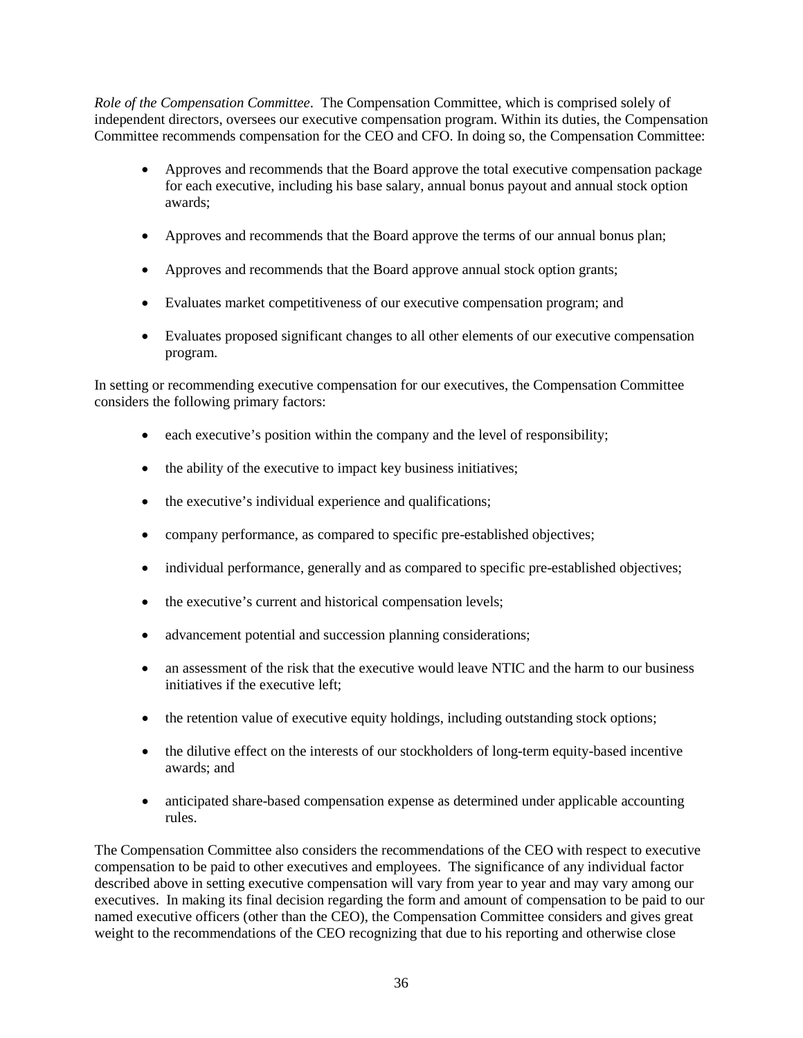*Role of the Compensation Committee*. The Compensation Committee, which is comprised solely of independent directors, oversees our executive compensation program. Within its duties, the Compensation Committee recommends compensation for the CEO and CFO. In doing so, the Compensation Committee:

- Approves and recommends that the Board approve the total executive compensation package for each executive, including his base salary, annual bonus payout and annual stock option awards;
- Approves and recommends that the Board approve the terms of our annual bonus plan;
- Approves and recommends that the Board approve annual stock option grants;
- Evaluates market competitiveness of our executive compensation program; and
- Evaluates proposed significant changes to all other elements of our executive compensation program.

In setting or recommending executive compensation for our executives, the Compensation Committee considers the following primary factors:

- each executive's position within the company and the level of responsibility;
- the ability of the executive to impact key business initiatives;
- the executive's individual experience and qualifications;
- company performance, as compared to specific pre-established objectives;
- individual performance, generally and as compared to specific pre-established objectives;
- the executive's current and historical compensation levels;
- advancement potential and succession planning considerations;
- an assessment of the risk that the executive would leave NTIC and the harm to our business initiatives if the executive left;
- the retention value of executive equity holdings, including outstanding stock options;
- the dilutive effect on the interests of our stockholders of long-term equity-based incentive awards; and
- anticipated share-based compensation expense as determined under applicable accounting rules.

The Compensation Committee also considers the recommendations of the CEO with respect to executive compensation to be paid to other executives and employees. The significance of any individual factor described above in setting executive compensation will vary from year to year and may vary among our executives. In making its final decision regarding the form and amount of compensation to be paid to our named executive officers (other than the CEO), the Compensation Committee considers and gives great weight to the recommendations of the CEO recognizing that due to his reporting and otherwise close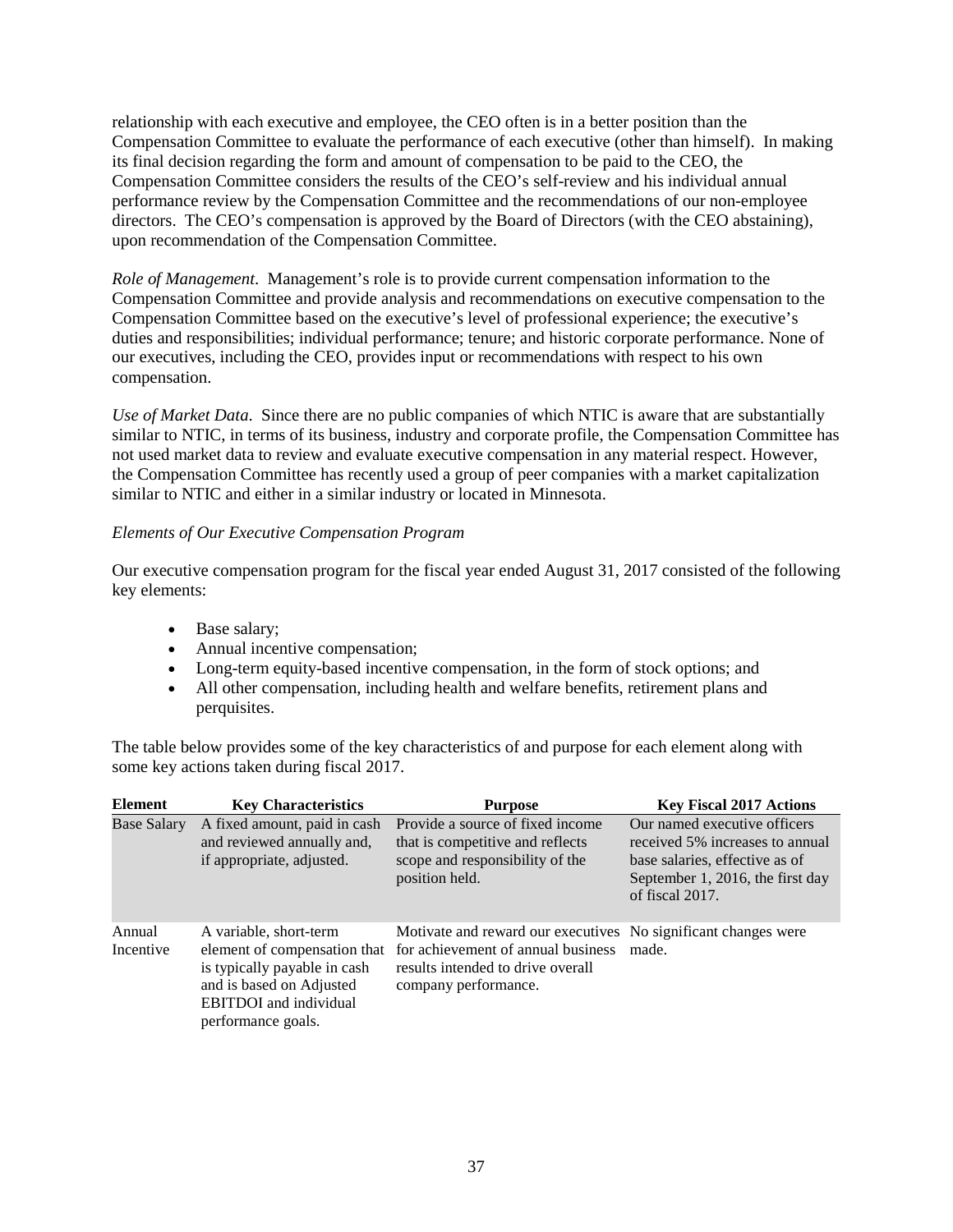relationship with each executive and employee, the CEO often is in a better position than the Compensation Committee to evaluate the performance of each executive (other than himself). In making its final decision regarding the form and amount of compensation to be paid to the CEO, the Compensation Committee considers the results of the CEO's self-review and his individual annual performance review by the Compensation Committee and the recommendations of our non-employee directors. The CEO's compensation is approved by the Board of Directors (with the CEO abstaining), upon recommendation of the Compensation Committee.

*Role of Management*. Management's role is to provide current compensation information to the Compensation Committee and provide analysis and recommendations on executive compensation to the Compensation Committee based on the executive's level of professional experience; the executive's duties and responsibilities; individual performance; tenure; and historic corporate performance. None of our executives, including the CEO, provides input or recommendations with respect to his own compensation.

*Use of Market Data*. Since there are no public companies of which NTIC is aware that are substantially similar to NTIC, in terms of its business, industry and corporate profile, the Compensation Committee has not used market data to review and evaluate executive compensation in any material respect. However, the Compensation Committee has recently used a group of peer companies with a market capitalization similar to NTIC and either in a similar industry or located in Minnesota.

*Elements of Our Executive Compensation Program*

Our executive compensation program for the fiscal year ended August 31, 2017 consisted of the following key elements:

- Base salary;
- Annual incentive compensation;
- Long-term equity-based incentive compensation, in the form of stock options; and
- All other compensation, including health and welfare benefits, retirement plans and perquisites.

The table below provides some of the key characteristics of and purpose for each element along with some key actions taken during fiscal 2017.

| Element | Key Characteristics | Purpose | Key Fiscal 2017 Actions |
|---|---|---|---|
| Base Salary | A fixed amount, paid in cash and reviewed annually and, if appropriate, adjusted. | Provide a source of fixed income that is competitive and reflects scope and responsibility of the position held. | Our named executive officers received 5% increases to annual base salaries, effective as of September 1, 2016, the first day of fiscal 2017. |
| Annual Incentive | A variable, short-term element of compensation that is typically payable in cash and is based on Adjusted EBITDOI and individual performance goals. | Motivate and reward our executives for achievement of annual business results intended to drive overall company performance. | No significant changes were made. |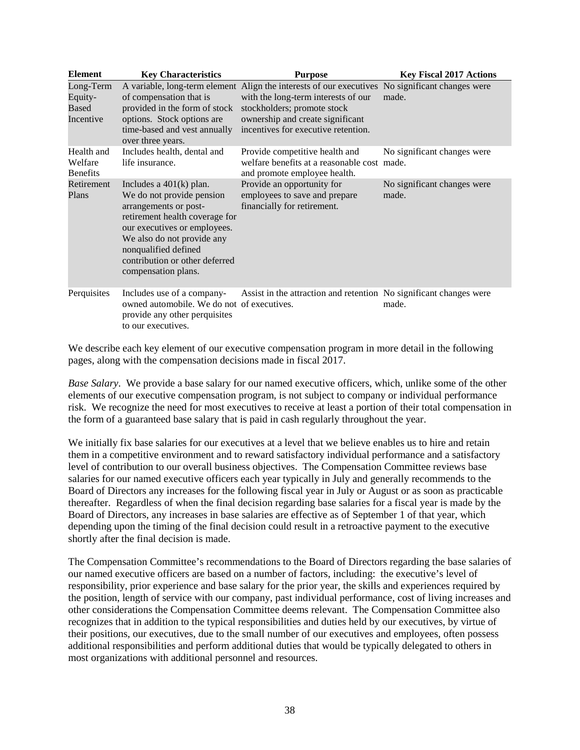| Element | Key Characteristics | Purpose | Key Fiscal 2017 Actions |
|---|---|---|---|
| Long-Term Equity-Based Incentive | A variable, long-term element of compensation that is provided in the form of stock options. Stock options are time-based and vest annually over three years. | Align the interests of our executives with the long-term interests of our stockholders; promote stock ownership and create significant incentives for executive retention. | No significant changes were made. |
| Health and Welfare Benefits | Includes health, dental and life insurance. | Provide competitive health and welfare benefits at a reasonable cost and promote employee health. | No significant changes were made. |
| Retirement Plans | Includes a 401(k) plan. We do not provide pension arrangements or post-retirement health coverage for our executives or employees. We also do not provide any nonqualified defined contribution or other deferred compensation plans. | Provide an opportunity for employees to save and prepare financially for retirement. | No significant changes were made. |
| Perquisites | Includes use of a company-owned automobile. We do not provide any other perquisites to our executives. | Assist in the attraction and retention of executives. | No significant changes were made. |

We describe each key element of our executive compensation program in more detail in the following pages, along with the compensation decisions made in fiscal 2017.

*Base Salary*. We provide a base salary for our named executive officers, which, unlike some of the other elements of our executive compensation program, is not subject to company or individual performance risk. We recognize the need for most executives to receive at least a portion of their total compensation in the form of a guaranteed base salary that is paid in cash regularly throughout the year.

We initially fix base salaries for our executives at a level that we believe enables us to hire and retain them in a competitive environment and to reward satisfactory individual performance and a satisfactory level of contribution to our overall business objectives. The Compensation Committee reviews base salaries for our named executive officers each year typically in July and generally recommends to the Board of Directors any increases for the following fiscal year in July or August or as soon as practicable thereafter. Regardless of when the final decision regarding base salaries for a fiscal year is made by the Board of Directors, any increases in base salaries are effective as of September 1 of that year, which depending upon the timing of the final decision could result in a retroactive payment to the executive shortly after the final decision is made.

The Compensation Committee's recommendations to the Board of Directors regarding the base salaries of our named executive officers are based on a number of factors, including: the executive's level of responsibility, prior experience and base salary for the prior year, the skills and experiences required by the position, length of service with our company, past individual performance, cost of living increases and other considerations the Compensation Committee deems relevant. The Compensation Committee also recognizes that in addition to the typical responsibilities and duties held by our executives, by virtue of their positions, our executives, due to the small number of our executives and employees, often possess additional responsibilities and perform additional duties that would be typically delegated to others in most organizations with additional personnel and resources.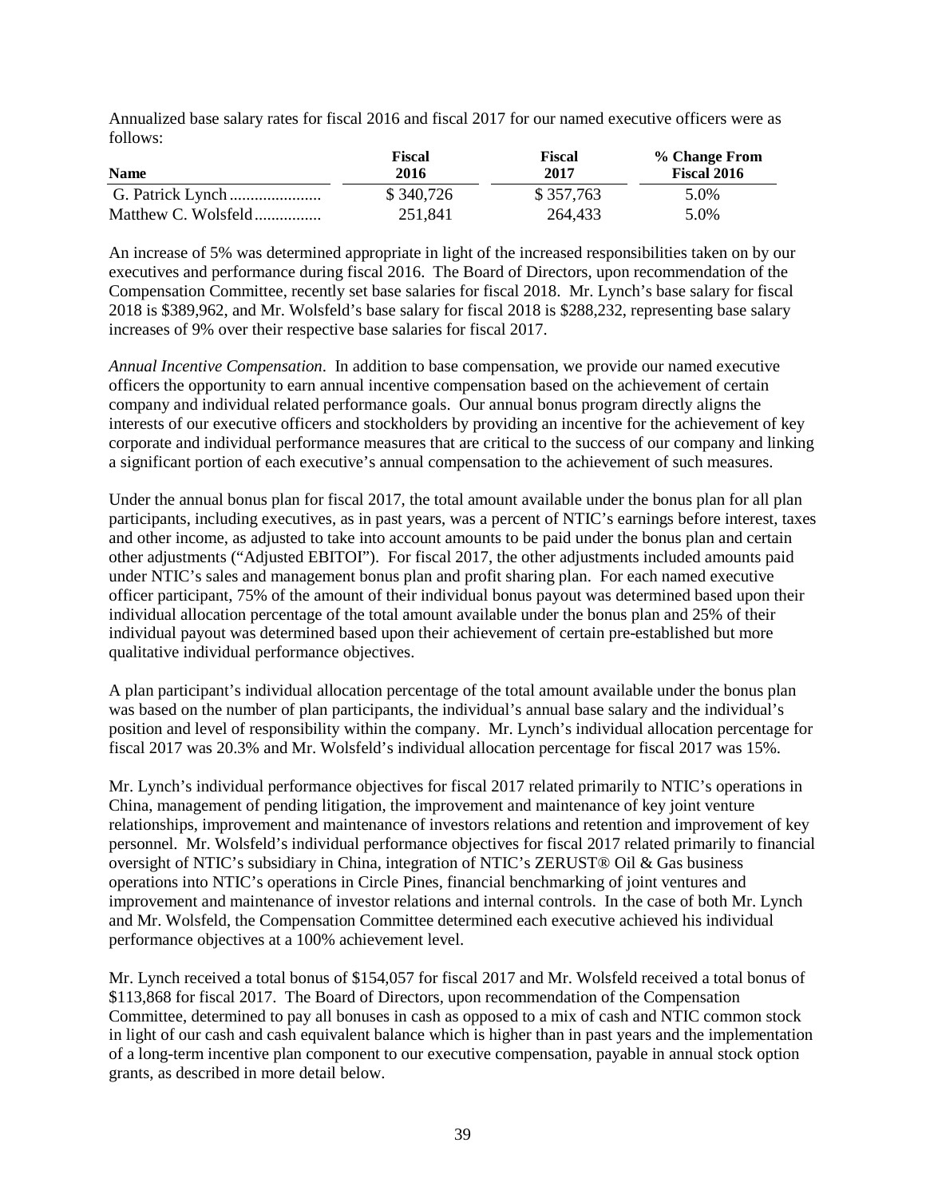Annualized base salary rates for fiscal 2016 and fiscal 2017 for our named executive officers were as follows:

| Name | Fiscal 2016 | Fiscal 2017 | % Change From Fiscal 2016 |
|---|---|---|---|
| G. Patrick Lynch | $ 340,726 | $ 357,763 | 5.0% |
| Matthew C. Wolsfeld | 251,841 | 264,433 | 5.0% |

An increase of 5% was determined appropriate in light of the increased responsibilities taken on by our executives and performance during fiscal 2016. The Board of Directors, upon recommendation of the Compensation Committee, recently set base salaries for fiscal 2018. Mr. Lynch's base salary for fiscal 2018 is $389,962, and Mr. Wolsfeld's base salary for fiscal 2018 is $288,232, representing base salary increases of 9% over their respective base salaries for fiscal 2017.

*Annual Incentive Compensation*. In addition to base compensation, we provide our named executive officers the opportunity to earn annual incentive compensation based on the achievement of certain company and individual related performance goals. Our annual bonus program directly aligns the interests of our executive officers and stockholders by providing an incentive for the achievement of key corporate and individual performance measures that are critical to the success of our company and linking a significant portion of each executive's annual compensation to the achievement of such measures.

Under the annual bonus plan for fiscal 2017, the total amount available under the bonus plan for all plan participants, including executives, as in past years, was a percent of NTIC's earnings before interest, taxes and other income, as adjusted to take into account amounts to be paid under the bonus plan and certain other adjustments ("Adjusted EBITOI"). For fiscal 2017, the other adjustments included amounts paid under NTIC's sales and management bonus plan and profit sharing plan. For each named executive officer participant, 75% of the amount of their individual bonus payout was determined based upon their individual allocation percentage of the total amount available under the bonus plan and 25% of their individual payout was determined based upon their achievement of certain pre-established but more qualitative individual performance objectives.

A plan participant's individual allocation percentage of the total amount available under the bonus plan was based on the number of plan participants, the individual's annual base salary and the individual's position and level of responsibility within the company. Mr. Lynch's individual allocation percentage for fiscal 2017 was 20.3% and Mr. Wolsfeld's individual allocation percentage for fiscal 2017 was 15%.

Mr. Lynch's individual performance objectives for fiscal 2017 related primarily to NTIC's operations in China, management of pending litigation, the improvement and maintenance of key joint venture relationships, improvement and maintenance of investors relations and retention and improvement of key personnel. Mr. Wolsfeld's individual performance objectives for fiscal 2017 related primarily to financial oversight of NTIC's subsidiary in China, integration of NTIC's ZERUST® Oil & Gas business operations into NTIC's operations in Circle Pines, financial benchmarking of joint ventures and improvement and maintenance of investor relations and internal controls. In the case of both Mr. Lynch and Mr. Wolsfeld, the Compensation Committee determined each executive achieved his individual performance objectives at a 100% achievement level.

Mr. Lynch received a total bonus of $154,057 for fiscal 2017 and Mr. Wolsfeld received a total bonus of $113,868 for fiscal 2017. The Board of Directors, upon recommendation of the Compensation Committee, determined to pay all bonuses in cash as opposed to a mix of cash and NTIC common stock in light of our cash and cash equivalent balance which is higher than in past years and the implementation of a long-term incentive plan component to our executive compensation, payable in annual stock option grants, as described in more detail below.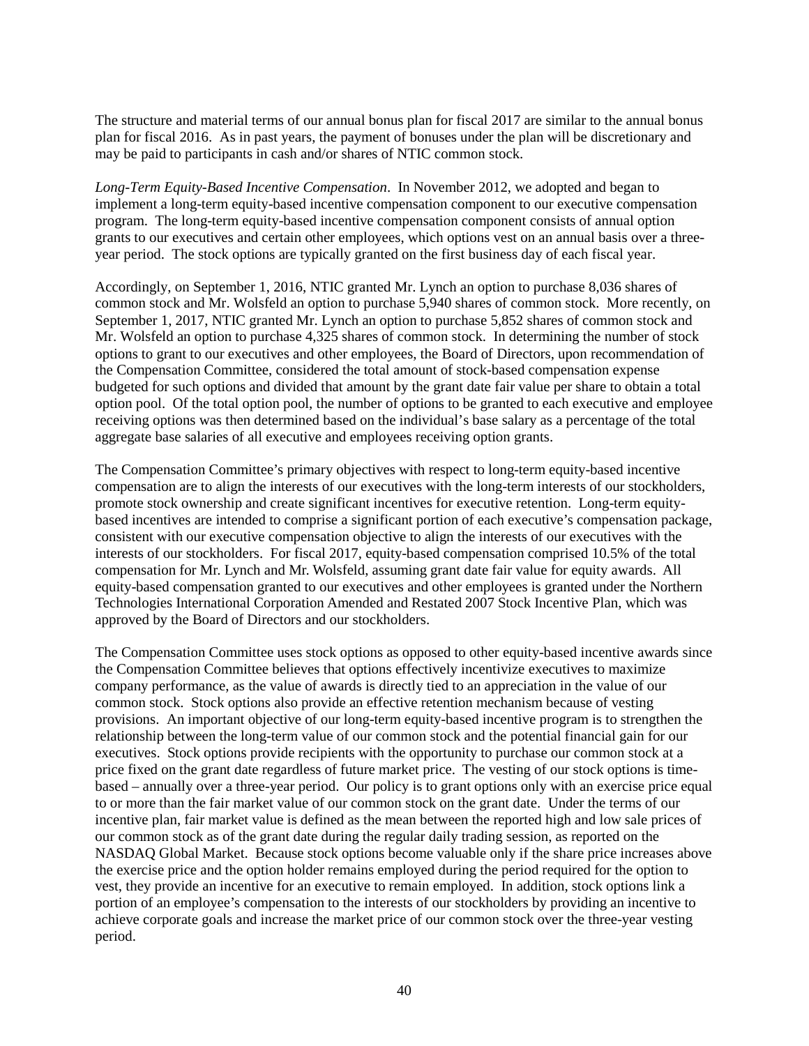The structure and material terms of our annual bonus plan for fiscal 2017 are similar to the annual bonus plan for fiscal 2016. As in past years, the payment of bonuses under the plan will be discretionary and may be paid to participants in cash and/or shares of NTIC common stock.

*Long-Term Equity-Based Incentive Compensation*. In November 2012, we adopted and began to implement a long-term equity-based incentive compensation component to our executive compensation program. The long-term equity-based incentive compensation component consists of annual option grants to our executives and certain other employees, which options vest on an annual basis over a three-year period. The stock options are typically granted on the first business day of each fiscal year.

Accordingly, on September 1, 2016, NTIC granted Mr. Lynch an option to purchase 8,036 shares of common stock and Mr. Wolsfeld an option to purchase 5,940 shares of common stock. More recently, on September 1, 2017, NTIC granted Mr. Lynch an option to purchase 5,852 shares of common stock and Mr. Wolsfeld an option to purchase 4,325 shares of common stock. In determining the number of stock options to grant to our executives and other employees, the Board of Directors, upon recommendation of the Compensation Committee, considered the total amount of stock-based compensation expense budgeted for such options and divided that amount by the grant date fair value per share to obtain a total option pool. Of the total option pool, the number of options to be granted to each executive and employee receiving options was then determined based on the individual's base salary as a percentage of the total aggregate base salaries of all executive and employees receiving option grants.

The Compensation Committee's primary objectives with respect to long-term equity-based incentive compensation are to align the interests of our executives with the long-term interests of our stockholders, promote stock ownership and create significant incentives for executive retention. Long-term equity-based incentives are intended to comprise a significant portion of each executive's compensation package, consistent with our executive compensation objective to align the interests of our executives with the interests of our stockholders. For fiscal 2017, equity-based compensation comprised 10.5% of the total compensation for Mr. Lynch and Mr. Wolsfeld, assuming grant date fair value for equity awards. All equity-based compensation granted to our executives and other employees is granted under the Northern Technologies International Corporation Amended and Restated 2007 Stock Incentive Plan, which was approved by the Board of Directors and our stockholders.

The Compensation Committee uses stock options as opposed to other equity-based incentive awards since the Compensation Committee believes that options effectively incentivize executives to maximize company performance, as the value of awards is directly tied to an appreciation in the value of our common stock. Stock options also provide an effective retention mechanism because of vesting provisions. An important objective of our long-term equity-based incentive program is to strengthen the relationship between the long-term value of our common stock and the potential financial gain for our executives. Stock options provide recipients with the opportunity to purchase our common stock at a price fixed on the grant date regardless of future market price. The vesting of our stock options is time-based – annually over a three-year period. Our policy is to grant options only with an exercise price equal to or more than the fair market value of our common stock on the grant date. Under the terms of our incentive plan, fair market value is defined as the mean between the reported high and low sale prices of our common stock as of the grant date during the regular daily trading session, as reported on the NASDAQ Global Market. Because stock options become valuable only if the share price increases above the exercise price and the option holder remains employed during the period required for the option to vest, they provide an incentive for an executive to remain employed. In addition, stock options link a portion of an employee's compensation to the interests of our stockholders by providing an incentive to achieve corporate goals and increase the market price of our common stock over the three-year vesting period.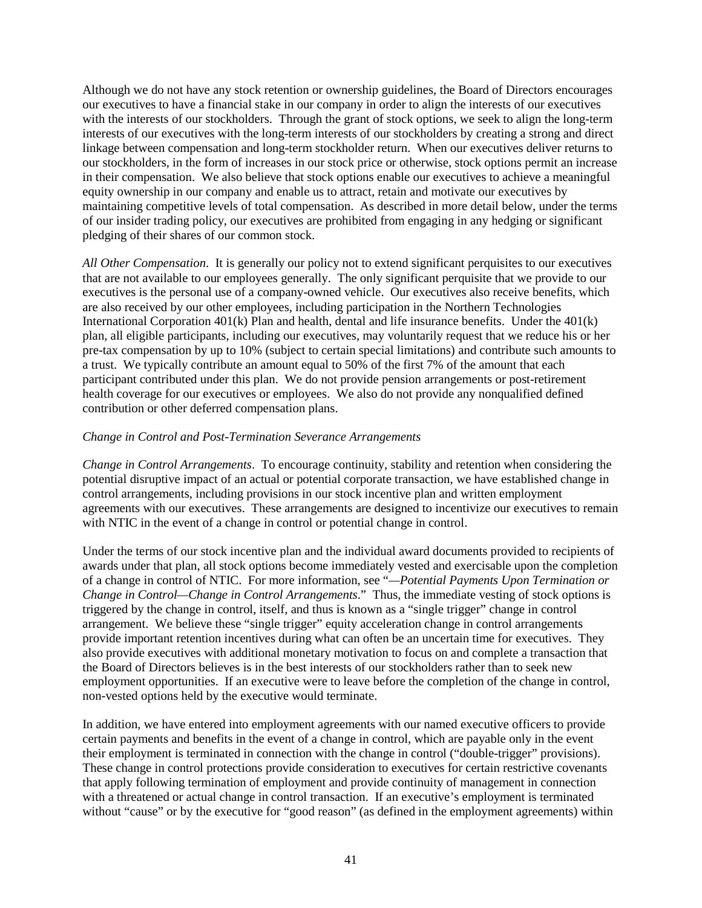Although we do not have any stock retention or ownership guidelines, the Board of Directors encourages our executives to have a financial stake in our company in order to align the interests of our executives with the interests of our stockholders. Through the grant of stock options, we seek to align the long-term interests of our executives with the long-term interests of our stockholders by creating a strong and direct linkage between compensation and long-term stockholder return. When our executives deliver returns to our stockholders, in the form of increases in our stock price or otherwise, stock options permit an increase in their compensation. We also believe that stock options enable our executives to achieve a meaningful equity ownership in our company and enable us to attract, retain and motivate our executives by maintaining competitive levels of total compensation. As described in more detail below, under the terms of our insider trading policy, our executives are prohibited from engaging in any hedging or significant pledging of their shares of our common stock.

*All Other Compensation*. It is generally our policy not to extend significant perquisites to our executives that are not available to our employees generally. The only significant perquisite that we provide to our executives is the personal use of a company-owned vehicle. Our executives also receive benefits, which are also received by our other employees, including participation in the Northern Technologies International Corporation 401(k) Plan and health, dental and life insurance benefits. Under the 401(k) plan, all eligible participants, including our executives, may voluntarily request that we reduce his or her pre-tax compensation by up to 10% (subject to certain special limitations) and contribute such amounts to a trust. We typically contribute an amount equal to 50% of the first 7% of the amount that each participant contributed under this plan. We do not provide pension arrangements or post-retirement health coverage for our executives or employees. We also do not provide any nonqualified defined contribution or other deferred compensation plans.

*Change in Control and Post-Termination Severance Arrangements*

*Change in Control Arrangements*. To encourage continuity, stability and retention when considering the potential disruptive impact of an actual or potential corporate transaction, we have established change in control arrangements, including provisions in our stock incentive plan and written employment agreements with our executives. These arrangements are designed to incentivize our executives to remain with NTIC in the event of a change in control or potential change in control.

Under the terms of our stock incentive plan and the individual award documents provided to recipients of awards under that plan, all stock options become immediately vested and exercisable upon the completion of a change in control of NTIC. For more information, see "*—Potential Payments Upon Termination or Change in Control—Change in Control Arrangements*." Thus, the immediate vesting of stock options is triggered by the change in control, itself, and thus is known as a "single trigger" change in control arrangement. We believe these "single trigger" equity acceleration change in control arrangements provide important retention incentives during what can often be an uncertain time for executives. They also provide executives with additional monetary motivation to focus on and complete a transaction that the Board of Directors believes is in the best interests of our stockholders rather than to seek new employment opportunities. If an executive were to leave before the completion of the change in control, non-vested options held by the executive would terminate.

In addition, we have entered into employment agreements with our named executive officers to provide certain payments and benefits in the event of a change in control, which are payable only in the event their employment is terminated in connection with the change in control ("double-trigger" provisions). These change in control protections provide consideration to executives for certain restrictive covenants that apply following termination of employment and provide continuity of management in connection with a threatened or actual change in control transaction. If an executive's employment is terminated without "cause" or by the executive for "good reason" (as defined in the employment agreements) within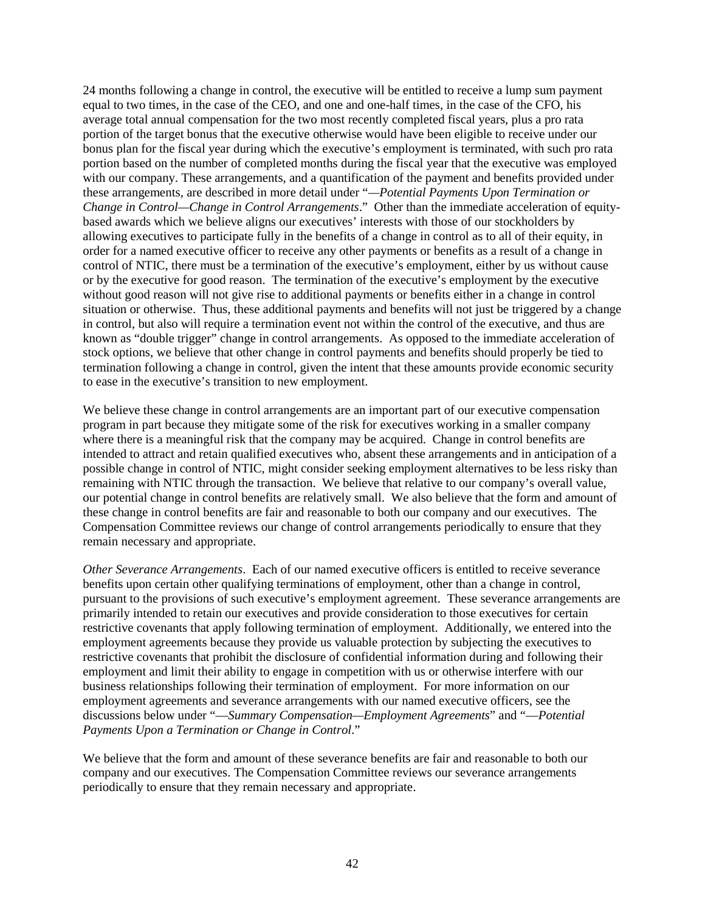24 months following a change in control, the executive will be entitled to receive a lump sum payment equal to two times, in the case of the CEO, and one and one-half times, in the case of the CFO, his average total annual compensation for the two most recently completed fiscal years, plus a pro rata portion of the target bonus that the executive otherwise would have been eligible to receive under our bonus plan for the fiscal year during which the executive's employment is terminated, with such pro rata portion based on the number of completed months during the fiscal year that the executive was employed with our company. These arrangements, and a quantification of the payment and benefits provided under these arrangements, are described in more detail under "*—Potential Payments Upon Termination or Change in Control—Change in Control Arrangements*." Other than the immediate acceleration of equity-based awards which we believe aligns our executives' interests with those of our stockholders by allowing executives to participate fully in the benefits of a change in control as to all of their equity, in order for a named executive officer to receive any other payments or benefits as a result of a change in control of NTIC, there must be a termination of the executive's employment, either by us without cause or by the executive for good reason. The termination of the executive's employment by the executive without good reason will not give rise to additional payments or benefits either in a change in control situation or otherwise. Thus, these additional payments and benefits will not just be triggered by a change in control, but also will require a termination event not within the control of the executive, and thus are known as "double trigger" change in control arrangements. As opposed to the immediate acceleration of stock options, we believe that other change in control payments and benefits should properly be tied to termination following a change in control, given the intent that these amounts provide economic security to ease in the executive's transition to new employment.

We believe these change in control arrangements are an important part of our executive compensation program in part because they mitigate some of the risk for executives working in a smaller company where there is a meaningful risk that the company may be acquired. Change in control benefits are intended to attract and retain qualified executives who, absent these arrangements and in anticipation of a possible change in control of NTIC, might consider seeking employment alternatives to be less risky than remaining with NTIC through the transaction. We believe that relative to our company's overall value, our potential change in control benefits are relatively small. We also believe that the form and amount of these change in control benefits are fair and reasonable to both our company and our executives. The Compensation Committee reviews our change of control arrangements periodically to ensure that they remain necessary and appropriate.

*Other Severance Arrangements*. Each of our named executive officers is entitled to receive severance benefits upon certain other qualifying terminations of employment, other than a change in control, pursuant to the provisions of such executive's employment agreement. These severance arrangements are primarily intended to retain our executives and provide consideration to those executives for certain restrictive covenants that apply following termination of employment. Additionally, we entered into the employment agreements because they provide us valuable protection by subjecting the executives to restrictive covenants that prohibit the disclosure of confidential information during and following their employment and limit their ability to engage in competition with us or otherwise interfere with our business relationships following their termination of employment. For more information on our employment agreements and severance arrangements with our named executive officers, see the discussions below under "*—Summary Compensation—Employment Agreements*" and "*—Potential Payments Upon a Termination or Change in Control*."

We believe that the form and amount of these severance benefits are fair and reasonable to both our company and our executives. The Compensation Committee reviews our severance arrangements periodically to ensure that they remain necessary and appropriate.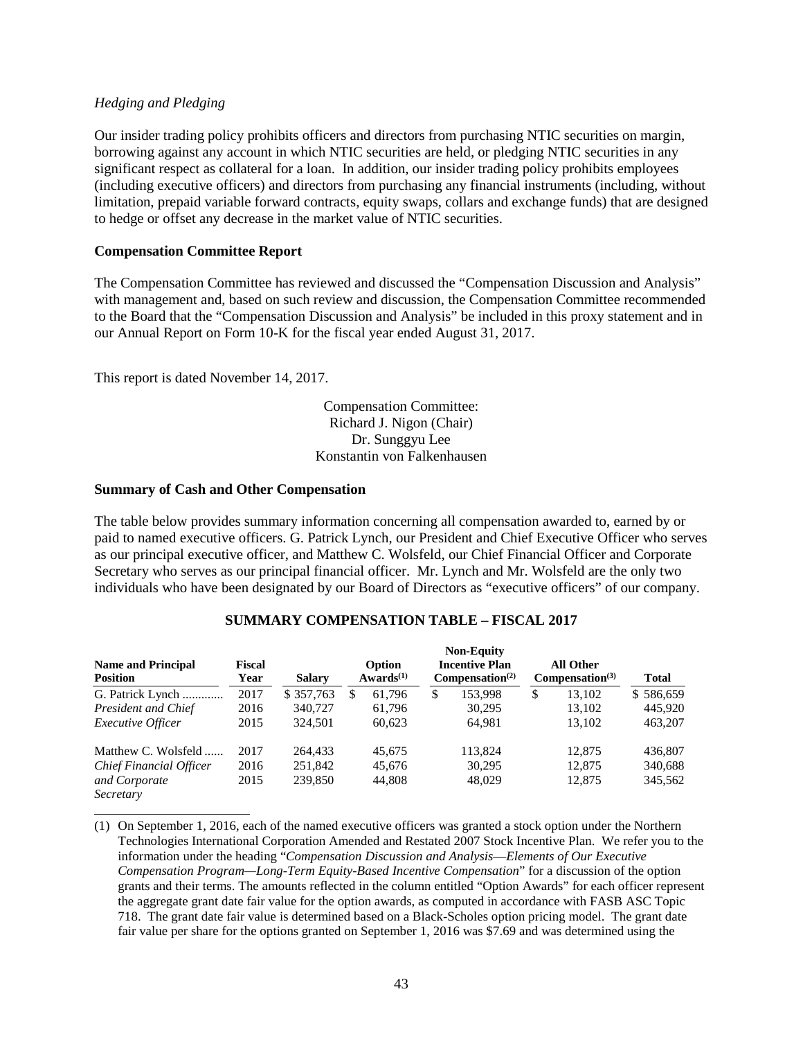*Hedging and Pledging*

Our insider trading policy prohibits officers and directors from purchasing NTIC securities on margin, borrowing against any account in which NTIC securities are held, or pledging NTIC securities in any significant respect as collateral for a loan. In addition, our insider trading policy prohibits employees (including executive officers) and directors from purchasing any financial instruments (including, without limitation, prepaid variable forward contracts, equity swaps, collars and exchange funds) that are designed to hedge or offset any decrease in the market value of NTIC securities.

**Compensation Committee Report**

The Compensation Committee has reviewed and discussed the "Compensation Discussion and Analysis" with management and, based on such review and discussion, the Compensation Committee recommended to the Board that the "Compensation Discussion and Analysis" be included in this proxy statement and in our Annual Report on Form 10-K for the fiscal year ended August 31, 2017.

This report is dated November 14, 2017.

Compensation Committee:
Richard J. Nigon (Chair)
Dr. Sunggyu Lee
Konstantin von Falkenhausen

**Summary of Cash and Other Compensation**

The table below provides summary information concerning all compensation awarded to, earned by or paid to named executive officers. G. Patrick Lynch, our President and Chief Executive Officer who serves as our principal executive officer, and Matthew C. Wolsfeld, our Chief Financial Officer and Corporate Secretary who serves as our principal financial officer. Mr. Lynch and Mr. Wolsfeld are the only two individuals who have been designated by our Board of Directors as "executive officers" of our company.

**SUMMARY COMPENSATION TABLE – FISCAL 2017**

| Name and Principal Position | Fiscal Year | Salary | Option Awards(1) | Non-Equity Incentive Plan Compensation(2) | All Other Compensation(3) | Total |
|---|---|---|---|---|---|---|
| G. Patrick Lynch | 2017 | $ 357,763 | $ 61,796 | $ 153,998 | $ 13,102 | $ 586,659 |
| *President and Chief* | 2016 | 340,727 | 61,796 | 30,295 | 13,102 | 445,920 |
| *Executive Officer* | 2015 | 324,501 | 60,623 | 64,981 | 13,102 | 463,207 |
| Matthew C. Wolsfeld | 2017 | 264,433 | 45,675 | 113,824 | 12,875 | 436,807 |
| *Chief Financial Officer* | 2016 | 251,842 | 45,676 | 30,295 | 12,875 | 340,688 |
| *and Corporate Secretary* | 2015 | 239,850 | 44,808 | 48,029 | 12,875 | 345,562 |

(1) On September 1, 2016, each of the named executive officers was granted a stock option under the Northern Technologies International Corporation Amended and Restated 2007 Stock Incentive Plan. We refer you to the information under the heading "*Compensation Discussion and Analysis—Elements of Our Executive Compensation Program—Long-Term Equity-Based Incentive Compensation*" for a discussion of the option grants and their terms. The amounts reflected in the column entitled "Option Awards" for each officer represent the aggregate grant date fair value for the option awards, as computed in accordance with FASB ASC Topic 718. The grant date fair value is determined based on a Black-Scholes option pricing model. The grant date fair value per share for the options granted on September 1, 2016 was $7.69 and was determined using the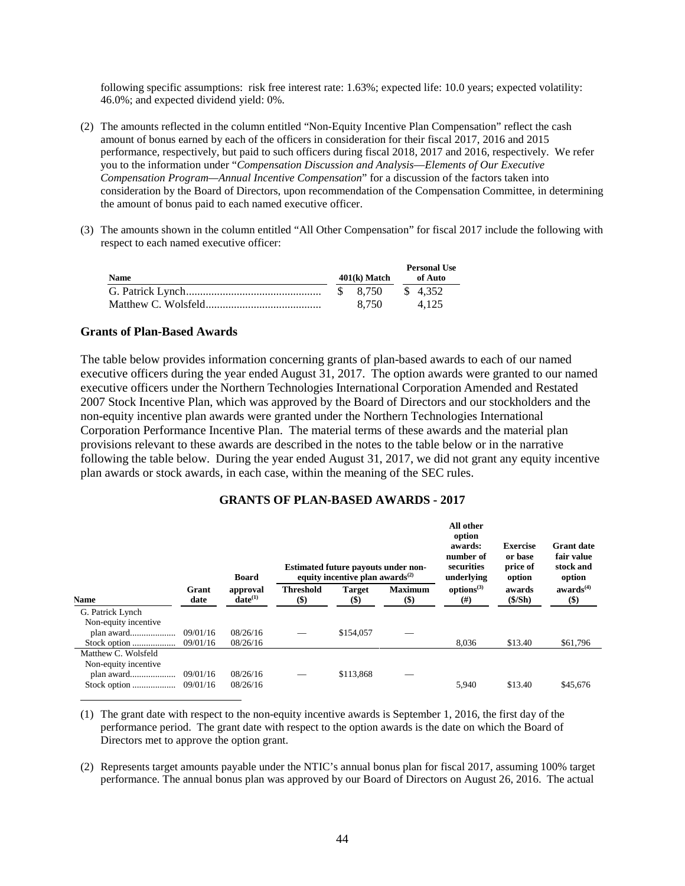following specific assumptions: risk free interest rate: 1.63%; expected life: 10.0 years; expected volatility: 46.0%; and expected dividend yield: 0%.

(2) The amounts reflected in the column entitled "Non-Equity Incentive Plan Compensation" reflect the cash amount of bonus earned by each of the officers in consideration for their fiscal 2017, 2016 and 2015 performance, respectively, but paid to such officers during fiscal 2018, 2017 and 2016, respectively. We refer you to the information under "*Compensation Discussion and Analysis—Elements of Our Executive Compensation Program—Annual Incentive Compensation*" for a discussion of the factors taken into consideration by the Board of Directors, upon recommendation of the Compensation Committee, in determining the amount of bonus paid to each named executive officer.

(3) The amounts shown in the column entitled "All Other Compensation" for fiscal 2017 include the following with respect to each named executive officer:

| Name | 401(k) Match | Personal Use of Auto |
|---|---|---|
| G. Patrick Lynch | $ 8,750 | $ 4,352 |
| Matthew C. Wolsfeld | 8,750 | 4,125 |

## Grants of Plan-Based Awards

The table below provides information concerning grants of plan-based awards to each of our named executive officers during the year ended August 31, 2017. The option awards were granted to our named executive officers under the Northern Technologies International Corporation Amended and Restated 2007 Stock Incentive Plan, which was approved by the Board of Directors and our stockholders and the non-equity incentive plan awards were granted under the Northern Technologies International Corporation Performance Incentive Plan. The material terms of these awards and the material plan provisions relevant to these awards are described in the notes to the table below or in the narrative following the table below. During the year ended August 31, 2017, we did not grant any equity incentive plan awards or stock awards, in each case, within the meaning of the SEC rules.

### GRANTS OF PLAN-BASED AWARDS - 2017

| Name | Grant date | Board approval date(1) | Estimated future payouts under non-equity incentive plan awards(2) Threshold ($) | Target ($) | Maximum ($) | All other option awards: number of securities underlying options(3) (#) | Exercise or base price of option awards ($/Sh) | Grant date fair value stock and option awards(4) ($) |
|---|---|---|---|---|---|---|---|---|
| G. Patrick Lynch | | | | | | | | |
| Non-equity incentive plan award | 09/01/16 | 08/26/16 | — | $154,057 | — | | | |
| Stock option | 09/01/16 | 08/26/16 | | | | 8,036 | $13.40 | $61,796 |
| Matthew C. Wolsfeld | | | | | | | | |
| Non-equity incentive plan award | 09/01/16 | 08/26/16 | — | $113,868 | — | | | |
| Stock option | 09/01/16 | 08/26/16 | | | | 5,940 | $13.40 | $45,676 |

(1) The grant date with respect to the non-equity incentive awards is September 1, 2016, the first day of the performance period. The grant date with respect to the option awards is the date on which the Board of Directors met to approve the option grant.

(2) Represents target amounts payable under the NTIC's annual bonus plan for fiscal 2017, assuming 100% target performance. The annual bonus plan was approved by our Board of Directors on August 26, 2016. The actual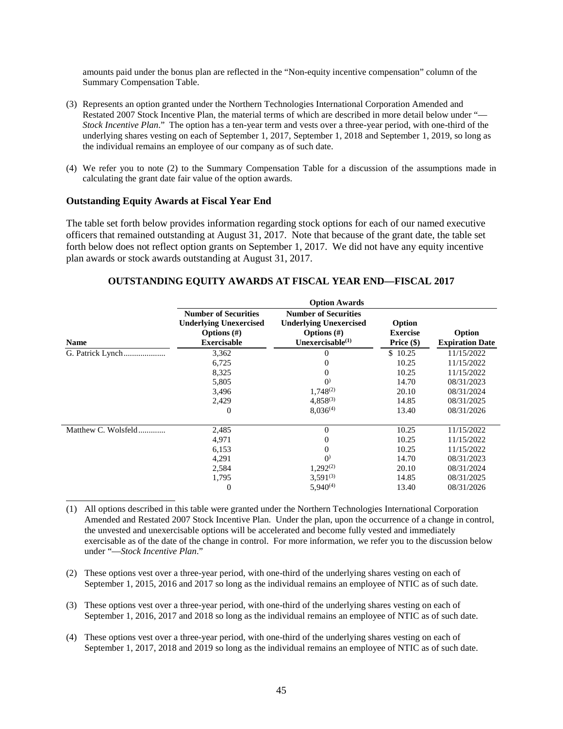amounts paid under the bonus plan are reflected in the "Non-equity incentive compensation" column of the Summary Compensation Table.

(3) Represents an option granted under the Northern Technologies International Corporation Amended and Restated 2007 Stock Incentive Plan, the material terms of which are described in more detail below under "—*Stock Incentive Plan*." The option has a ten-year term and vests over a three-year period, with one-third of the underlying shares vesting on each of September 1, 2017, September 1, 2018 and September 1, 2019, so long as the individual remains an employee of our company as of such date.

(4) We refer you to note (2) to the Summary Compensation Table for a discussion of the assumptions made in calculating the grant date fair value of the option awards.

### Outstanding Equity Awards at Fiscal Year End

The table set forth below provides information regarding stock options for each of our named executive officers that remained outstanding at August 31, 2017. Note that because of the grant date, the table set forth below does not reflect option grants on September 1, 2017. We did not have any equity incentive plan awards or stock awards outstanding at August 31, 2017.

**OUTSTANDING EQUITY AWARDS AT FISCAL YEAR END—FISCAL 2017**

| | Option Awards | | | |
|---|---|---|---|---|
| **Name** | **Number of Securities Underlying Unexercised Options (#) Exercisable** | **Number of Securities Underlying Unexercised Options (#) Unexercisable[(1)]** | **Option Exercise Price ($)** | **Option Expiration Date** |
| G. Patrick Lynch | 3,362 | 0 | $ 10.25 | 11/15/2022 |
| | 6,725 | 0 | 10.25 | 11/15/2022 |
| | 8,325 | 0 | 10.25 | 11/15/2022 |
| | 5,805 | 0) | 14.70 | 08/31/2023 |
| | 3,496 | 1,748[(2)] | 20.10 | 08/31/2024 |
| | 2,429 | 4,858[(3)] | 14.85 | 08/31/2025 |
| | 0 | 8,036[(4)] | 13.40 | 08/31/2026 |
| Matthew C. Wolsfeld | 2,485 | 0 | 10.25 | 11/15/2022 |
| | 4,971 | 0 | 10.25 | 11/15/2022 |
| | 6,153 | 0 | 10.25 | 11/15/2022 |
| | 4,291 | 0) | 14.70 | 08/31/2023 |
| | 2,584 | 1,292[(2)] | 20.10 | 08/31/2024 |
| | 1,795 | 3,591[(3)] | 14.85 | 08/31/2025 |
| | 0 | 5,940[(4)] | 13.40 | 08/31/2026 |

(1) All options described in this table were granted under the Northern Technologies International Corporation Amended and Restated 2007 Stock Incentive Plan. Under the plan, upon the occurrence of a change in control, the unvested and unexercisable options will be accelerated and become fully vested and immediately exercisable as of the date of the change in control. For more information, we refer you to the discussion below under "—*Stock Incentive Plan*."

(2) These options vest over a three-year period, with one-third of the underlying shares vesting on each of September 1, 2015, 2016 and 2017 so long as the individual remains an employee of NTIC as of such date.

(3) These options vest over a three-year period, with one-third of the underlying shares vesting on each of September 1, 2016, 2017 and 2018 so long as the individual remains an employee of NTIC as of such date.

(4) These options vest over a three-year period, with one-third of the underlying shares vesting on each of September 1, 2017, 2018 and 2019 so long as the individual remains an employee of NTIC as of such date.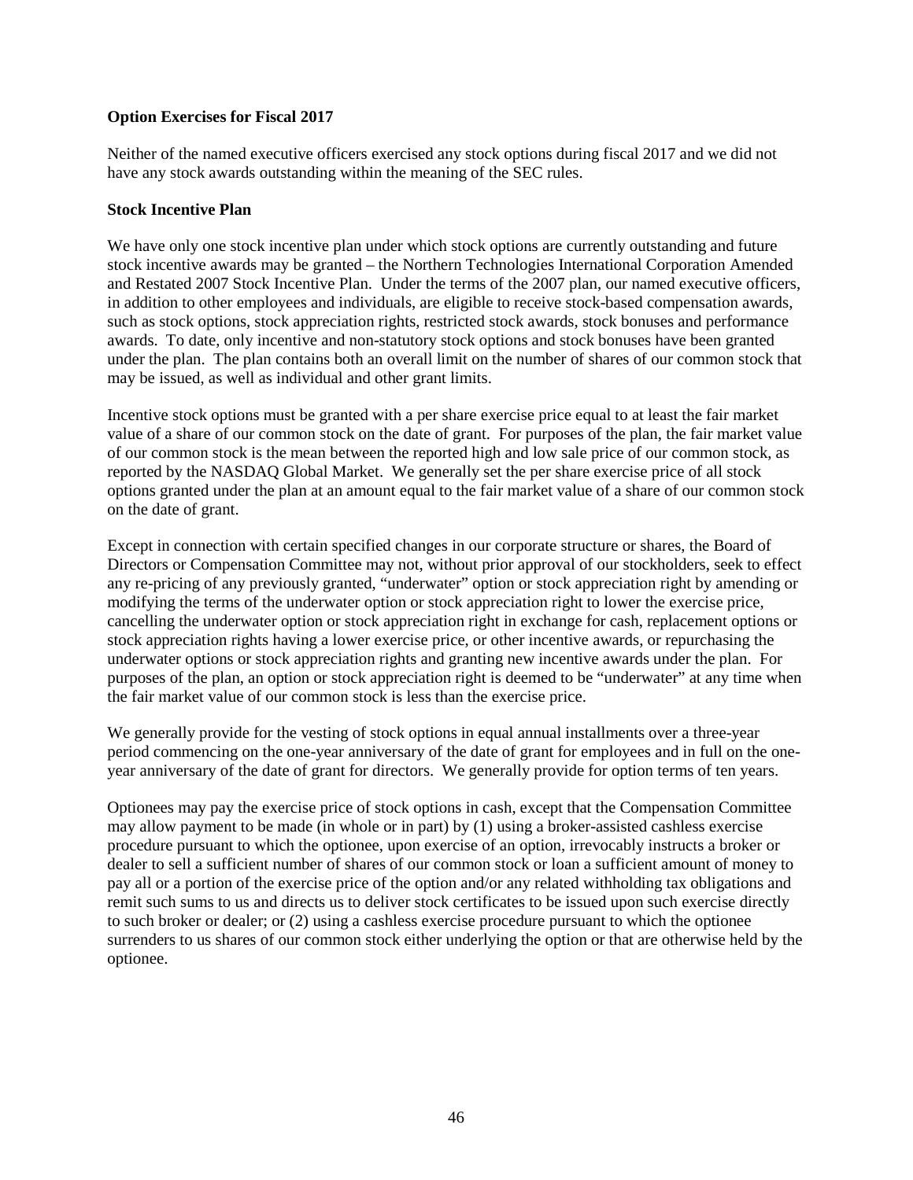**Option Exercises for Fiscal 2017**

Neither of the named executive officers exercised any stock options during fiscal 2017 and we did not have any stock awards outstanding within the meaning of the SEC rules.

**Stock Incentive Plan**

We have only one stock incentive plan under which stock options are currently outstanding and future stock incentive awards may be granted – the Northern Technologies International Corporation Amended and Restated 2007 Stock Incentive Plan. Under the terms of the 2007 plan, our named executive officers, in addition to other employees and individuals, are eligible to receive stock-based compensation awards, such as stock options, stock appreciation rights, restricted stock awards, stock bonuses and performance awards. To date, only incentive and non-statutory stock options and stock bonuses have been granted under the plan. The plan contains both an overall limit on the number of shares of our common stock that may be issued, as well as individual and other grant limits.

Incentive stock options must be granted with a per share exercise price equal to at least the fair market value of a share of our common stock on the date of grant. For purposes of the plan, the fair market value of our common stock is the mean between the reported high and low sale price of our common stock, as reported by the NASDAQ Global Market. We generally set the per share exercise price of all stock options granted under the plan at an amount equal to the fair market value of a share of our common stock on the date of grant.

Except in connection with certain specified changes in our corporate structure or shares, the Board of Directors or Compensation Committee may not, without prior approval of our stockholders, seek to effect any re-pricing of any previously granted, "underwater" option or stock appreciation right by amending or modifying the terms of the underwater option or stock appreciation right to lower the exercise price, cancelling the underwater option or stock appreciation right in exchange for cash, replacement options or stock appreciation rights having a lower exercise price, or other incentive awards, or repurchasing the underwater options or stock appreciation rights and granting new incentive awards under the plan. For purposes of the plan, an option or stock appreciation right is deemed to be "underwater" at any time when the fair market value of our common stock is less than the exercise price.

We generally provide for the vesting of stock options in equal annual installments over a three-year period commencing on the one-year anniversary of the date of grant for employees and in full on the one-year anniversary of the date of grant for directors. We generally provide for option terms of ten years.

Optionees may pay the exercise price of stock options in cash, except that the Compensation Committee may allow payment to be made (in whole or in part) by (1) using a broker-assisted cashless exercise procedure pursuant to which the optionee, upon exercise of an option, irrevocably instructs a broker or dealer to sell a sufficient number of shares of our common stock or loan a sufficient amount of money to pay all or a portion of the exercise price of the option and/or any related withholding tax obligations and remit such sums to us and directs us to deliver stock certificates to be issued upon such exercise directly to such broker or dealer; or (2) using a cashless exercise procedure pursuant to which the optionee surrenders to us shares of our common stock either underlying the option or that are otherwise held by the optionee.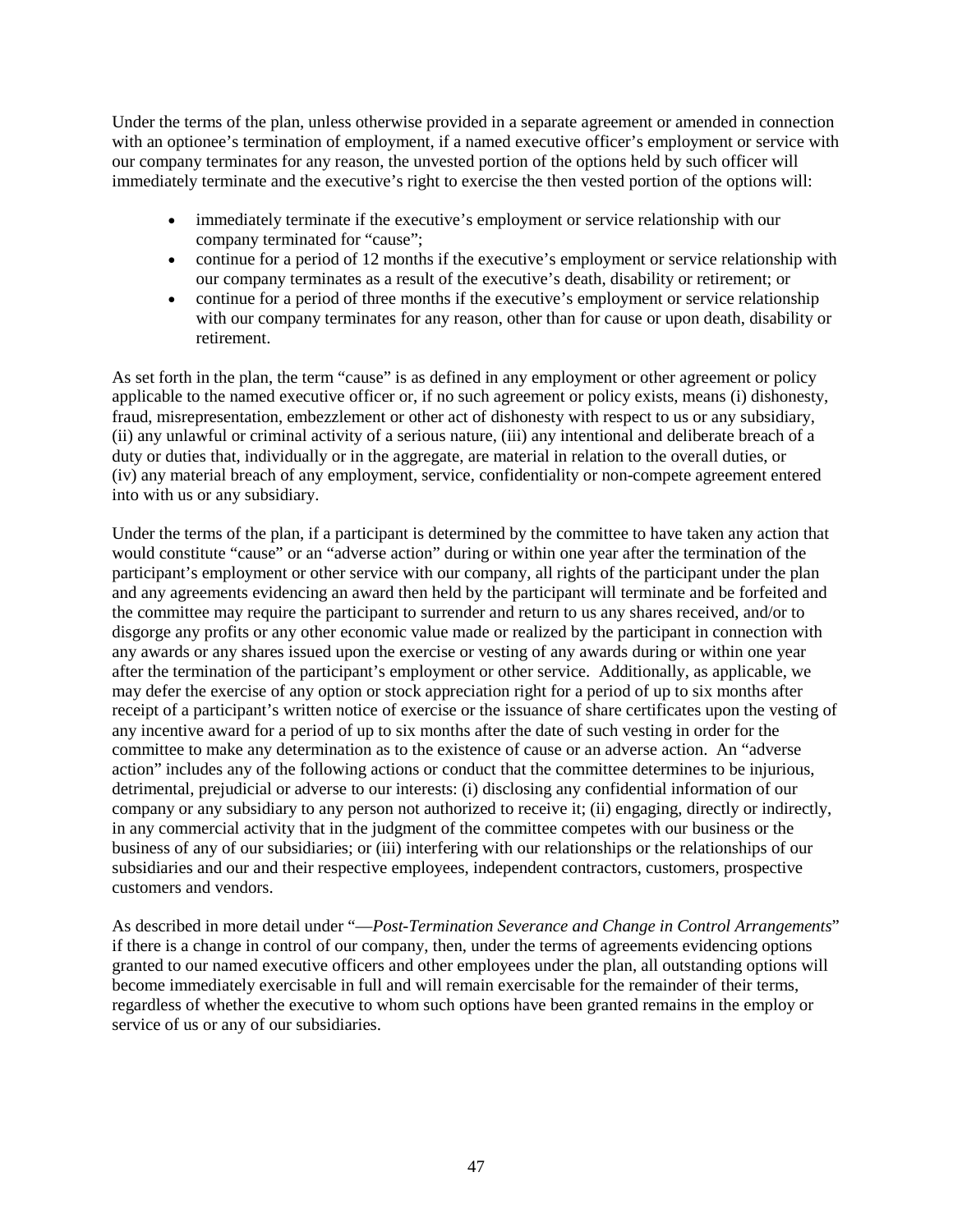Under the terms of the plan, unless otherwise provided in a separate agreement or amended in connection with an optionee's termination of employment, if a named executive officer's employment or service with our company terminates for any reason, the unvested portion of the options held by such officer will immediately terminate and the executive's right to exercise the then vested portion of the options will:

- immediately terminate if the executive's employment or service relationship with our company terminated for "cause";
- continue for a period of 12 months if the executive's employment or service relationship with our company terminates as a result of the executive's death, disability or retirement; or
- continue for a period of three months if the executive's employment or service relationship with our company terminates for any reason, other than for cause or upon death, disability or retirement.

As set forth in the plan, the term "cause" is as defined in any employment or other agreement or policy applicable to the named executive officer or, if no such agreement or policy exists, means (i) dishonesty, fraud, misrepresentation, embezzlement or other act of dishonesty with respect to us or any subsidiary, (ii) any unlawful or criminal activity of a serious nature, (iii) any intentional and deliberate breach of a duty or duties that, individually or in the aggregate, are material in relation to the overall duties, or (iv) any material breach of any employment, service, confidentiality or non-compete agreement entered into with us or any subsidiary.

Under the terms of the plan, if a participant is determined by the committee to have taken any action that would constitute "cause" or an "adverse action" during or within one year after the termination of the participant's employment or other service with our company, all rights of the participant under the plan and any agreements evidencing an award then held by the participant will terminate and be forfeited and the committee may require the participant to surrender and return to us any shares received, and/or to disgorge any profits or any other economic value made or realized by the participant in connection with any awards or any shares issued upon the exercise or vesting of any awards during or within one year after the termination of the participant's employment or other service. Additionally, as applicable, we may defer the exercise of any option or stock appreciation right for a period of up to six months after receipt of a participant's written notice of exercise or the issuance of share certificates upon the vesting of any incentive award for a period of up to six months after the date of such vesting in order for the committee to make any determination as to the existence of cause or an adverse action. An "adverse action" includes any of the following actions or conduct that the committee determines to be injurious, detrimental, prejudicial or adverse to our interests: (i) disclosing any confidential information of our company or any subsidiary to any person not authorized to receive it; (ii) engaging, directly or indirectly, in any commercial activity that in the judgment of the committee competes with our business or the business of any of our subsidiaries; or (iii) interfering with our relationships or the relationships of our subsidiaries and our and their respective employees, independent contractors, customers, prospective customers and vendors.

As described in more detail under "—*Post-Termination Severance and Change in Control Arrangements*" if there is a change in control of our company, then, under the terms of agreements evidencing options granted to our named executive officers and other employees under the plan, all outstanding options will become immediately exercisable in full and will remain exercisable for the remainder of their terms, regardless of whether the executive to whom such options have been granted remains in the employ or service of us or any of our subsidiaries.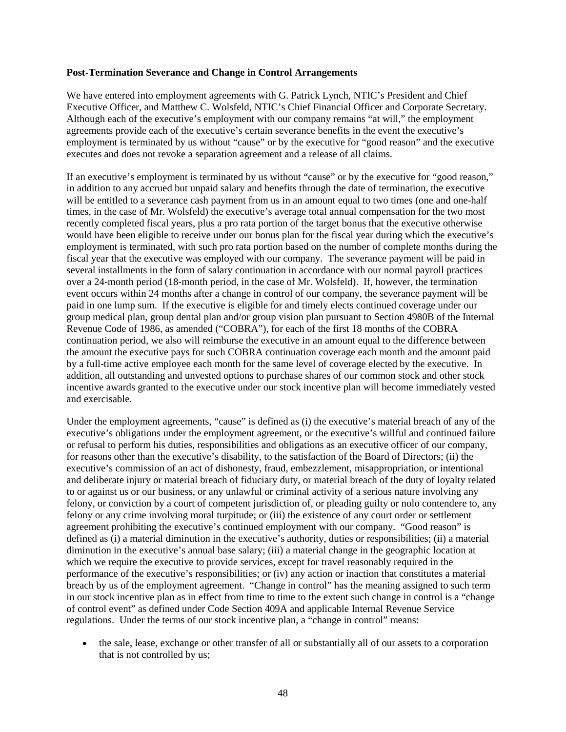**Post-Termination Severance and Change in Control Arrangements**

We have entered into employment agreements with G. Patrick Lynch, NTIC's President and Chief Executive Officer, and Matthew C. Wolsfeld, NTIC's Chief Financial Officer and Corporate Secretary. Although each of the executive's employment with our company remains "at will," the employment agreements provide each of the executive's certain severance benefits in the event the executive's employment is terminated by us without "cause" or by the executive for "good reason" and the executive executes and does not revoke a separation agreement and a release of all claims.

If an executive's employment is terminated by us without "cause" or by the executive for "good reason," in addition to any accrued but unpaid salary and benefits through the date of termination, the executive will be entitled to a severance cash payment from us in an amount equal to two times (one and one-half times, in the case of Mr. Wolsfeld) the executive's average total annual compensation for the two most recently completed fiscal years, plus a pro rata portion of the target bonus that the executive otherwise would have been eligible to receive under our bonus plan for the fiscal year during which the executive's employment is terminated, with such pro rata portion based on the number of complete months during the fiscal year that the executive was employed with our company. The severance payment will be paid in several installments in the form of salary continuation in accordance with our normal payroll practices over a 24-month period (18-month period, in the case of Mr. Wolsfeld). If, however, the termination event occurs within 24 months after a change in control of our company, the severance payment will be paid in one lump sum. If the executive is eligible for and timely elects continued coverage under our group medical plan, group dental plan and/or group vision plan pursuant to Section 4980B of the Internal Revenue Code of 1986, as amended ("COBRA"), for each of the first 18 months of the COBRA continuation period, we also will reimburse the executive in an amount equal to the difference between the amount the executive pays for such COBRA continuation coverage each month and the amount paid by a full-time active employee each month for the same level of coverage elected by the executive. In addition, all outstanding and unvested options to purchase shares of our common stock and other stock incentive awards granted to the executive under our stock incentive plan will become immediately vested and exercisable.

Under the employment agreements, "cause" is defined as (i) the executive's material breach of any of the executive's obligations under the employment agreement, or the executive's willful and continued failure or refusal to perform his duties, responsibilities and obligations as an executive officer of our company, for reasons other than the executive's disability, to the satisfaction of the Board of Directors; (ii) the executive's commission of an act of dishonesty, fraud, embezzlement, misappropriation, or intentional and deliberate injury or material breach of fiduciary duty, or material breach of the duty of loyalty related to or against us or our business, or any unlawful or criminal activity of a serious nature involving any felony, or conviction by a court of competent jurisdiction of, or pleading guilty or nolo contendere to, any felony or any crime involving moral turpitude; or (iii) the existence of any court order or settlement agreement prohibiting the executive's continued employment with our company. "Good reason" is defined as (i) a material diminution in the executive's authority, duties or responsibilities; (ii) a material diminution in the executive's annual base salary; (iii) a material change in the geographic location at which we require the executive to provide services, except for travel reasonably required in the performance of the executive's responsibilities; or (iv) any action or inaction that constitutes a material breach by us of the employment agreement. "Change in control" has the meaning assigned to such term in our stock incentive plan as in effect from time to time to the extent such change in control is a "change of control event" as defined under Code Section 409A and applicable Internal Revenue Service regulations. Under the terms of our stock incentive plan, a "change in control" means:

- the sale, lease, exchange or other transfer of all or substantially all of our assets to a corporation that is not controlled by us;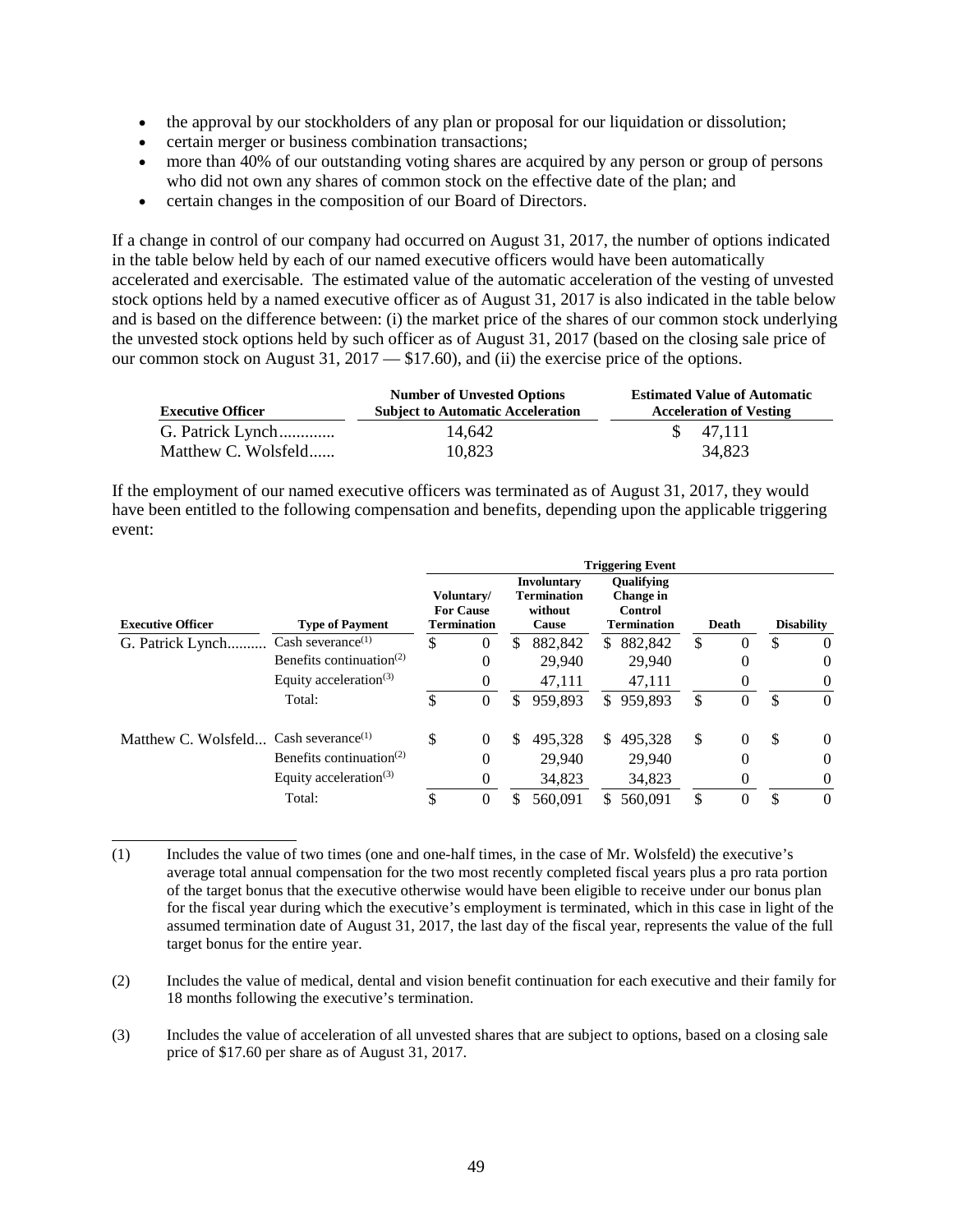- the approval by our stockholders of any plan or proposal for our liquidation or dissolution;
- certain merger or business combination transactions;
- more than 40% of our outstanding voting shares are acquired by any person or group of persons who did not own any shares of common stock on the effective date of the plan; and
- certain changes in the composition of our Board of Directors.

If a change in control of our company had occurred on August 31, 2017, the number of options indicated in the table below held by each of our named executive officers would have been automatically accelerated and exercisable. The estimated value of the automatic acceleration of the vesting of unvested stock options held by a named executive officer as of August 31, 2017 is also indicated in the table below and is based on the difference between: (i) the market price of the shares of our common stock underlying the unvested stock options held by such officer as of August 31, 2017 (based on the closing sale price of our common stock on August 31, 2017 — $17.60), and (ii) the exercise price of the options.

| Executive Officer | Number of Unvested Options Subject to Automatic Acceleration | Estimated Value of Automatic Acceleration of Vesting |
|---|---|---|
| G. Patrick Lynch............ | 14,642 | $ 47,111 |
| Matthew C. Wolsfeld...... | 10,823 | 34,823 |

If the employment of our named executive officers was terminated as of August 31, 2017, they would have been entitled to the following compensation and benefits, depending upon the applicable triggering event:

| | | Triggering Event | | | | |
|---|---|---|---|---|---|---|
| Executive Officer | Type of Payment | Voluntary/ For Cause Termination | Involuntary Termination without Cause | Qualifying Change in Control Termination | Death | Disability |
| G. Patrick Lynch.......... | Cash severance(1) | $ 0 | $ 882,842 | $ 882,842 | $ 0 | $ 0 |
| | Benefits continuation(2) | 0 | 29,940 | 29,940 | 0 | 0 |
| | Equity acceleration(3) | 0 | 47,111 | 47,111 | 0 | 0 |
| | Total: | $ 0 | $ 959,893 | $ 959,893 | $ 0 | $ 0 |
| Matthew C. Wolsfeld... | Cash severance(1) | $ 0 | $ 495,328 | $ 495,328 | $ 0 | $ 0 |
| | Benefits continuation(2) | 0 | 29,940 | 29,940 | 0 | 0 |
| | Equity acceleration(3) | 0 | 34,823 | 34,823 | 0 | 0 |
| | Total: | $ 0 | $ 560,091 | $ 560,091 | $ 0 | $ 0 |

(1) Includes the value of two times (one and one-half times, in the case of Mr. Wolsfeld) the executive's average total annual compensation for the two most recently completed fiscal years plus a pro rata portion of the target bonus that the executive otherwise would have been eligible to receive under our bonus plan for the fiscal year during which the executive's employment is terminated, which in this case in light of the assumed termination date of August 31, 2017, the last day of the fiscal year, represents the value of the full target bonus for the entire year.

(2) Includes the value of medical, dental and vision benefit continuation for each executive and their family for 18 months following the executive's termination.

(3) Includes the value of acceleration of all unvested shares that are subject to options, based on a closing sale price of $17.60 per share as of August 31, 2017.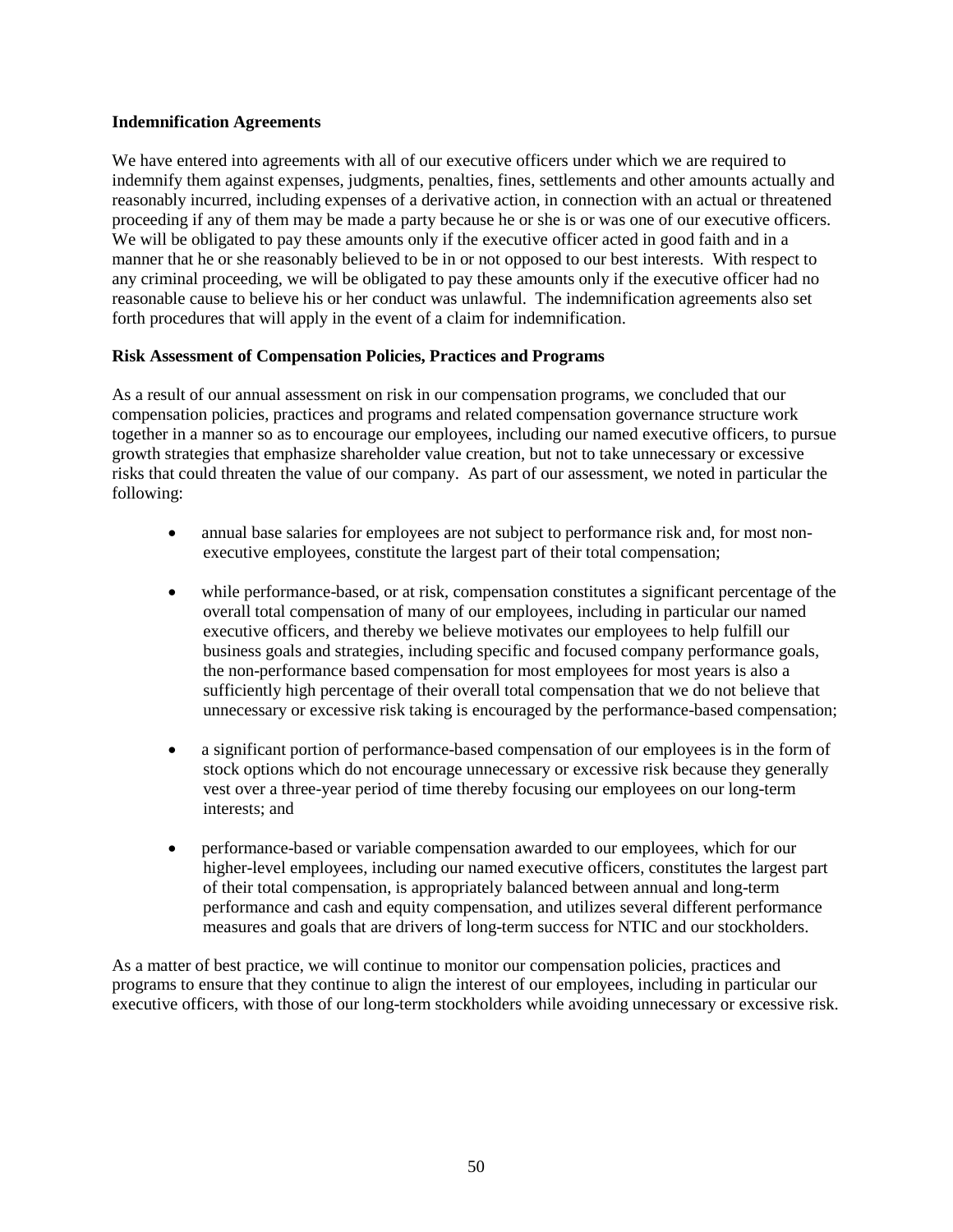**Indemnification Agreements**

We have entered into agreements with all of our executive officers under which we are required to indemnify them against expenses, judgments, penalties, fines, settlements and other amounts actually and reasonably incurred, including expenses of a derivative action, in connection with an actual or threatened proceeding if any of them may be made a party because he or she is or was one of our executive officers. We will be obligated to pay these amounts only if the executive officer acted in good faith and in a manner that he or she reasonably believed to be in or not opposed to our best interests. With respect to any criminal proceeding, we will be obligated to pay these amounts only if the executive officer had no reasonable cause to believe his or her conduct was unlawful. The indemnification agreements also set forth procedures that will apply in the event of a claim for indemnification.

**Risk Assessment of Compensation Policies, Practices and Programs**

As a result of our annual assessment on risk in our compensation programs, we concluded that our compensation policies, practices and programs and related compensation governance structure work together in a manner so as to encourage our employees, including our named executive officers, to pursue growth strategies that emphasize shareholder value creation, but not to take unnecessary or excessive risks that could threaten the value of our company. As part of our assessment, we noted in particular the following:

- annual base salaries for employees are not subject to performance risk and, for most non-executive employees, constitute the largest part of their total compensation;
- while performance-based, or at risk, compensation constitutes a significant percentage of the overall total compensation of many of our employees, including in particular our named executive officers, and thereby we believe motivates our employees to help fulfill our business goals and strategies, including specific and focused company performance goals, the non-performance based compensation for most employees for most years is also a sufficiently high percentage of their overall total compensation that we do not believe that unnecessary or excessive risk taking is encouraged by the performance-based compensation;
- a significant portion of performance-based compensation of our employees is in the form of stock options which do not encourage unnecessary or excessive risk because they generally vest over a three-year period of time thereby focusing our employees on our long-term interests; and
- performance-based or variable compensation awarded to our employees, which for our higher-level employees, including our named executive officers, constitutes the largest part of their total compensation, is appropriately balanced between annual and long-term performance and cash and equity compensation, and utilizes several different performance measures and goals that are drivers of long-term success for NTIC and our stockholders.

As a matter of best practice, we will continue to monitor our compensation policies, practices and programs to ensure that they continue to align the interest of our employees, including in particular our executive officers, with those of our long-term stockholders while avoiding unnecessary or excessive risk.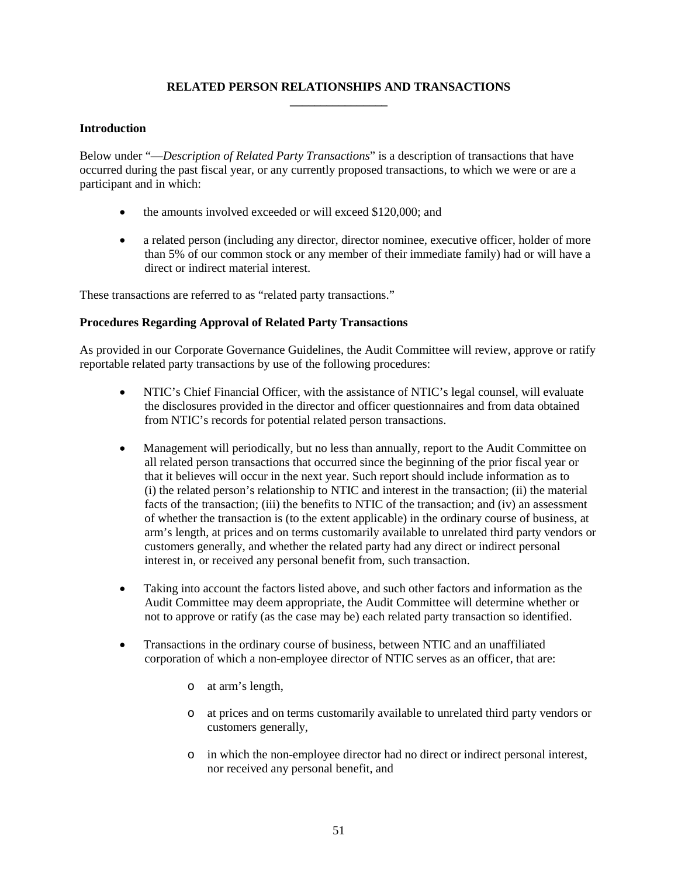## RELATED PERSON RELATIONSHIPS AND TRANSACTIONS

### Introduction

Below under "—*Description of Related Party Transactions*" is a description of transactions that have occurred during the past fiscal year, or any currently proposed transactions, to which we were or are a participant and in which:

- the amounts involved exceeded or will exceed $120,000; and
- a related person (including any director, director nominee, executive officer, holder of more than 5% of our common stock or any member of their immediate family) had or will have a direct or indirect material interest.

These transactions are referred to as "related party transactions."

### Procedures Regarding Approval of Related Party Transactions

As provided in our Corporate Governance Guidelines, the Audit Committee will review, approve or ratify reportable related party transactions by use of the following procedures:

- NTIC's Chief Financial Officer, with the assistance of NTIC's legal counsel, will evaluate the disclosures provided in the director and officer questionnaires and from data obtained from NTIC's records for potential related person transactions.
- Management will periodically, but no less than annually, report to the Audit Committee on all related person transactions that occurred since the beginning of the prior fiscal year or that it believes will occur in the next year. Such report should include information as to (i) the related person's relationship to NTIC and interest in the transaction; (ii) the material facts of the transaction; (iii) the benefits to NTIC of the transaction; and (iv) an assessment of whether the transaction is (to the extent applicable) in the ordinary course of business, at arm's length, at prices and on terms customarily available to unrelated third party vendors or customers generally, and whether the related party had any direct or indirect personal interest in, or received any personal benefit from, such transaction.
- Taking into account the factors listed above, and such other factors and information as the Audit Committee may deem appropriate, the Audit Committee will determine whether or not to approve or ratify (as the case may be) each related party transaction so identified.
- Transactions in the ordinary course of business, between NTIC and an unaffiliated corporation of which a non-employee director of NTIC serves as an officer, that are:
  - at arm's length,
  - at prices and on terms customarily available to unrelated third party vendors or customers generally,
  - in which the non-employee director had no direct or indirect personal interest, nor received any personal benefit, and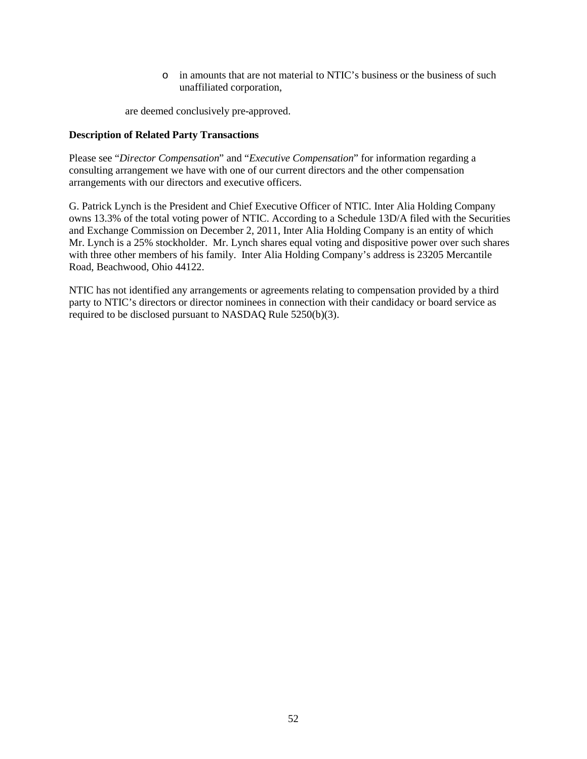- in amounts that are not material to NTIC's business or the business of such unaffiliated corporation,

are deemed conclusively pre-approved.

**Description of Related Party Transactions**

Please see "*Director Compensation*" and "*Executive Compensation*" for information regarding a consulting arrangement we have with one of our current directors and the other compensation arrangements with our directors and executive officers.

G. Patrick Lynch is the President and Chief Executive Officer of NTIC. Inter Alia Holding Company owns 13.3% of the total voting power of NTIC. According to a Schedule 13D/A filed with the Securities and Exchange Commission on December 2, 2011, Inter Alia Holding Company is an entity of which Mr. Lynch is a 25% stockholder. Mr. Lynch shares equal voting and dispositive power over such shares with three other members of his family. Inter Alia Holding Company's address is 23205 Mercantile Road, Beachwood, Ohio 44122.

NTIC has not identified any arrangements or agreements relating to compensation provided by a third party to NTIC's directors or director nominees in connection with their candidacy or board service as required to be disclosed pursuant to NASDAQ Rule 5250(b)(3).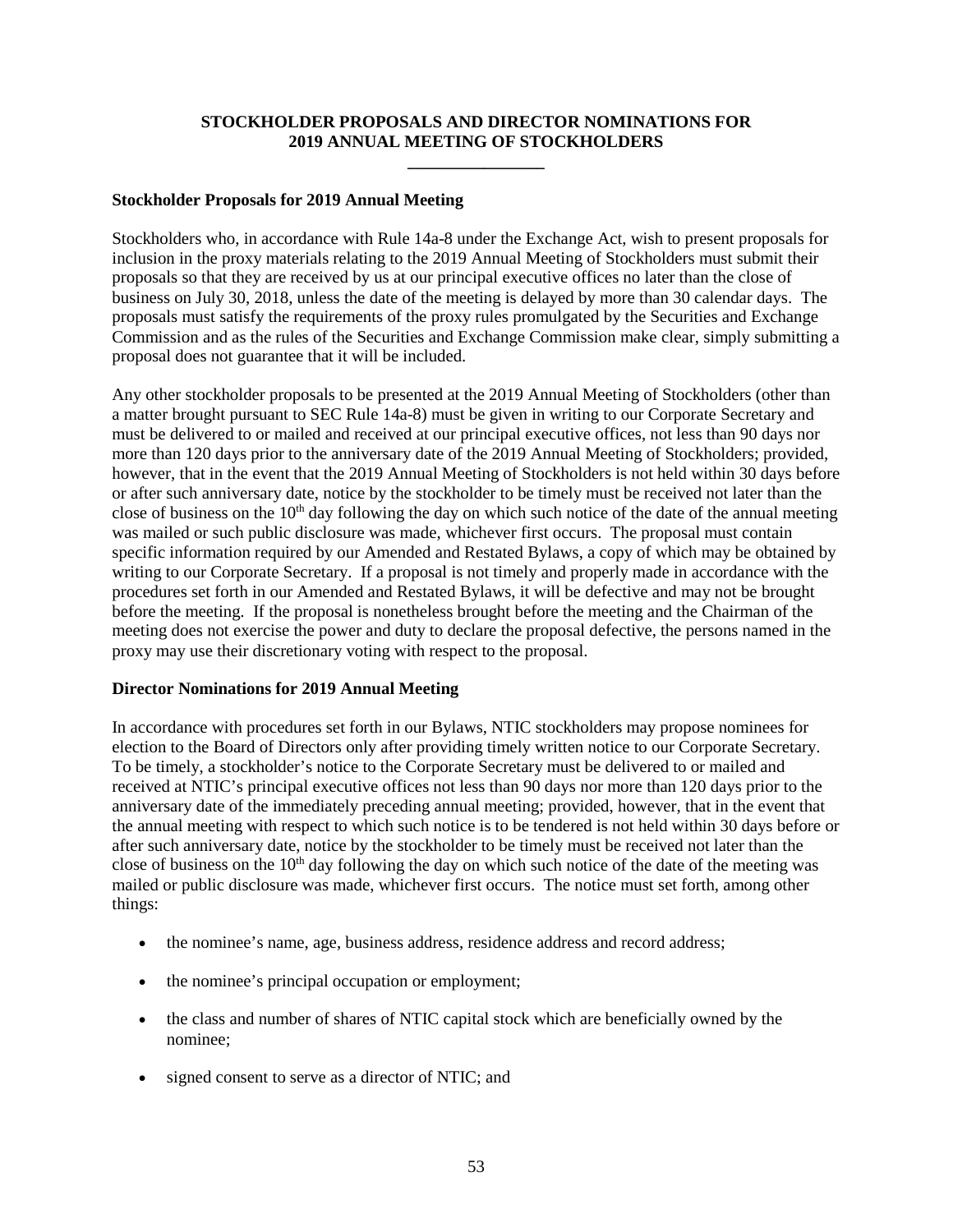## STOCKHOLDER PROPOSALS AND DIRECTOR NOMINATIONS FOR 2019 ANNUAL MEETING OF STOCKHOLDERS

### Stockholder Proposals for 2019 Annual Meeting

Stockholders who, in accordance with Rule 14a-8 under the Exchange Act, wish to present proposals for inclusion in the proxy materials relating to the 2019 Annual Meeting of Stockholders must submit their proposals so that they are received by us at our principal executive offices no later than the close of business on July 30, 2018, unless the date of the meeting is delayed by more than 30 calendar days. The proposals must satisfy the requirements of the proxy rules promulgated by the Securities and Exchange Commission and as the rules of the Securities and Exchange Commission make clear, simply submitting a proposal does not guarantee that it will be included.

Any other stockholder proposals to be presented at the 2019 Annual Meeting of Stockholders (other than a matter brought pursuant to SEC Rule 14a-8) must be given in writing to our Corporate Secretary and must be delivered to or mailed and received at our principal executive offices, not less than 90 days nor more than 120 days prior to the anniversary date of the 2019 Annual Meeting of Stockholders; provided, however, that in the event that the 2019 Annual Meeting of Stockholders is not held within 30 days before or after such anniversary date, notice by the stockholder to be timely must be received not later than the close of business on the 10th day following the day on which such notice of the date of the annual meeting was mailed or such public disclosure was made, whichever first occurs. The proposal must contain specific information required by our Amended and Restated Bylaws, a copy of which may be obtained by writing to our Corporate Secretary. If a proposal is not timely and properly made in accordance with the procedures set forth in our Amended and Restated Bylaws, it will be defective and may not be brought before the meeting. If the proposal is nonetheless brought before the meeting and the Chairman of the meeting does not exercise the power and duty to declare the proposal defective, the persons named in the proxy may use their discretionary voting with respect to the proposal.

### Director Nominations for 2019 Annual Meeting

In accordance with procedures set forth in our Bylaws, NTIC stockholders may propose nominees for election to the Board of Directors only after providing timely written notice to our Corporate Secretary. To be timely, a stockholder's notice to the Corporate Secretary must be delivered to or mailed and received at NTIC's principal executive offices not less than 90 days nor more than 120 days prior to the anniversary date of the immediately preceding annual meeting; provided, however, that in the event that the annual meeting with respect to which such notice is to be tendered is not held within 30 days before or after such anniversary date, notice by the stockholder to be timely must be received not later than the close of business on the 10th day following the day on which such notice of the date of the meeting was mailed or public disclosure was made, whichever first occurs. The notice must set forth, among other things:

- the nominee's name, age, business address, residence address and record address;
- the nominee's principal occupation or employment;
- the class and number of shares of NTIC capital stock which are beneficially owned by the nominee;
- signed consent to serve as a director of NTIC; and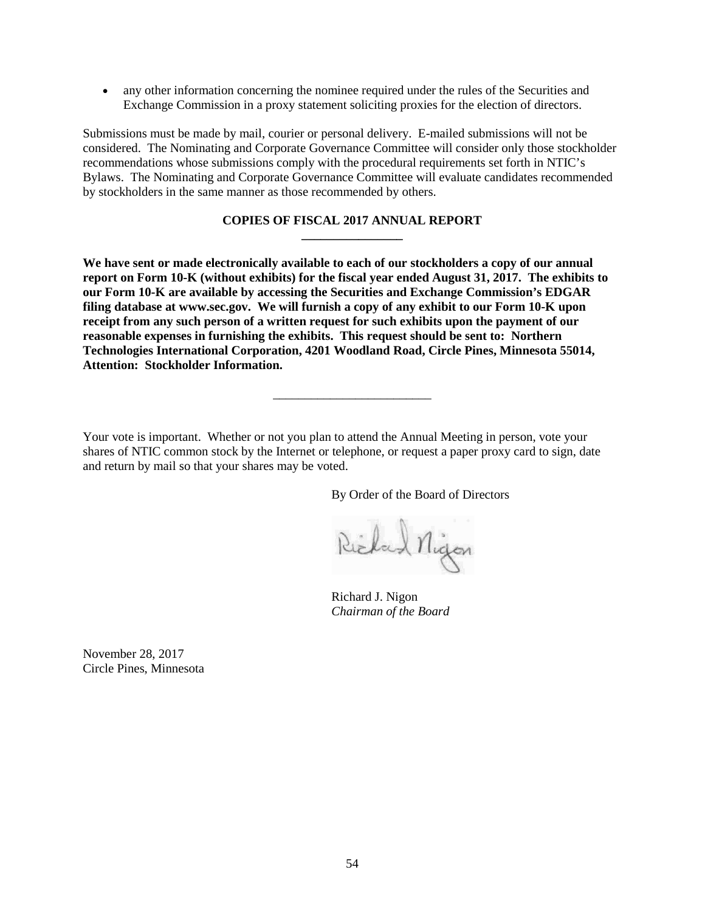- any other information concerning the nominee required under the rules of the Securities and Exchange Commission in a proxy statement soliciting proxies for the election of directors.

Submissions must be made by mail, courier or personal delivery. E-mailed submissions will not be considered. The Nominating and Corporate Governance Committee will consider only those stockholder recommendations whose submissions comply with the procedural requirements set forth in NTIC's Bylaws. The Nominating and Corporate Governance Committee will evaluate candidates recommended by stockholders in the same manner as those recommended by others.

## COPIES OF FISCAL 2017 ANNUAL REPORT

**We have sent or made electronically available to each of our stockholders a copy of our annual report on Form 10-K (without exhibits) for the fiscal year ended August 31, 2017. The exhibits to our Form 10-K are available by accessing the Securities and Exchange Commission's EDGAR filing database at www.sec.gov. We will furnish a copy of any exhibit to our Form 10-K upon receipt from any such person of a written request for such exhibits upon the payment of our reasonable expenses in furnishing the exhibits. This request should be sent to: Northern Technologies International Corporation, 4201 Woodland Road, Circle Pines, Minnesota 55014, Attention: Stockholder Information.**

---

Your vote is important. Whether or not you plan to attend the Annual Meeting in person, vote your shares of NTIC common stock by the Internet or telephone, or request a paper proxy card to sign, date and return by mail so that your shares may be voted.

By Order of the Board of Directors

Richard J. Nigon
*Chairman of the Board*

November 28, 2017
Circle Pines, Minnesota